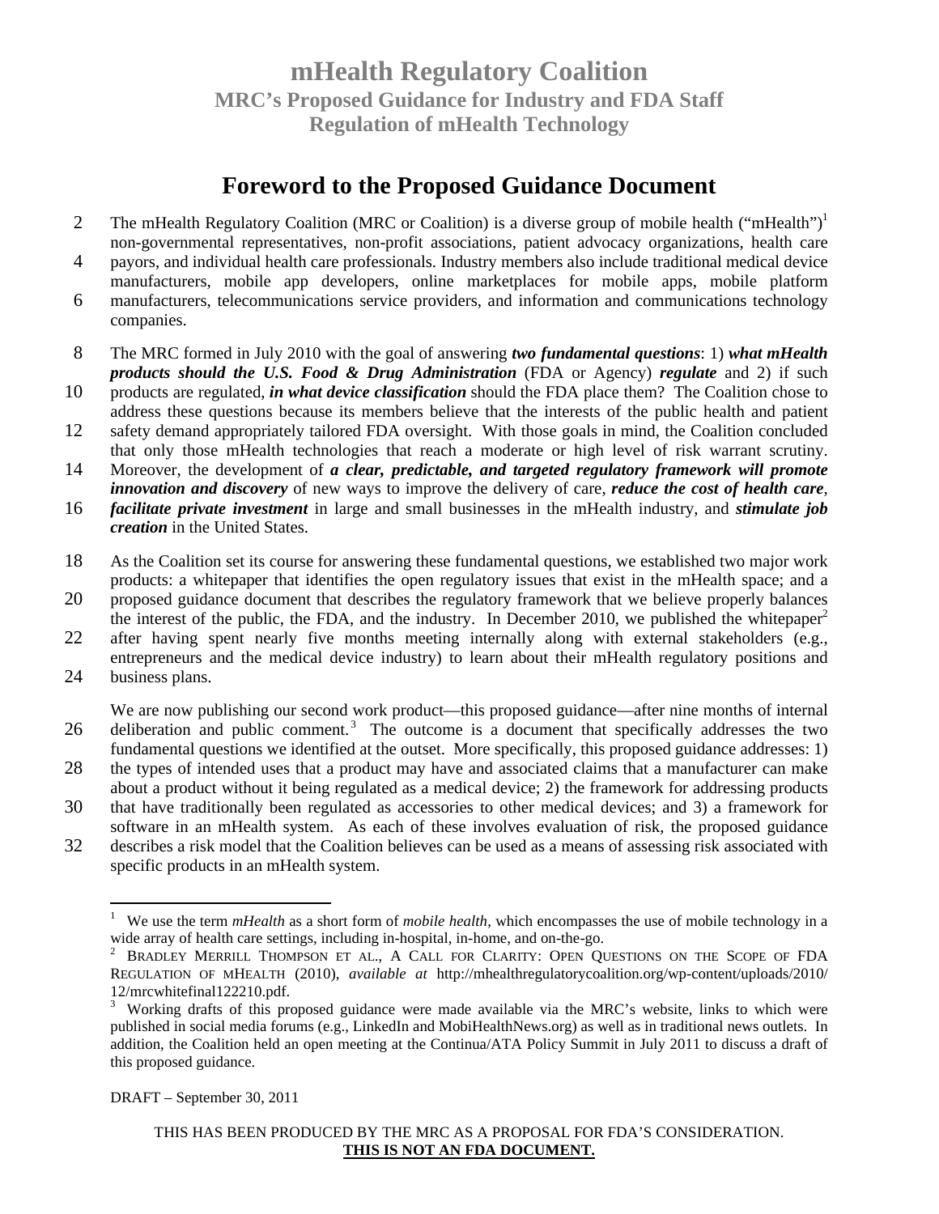# mHealth Regulatory Coalition

## MRC's Proposed Guidance for Industry and FDA Staff

## Regulation of mHealth Technology

## Foreword to the Proposed Guidance Document

The mHealth Regulatory Coalition (MRC or Coalition) is a diverse group of mobile health ("mHealth")[1] non-governmental representatives, non-profit associations, patient advocacy organizations, health care payors, and individual health care professionals. Industry members also include traditional medical device manufacturers, mobile app developers, online marketplaces for mobile apps, mobile platform manufacturers, telecommunications service providers, and information and communications technology companies.

The MRC formed in July 2010 with the goal of answering ***two fundamental questions***: 1) ***what mHealth products should the U.S. Food & Drug Administration*** (FDA or Agency) ***regulate*** and 2) if such products are regulated, ***in what device classification*** should the FDA place them? The Coalition chose to address these questions because its members believe that the interests of the public health and patient safety demand appropriately tailored FDA oversight. With those goals in mind, the Coalition concluded that only those mHealth technologies that reach a moderate or high level of risk warrant scrutiny. Moreover, the development of ***a clear, predictable, and targeted regulatory framework will promote innovation and discovery*** of new ways to improve the delivery of care, ***reduce the cost of health care***, ***facilitate private investment*** in large and small businesses in the mHealth industry, and ***stimulate job creation*** in the United States.

As the Coalition set its course for answering these fundamental questions, we established two major work products: a whitepaper that identifies the open regulatory issues that exist in the mHealth space; and a proposed guidance document that describes the regulatory framework that we believe properly balances the interest of the public, the FDA, and the industry. In December 2010, we published the whitepaper[2] after having spent nearly five months meeting internally along with external stakeholders (e.g., entrepreneurs and the medical device industry) to learn about their mHealth regulatory positions and business plans.

We are now publishing our second work product—this proposed guidance—after nine months of internal deliberation and public comment.[3] The outcome is a document that specifically addresses the two fundamental questions we identified at the outset. More specifically, this proposed guidance addresses: 1) the types of intended uses that a product may have and associated claims that a manufacturer can make about a product without it being regulated as a medical device; 2) the framework for addressing products that have traditionally been regulated as accessories to other medical devices; and 3) a framework for software in an mHealth system. As each of these involves evaluation of risk, the proposed guidance describes a risk model that the Coalition believes can be used as a means of assessing risk associated with specific products in an mHealth system.

---

[1] We use the term *mHealth* as a short form of *mobile health*, which encompasses the use of mobile technology in a wide array of health care settings, including in-hospital, in-home, and on-the-go.

[2] Bradley Merrill Thompson et al., A Call for Clarity: Open Questions on the Scope of FDA Regulation of mHealth (2010), *available at* http://mhealthregulatorycoalition.org/wp-content/uploads/2010/12/mrcwhitefinal122210.pdf.

[3] Working drafts of this proposed guidance were made available via the MRC's website, links to which were published in social media forums (e.g., LinkedIn and MobiHealthNews.org) as well as in traditional news outlets. In addition, the Coalition held an open meeting at the Continua/ATA Policy Summit in July 2011 to discuss a draft of this proposed guidance.

DRAFT – September 30, 2011

THIS HAS BEEN PRODUCED BY THE MRC AS A PROPOSAL FOR FDA'S CONSIDERATION.
**THIS IS NOT AN FDA DOCUMENT.**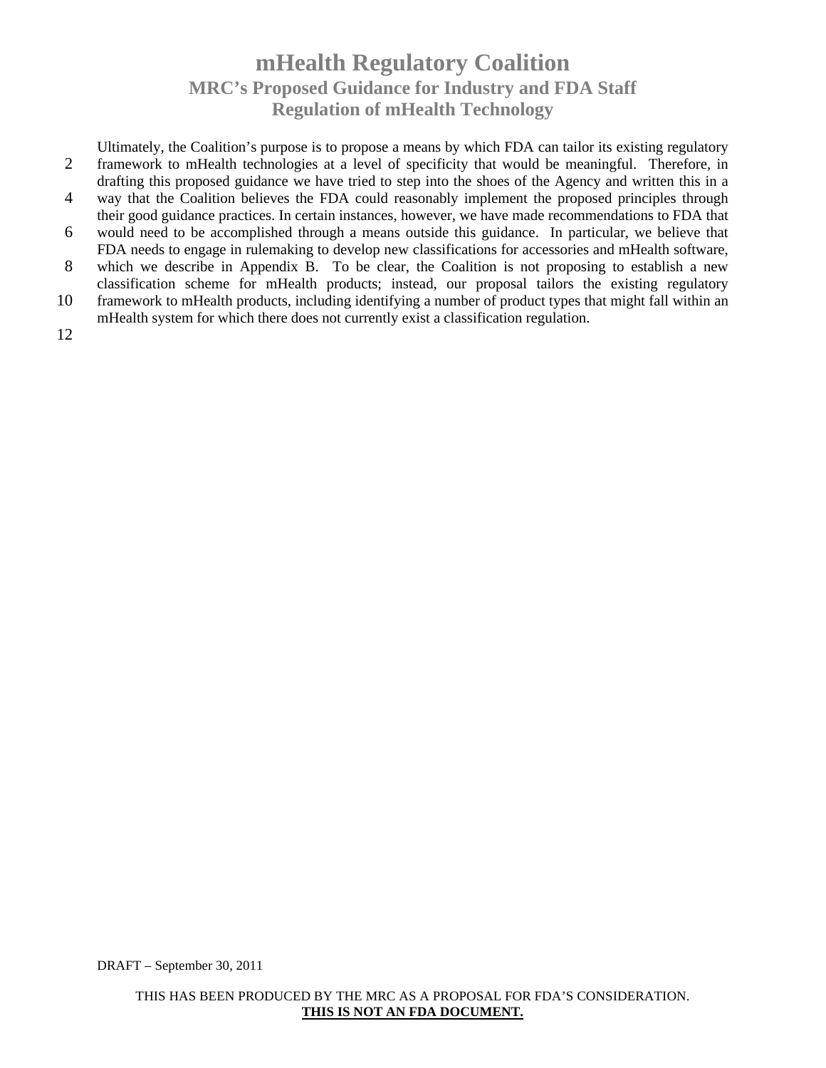Ultimately, the Coalition's purpose is to propose a means by which FDA can tailor its existing regulatory framework to mHealth technologies at a level of specificity that would be meaningful. Therefore, in drafting this proposed guidance we have tried to step into the shoes of the Agency and written this in a way that the Coalition believes the FDA could reasonably implement the proposed principles through their good guidance practices. In certain instances, however, we have made recommendations to FDA that would need to be accomplished through a means outside this guidance. In particular, we believe that FDA needs to engage in rulemaking to develop new classifications for accessories and mHealth software, which we describe in Appendix B. To be clear, the Coalition is not proposing to establish a new classification scheme for mHealth products; instead, our proposal tailors the existing regulatory framework to mHealth products, including identifying a number of product types that might fall within an mHealth system for which there does not currently exist a classification regulation.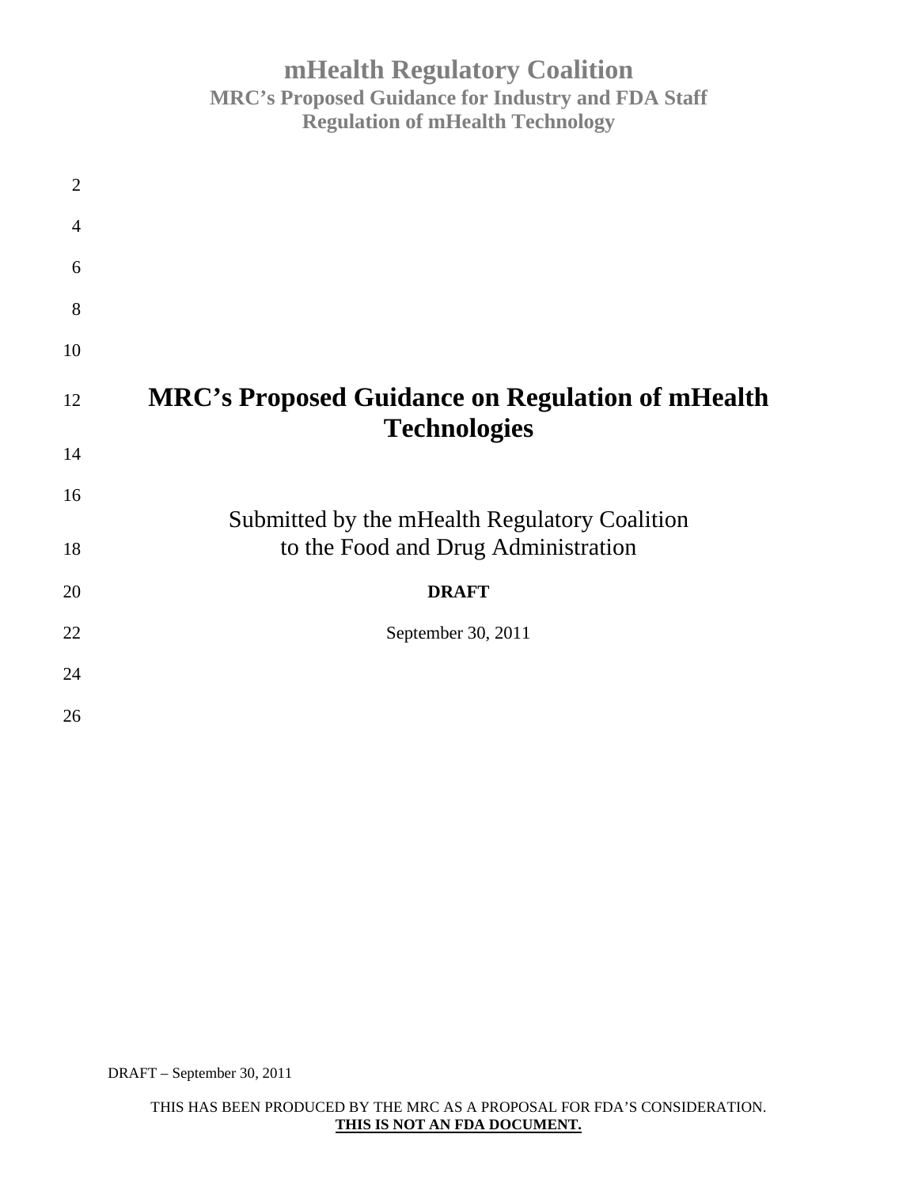# MRC's Proposed Guidance on Regulation of mHealth Technologies

Submitted by the mHealth Regulatory Coalition
to the Food and Drug Administration

**DRAFT**

September 30, 2011

DRAFT – September 30, 2011

THIS HAS BEEN PRODUCED BY THE MRC AS A PROPOSAL FOR FDA'S CONSIDERATION.
**THIS IS NOT AN FDA DOCUMENT.**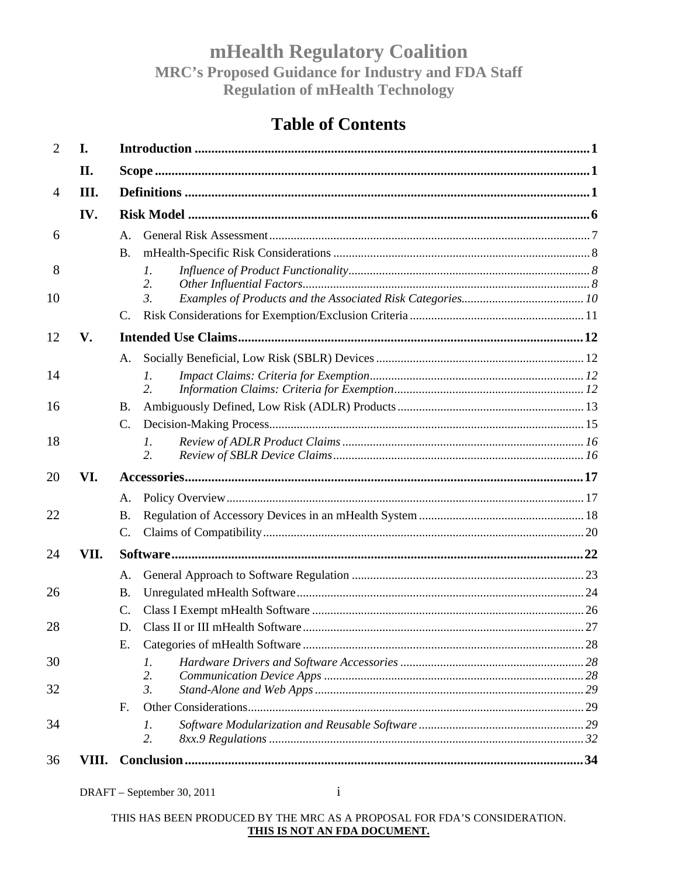# mHealth Regulatory Coalition

## MRC's Proposed Guidance for Industry and FDA Staff

## Regulation of mHealth Technology

## Table of Contents

- **I. Introduction** ........ 1
- **II. Scope** ........ 1
- **III. Definitions** ........ 1
- **IV. Risk Model** ........ 6
  - A. General Risk Assessment ........ 7
  - B. mHealth-Specific Risk Considerations ........ 8
    - *1. Influence of Product Functionality* ........ 8
    - *2. Other Influential Factors* ........ 8
    - *3. Examples of Products and the Associated Risk Categories* ........ 10
  - C. Risk Considerations for Exemption/Exclusion Criteria ........ 11
- **V. Intended Use Claims** ........ 12
  - A. Socially Beneficial, Low Risk (SBLR) Devices ........ 12
    - *1. Impact Claims: Criteria for Exemption* ........ 12
    - *2. Information Claims: Criteria for Exemption* ........ 12
  - B. Ambiguously Defined, Low Risk (ADLR) Products ........ 13
  - C. Decision-Making Process ........ 15
    - *1. Review of ADLR Product Claims* ........ 16
    - *2. Review of SBLR Device Claims* ........ 16
- **VI. Accessories** ........ 17
  - A. Policy Overview ........ 17
  - B. Regulation of Accessory Devices in an mHealth System ........ 18
  - C. Claims of Compatibility ........ 20
- **VII. Software** ........ 22
  - A. General Approach to Software Regulation ........ 23
  - B. Unregulated mHealth Software ........ 24
  - C. Class I Exempt mHealth Software ........ 26
  - D. Class II or III mHealth Software ........ 27
  - E. Categories of mHealth Software ........ 28
    - *1. Hardware Drivers and Software Accessories* ........ 28
    - *2. Communication Device Apps* ........ 28
    - *3. Stand-Alone and Web Apps* ........ 29
  - F. Other Considerations ........ 29
    - *1. Software Modularization and Reusable Software* ........ 29
    - *2. 8xx.9 Regulations* ........ 32
- **VIII. Conclusion** ........ 34

DRAFT – September 30, 2011

THIS HAS BEEN PRODUCED BY THE MRC AS A PROPOSAL FOR FDA'S CONSIDERATION.
**THIS IS NOT AN FDA DOCUMENT.**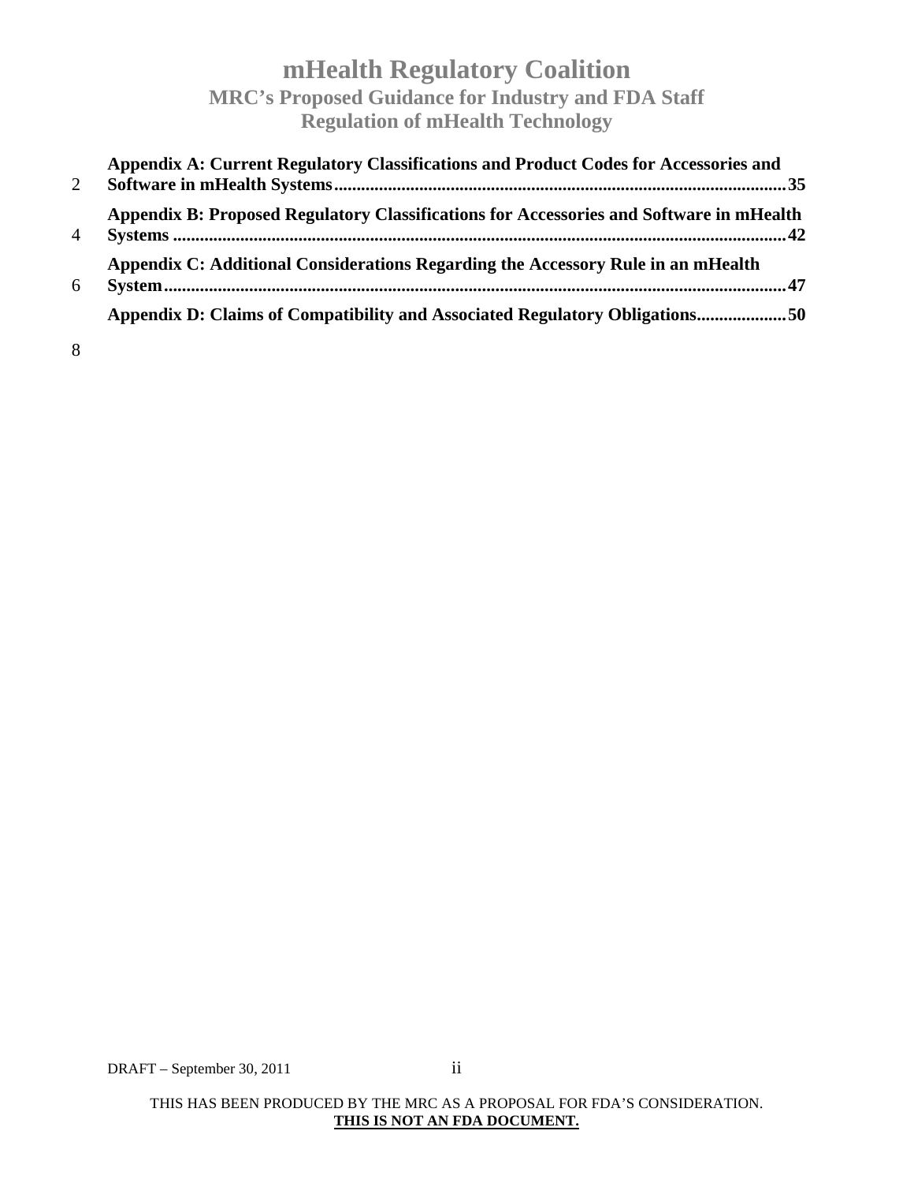**Appendix A: Current Regulatory Classifications and Product Codes for Accessories and Software in mHealth Systems....35**

**Appendix B: Proposed Regulatory Classifications for Accessories and Software in mHealth Systems....42**

**Appendix C: Additional Considerations Regarding the Accessory Rule in an mHealth System....47**

**Appendix D: Claims of Compatibility and Associated Regulatory Obligations....50**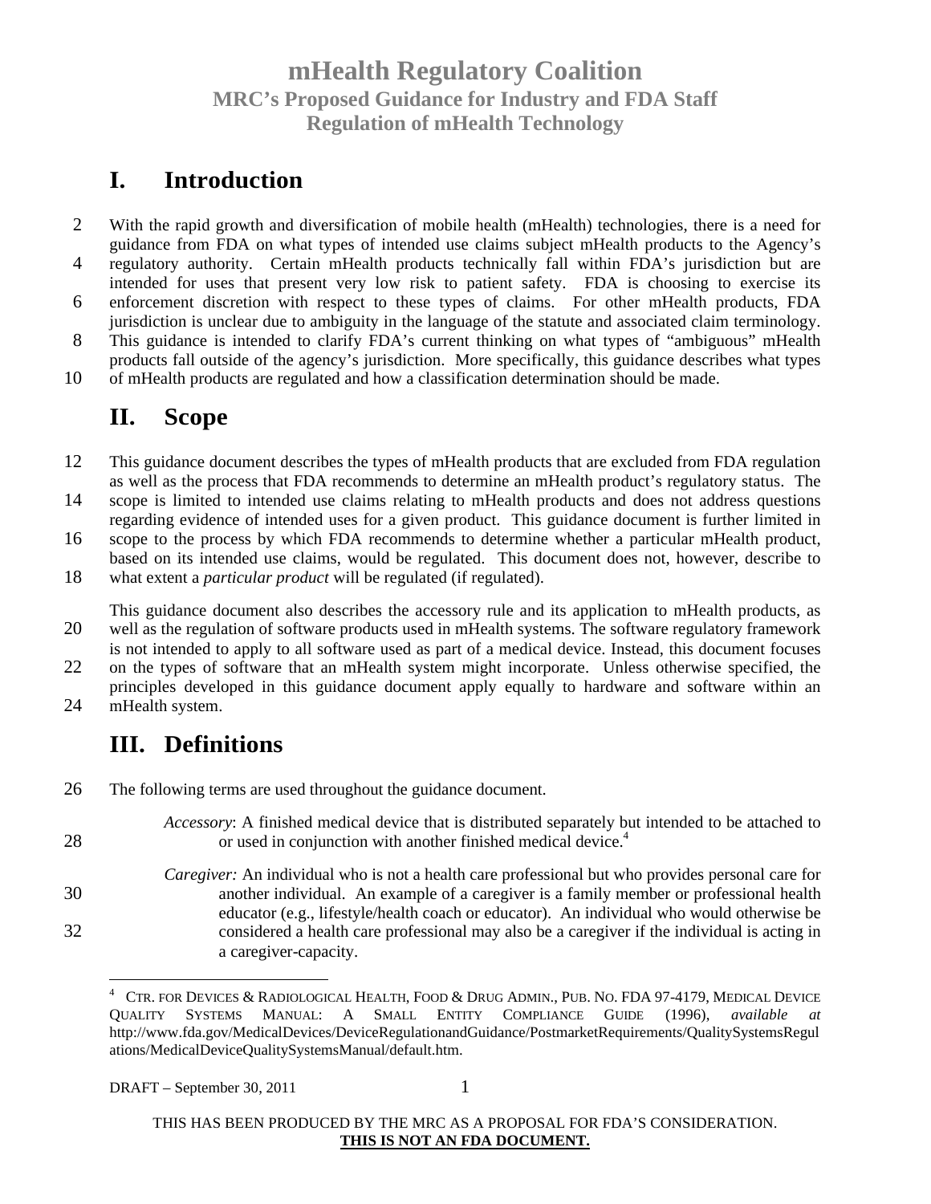# mHealth Regulatory Coalition

## MRC's Proposed Guidance for Industry and FDA Staff

## Regulation of mHealth Technology

## I. Introduction

With the rapid growth and diversification of mobile health (mHealth) technologies, there is a need for guidance from FDA on what types of intended use claims subject mHealth products to the Agency's regulatory authority. Certain mHealth products technically fall within FDA's jurisdiction but are intended for uses that present very low risk to patient safety. FDA is choosing to exercise its enforcement discretion with respect to these types of claims. For other mHealth products, FDA jurisdiction is unclear due to ambiguity in the language of the statute and associated claim terminology. This guidance is intended to clarify FDA's current thinking on what types of "ambiguous" mHealth products fall outside of the agency's jurisdiction. More specifically, this guidance describes what types of mHealth products are regulated and how a classification determination should be made.

## II. Scope

This guidance document describes the types of mHealth products that are excluded from FDA regulation as well as the process that FDA recommends to determine an mHealth product's regulatory status. The scope is limited to intended use claims relating to mHealth products and does not address questions regarding evidence of intended uses for a given product. This guidance document is further limited in scope to the process by which FDA recommends to determine whether a particular mHealth product, based on its intended use claims, would be regulated. This document does not, however, describe to what extent a *particular product* will be regulated (if regulated).

This guidance document also describes the accessory rule and its application to mHealth products, as well as the regulation of software products used in mHealth systems. The software regulatory framework is not intended to apply to all software used as part of a medical device. Instead, this document focuses on the types of software that an mHealth system might incorporate. Unless otherwise specified, the principles developed in this guidance document apply equally to hardware and software within an mHealth system.

## III. Definitions

The following terms are used throughout the guidance document.

*Accessory*: A finished medical device that is distributed separately but intended to be attached to or used in conjunction with another finished medical device.[4]

*Caregiver:* An individual who is not a health care professional but who provides personal care for another individual. An example of a caregiver is a family member or professional health educator (e.g., lifestyle/health coach or educator). An individual who would otherwise be considered a health care professional may also be a caregiver if the individual is acting in a caregiver-capacity.

---

[4] CTR. FOR DEVICES & RADIOLOGICAL HEALTH, FOOD & DRUG ADMIN., PUB. NO. FDA 97-4179, MEDICAL DEVICE QUALITY SYSTEMS MANUAL: A SMALL ENTITY COMPLIANCE GUIDE (1996), *available at* http://www.fda.gov/MedicalDevices/DeviceRegulationandGuidance/PostmarketRequirements/QualitySystemsRegulations/MedicalDeviceQualitySystemsManual/default.htm.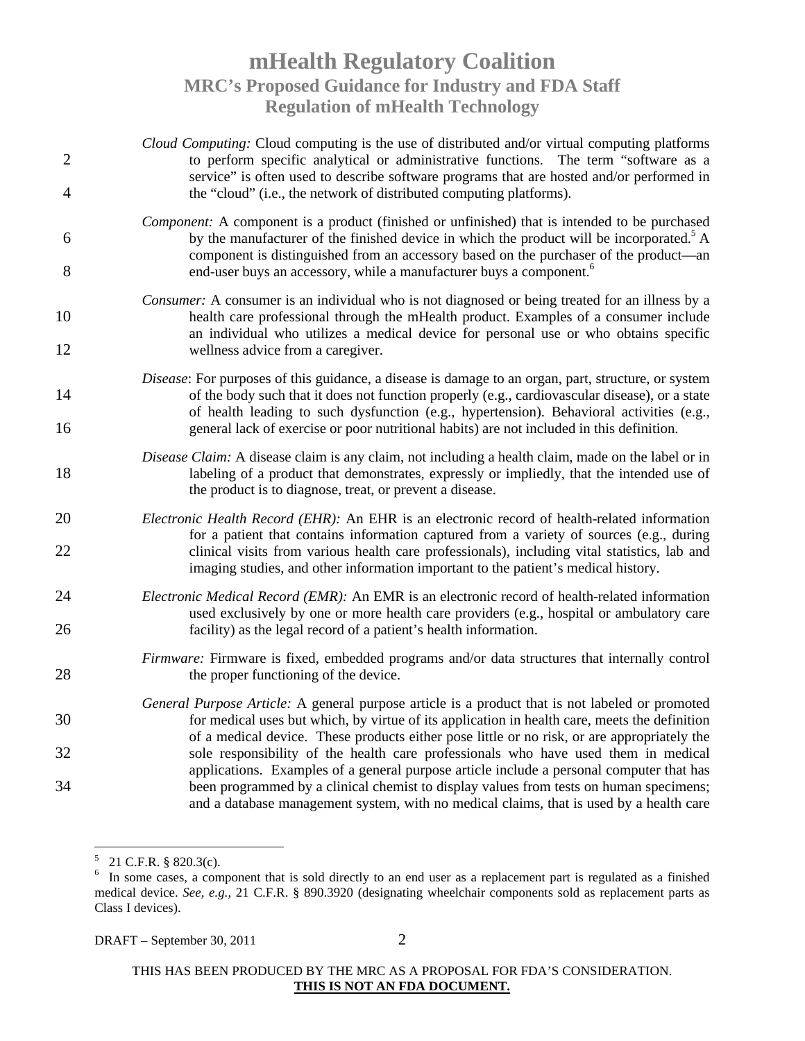*Cloud Computing:* Cloud computing is the use of distributed and/or virtual computing platforms to perform specific analytical or administrative functions. The term "software as a service" is often used to describe software programs that are hosted and/or performed in the "cloud" (i.e., the network of distributed computing platforms).

*Component:* A component is a product (finished or unfinished) that is intended to be purchased by the manufacturer of the finished device in which the product will be incorporated.[5] A component is distinguished from an accessory based on the purchaser of the product—an end-user buys an accessory, while a manufacturer buys a component.[6]

*Consumer:* A consumer is an individual who is not diagnosed or being treated for an illness by a health care professional through the mHealth product. Examples of a consumer include an individual who utilizes a medical device for personal use or who obtains specific wellness advice from a caregiver.

*Disease*: For purposes of this guidance, a disease is damage to an organ, part, structure, or system of the body such that it does not function properly (e.g., cardiovascular disease), or a state of health leading to such dysfunction (e.g., hypertension). Behavioral activities (e.g., general lack of exercise or poor nutritional habits) are not included in this definition.

*Disease Claim:* A disease claim is any claim, not including a health claim, made on the label or in labeling of a product that demonstrates, expressly or impliedly, that the intended use of the product is to diagnose, treat, or prevent a disease.

*Electronic Health Record (EHR):* An EHR is an electronic record of health-related information for a patient that contains information captured from a variety of sources (e.g., during clinical visits from various health care professionals), including vital statistics, lab and imaging studies, and other information important to the patient's medical history.

*Electronic Medical Record (EMR):* An EMR is an electronic record of health-related information used exclusively by one or more health care providers (e.g., hospital or ambulatory care facility) as the legal record of a patient's health information.

*Firmware:* Firmware is fixed, embedded programs and/or data structures that internally control the proper functioning of the device.

*General Purpose Article:* A general purpose article is a product that is not labeled or promoted for medical uses but which, by virtue of its application in health care, meets the definition of a medical device. These products either pose little or no risk, or are appropriately the sole responsibility of the health care professionals who have used them in medical applications. Examples of a general purpose article include a personal computer that has been programmed by a clinical chemist to display values from tests on human specimens; and a database management system, with no medical claims, that is used by a health care

---

[5] 21 C.F.R. § 820.3(c).

[6] In some cases, a component that is sold directly to an end user as a replacement part is regulated as a finished medical device. *See, e.g.,* 21 C.F.R. § 890.3920 (designating wheelchair components sold as replacement parts as Class I devices).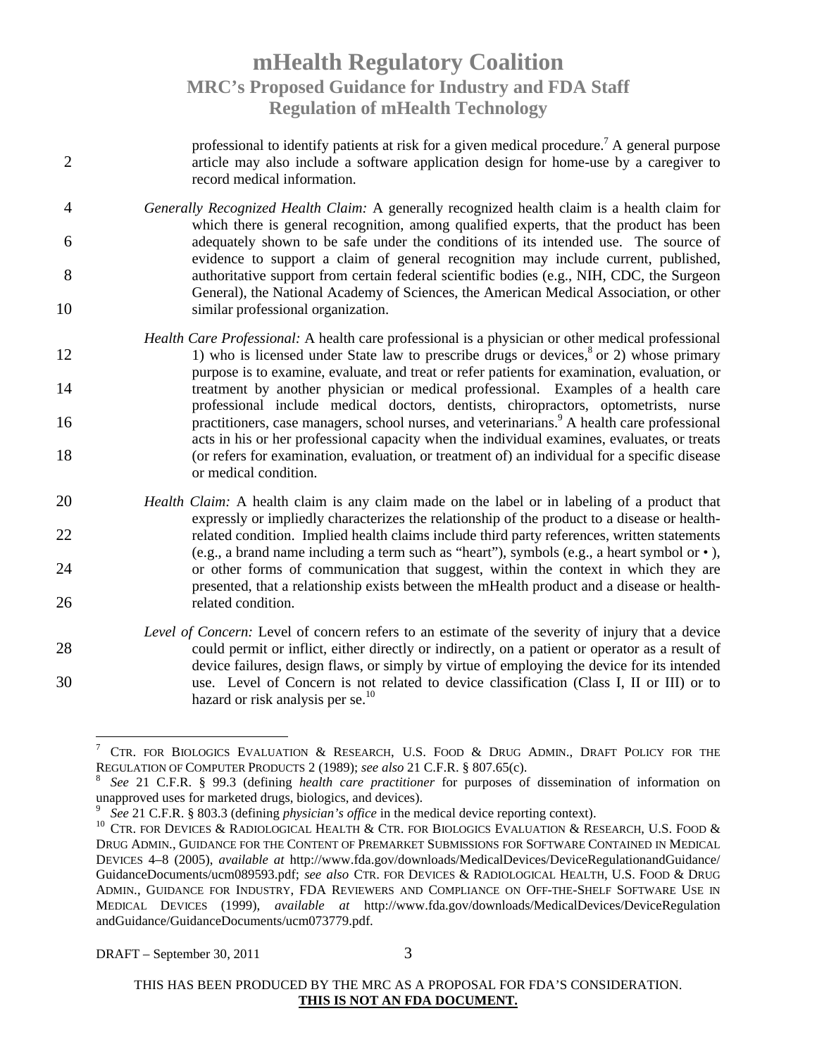professional to identify patients at risk for a given medical procedure.[7] A general purpose article may also include a software application design for home-use by a caregiver to record medical information.

*Generally Recognized Health Claim:* A generally recognized health claim is a health claim for which there is general recognition, among qualified experts, that the product has been adequately shown to be safe under the conditions of its intended use. The source of evidence to support a claim of general recognition may include current, published, authoritative support from certain federal scientific bodies (e.g., NIH, CDC, the Surgeon General), the National Academy of Sciences, the American Medical Association, or other similar professional organization.

*Health Care Professional:* A health care professional is a physician or other medical professional 1) who is licensed under State law to prescribe drugs or devices,[8] or 2) whose primary purpose is to examine, evaluate, and treat or refer patients for examination, evaluation, or treatment by another physician or medical professional. Examples of a health care professional include medical doctors, dentists, chiropractors, optometrists, nurse practitioners, case managers, school nurses, and veterinarians.[9] A health care professional acts in his or her professional capacity when the individual examines, evaluates, or treats (or refers for examination, evaluation, or treatment of) an individual for a specific disease or medical condition.

*Health Claim:* A health claim is any claim made on the label or in labeling of a product that expressly or impliedly characterizes the relationship of the product to a disease or health-related condition. Implied health claims include third party references, written statements (e.g., a brand name including a term such as "heart"), symbols (e.g., a heart symbol or • ), or other forms of communication that suggest, within the context in which they are presented, that a relationship exists between the mHealth product and a disease or health-related condition.

*Level of Concern:* Level of concern refers to an estimate of the severity of injury that a device could permit or inflict, either directly or indirectly, on a patient or operator as a result of device failures, design flaws, or simply by virtue of employing the device for its intended use. Level of Concern is not related to device classification (Class I, II or III) or to hazard or risk analysis per se.[10]

---

[7] CTR. FOR BIOLOGICS EVALUATION & RESEARCH, U.S. FOOD & DRUG ADMIN., DRAFT POLICY FOR THE REGULATION OF COMPUTER PRODUCTS 2 (1989); *see also* 21 C.F.R. § 807.65(c).

[8] *See* 21 C.F.R. § 99.3 (defining *health care practitioner* for purposes of dissemination of information on unapproved uses for marketed drugs, biologics, and devices).

[9] *See* 21 C.F.R. § 803.3 (defining *physician's office* in the medical device reporting context).

[10] CTR. FOR DEVICES & RADIOLOGICAL HEALTH & CTR. FOR BIOLOGICS EVALUATION & RESEARCH, U.S. FOOD & DRUG ADMIN., GUIDANCE FOR THE CONTENT OF PREMARKET SUBMISSIONS FOR SOFTWARE CONTAINED IN MEDICAL DEVICES 4–8 (2005), *available at* http://www.fda.gov/downloads/MedicalDevices/DeviceRegulationandGuidance/GuidanceDocuments/ucm089593.pdf; *see also* CTR. FOR DEVICES & RADIOLOGICAL HEALTH, U.S. FOOD & DRUG ADMIN., GUIDANCE FOR INDUSTRY, FDA REVIEWERS AND COMPLIANCE ON OFF-THE-SHELF SOFTWARE USE IN MEDICAL DEVICES (1999), *available at* http://www.fda.gov/downloads/MedicalDevices/DeviceRegulationandGuidance/GuidanceDocuments/ucm073779.pdf.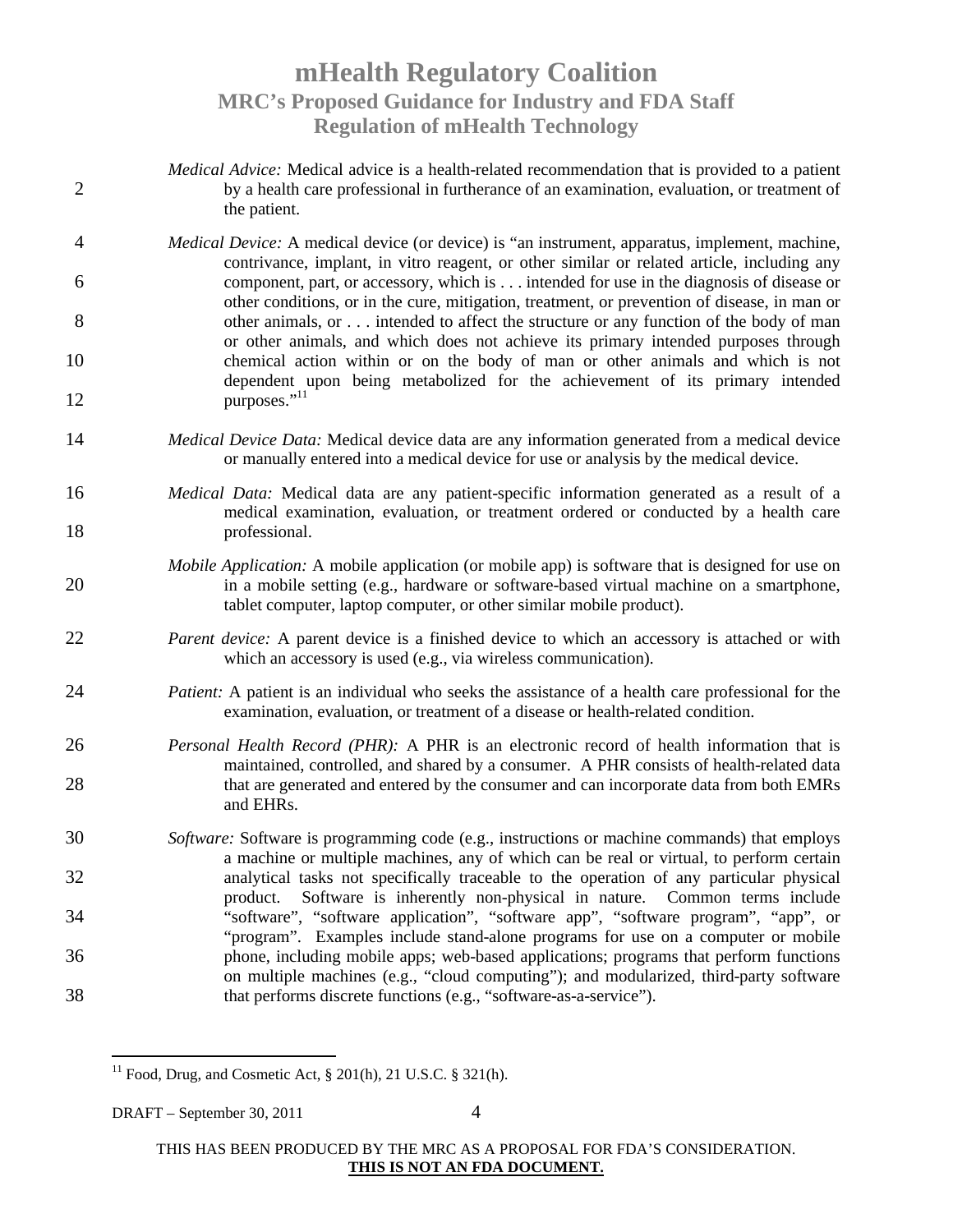*Medical Advice:* Medical advice is a health-related recommendation that is provided to a patient by a health care professional in furtherance of an examination, evaluation, or treatment of the patient.

*Medical Device:* A medical device (or device) is "an instrument, apparatus, implement, machine, contrivance, implant, in vitro reagent, or other similar or related article, including any component, part, or accessory, which is . . . intended for use in the diagnosis of disease or other conditions, or in the cure, mitigation, treatment, or prevention of disease, in man or other animals, or . . . intended to affect the structure or any function of the body of man or other animals, and which does not achieve its primary intended purposes through chemical action within or on the body of man or other animals and which is not dependent upon being metabolized for the achievement of its primary intended purposes."[11]

*Medical Device Data:* Medical device data are any information generated from a medical device or manually entered into a medical device for use or analysis by the medical device.

*Medical Data:* Medical data are any patient-specific information generated as a result of a medical examination, evaluation, or treatment ordered or conducted by a health care professional.

*Mobile Application:* A mobile application (or mobile app) is software that is designed for use on in a mobile setting (e.g., hardware or software-based virtual machine on a smartphone, tablet computer, laptop computer, or other similar mobile product).

*Parent device:* A parent device is a finished device to which an accessory is attached or with which an accessory is used (e.g., via wireless communication).

*Patient:* A patient is an individual who seeks the assistance of a health care professional for the examination, evaluation, or treatment of a disease or health-related condition.

*Personal Health Record (PHR):* A PHR is an electronic record of health information that is maintained, controlled, and shared by a consumer. A PHR consists of health-related data that are generated and entered by the consumer and can incorporate data from both EMRs and EHRs.

*Software:* Software is programming code (e.g., instructions or machine commands) that employs a machine or multiple machines, any of which can be real or virtual, to perform certain analytical tasks not specifically traceable to the operation of any particular physical product. Software is inherently non-physical in nature. Common terms include "software", "software application", "software app", "software program", "app", or "program". Examples include stand-alone programs for use on a computer or mobile phone, including mobile apps; web-based applications; programs that perform functions on multiple machines (e.g., "cloud computing"); and modularized, third-party software that performs discrete functions (e.g., "software-as-a-service").

---

[11] Food, Drug, and Cosmetic Act, § 201(h), 21 U.S.C. § 321(h).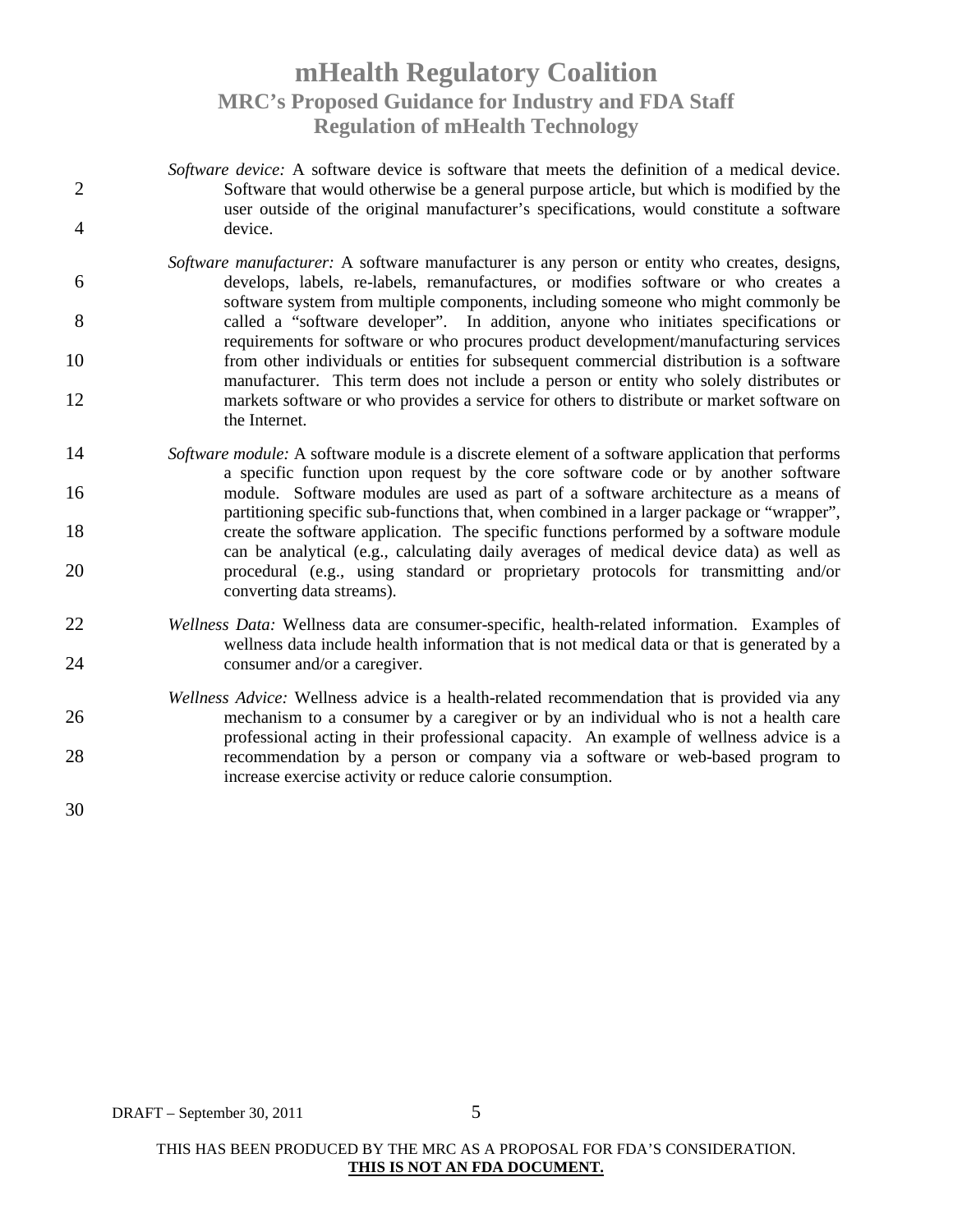*Software device:* A software device is software that meets the definition of a medical device. Software that would otherwise be a general purpose article, but which is modified by the user outside of the original manufacturer's specifications, would constitute a software device.

*Software manufacturer:* A software manufacturer is any person or entity who creates, designs, develops, labels, re-labels, remanufactures, or modifies software or who creates a software system from multiple components, including someone who might commonly be called a "software developer". In addition, anyone who initiates specifications or requirements for software or who procures product development/manufacturing services from other individuals or entities for subsequent commercial distribution is a software manufacturer. This term does not include a person or entity who solely distributes or markets software or who provides a service for others to distribute or market software on the Internet.

*Software module:* A software module is a discrete element of a software application that performs a specific function upon request by the core software code or by another software module. Software modules are used as part of a software architecture as a means of partitioning specific sub-functions that, when combined in a larger package or "wrapper", create the software application. The specific functions performed by a software module can be analytical (e.g., calculating daily averages of medical device data) as well as procedural (e.g., using standard or proprietary protocols for transmitting and/or converting data streams).

*Wellness Data:* Wellness data are consumer-specific, health-related information. Examples of wellness data include health information that is not medical data or that is generated by a consumer and/or a caregiver.

*Wellness Advice:* Wellness advice is a health-related recommendation that is provided via any mechanism to a consumer by a caregiver or by an individual who is not a health care professional acting in their professional capacity. An example of wellness advice is a recommendation by a person or company via a software or web-based program to increase exercise activity or reduce calorie consumption.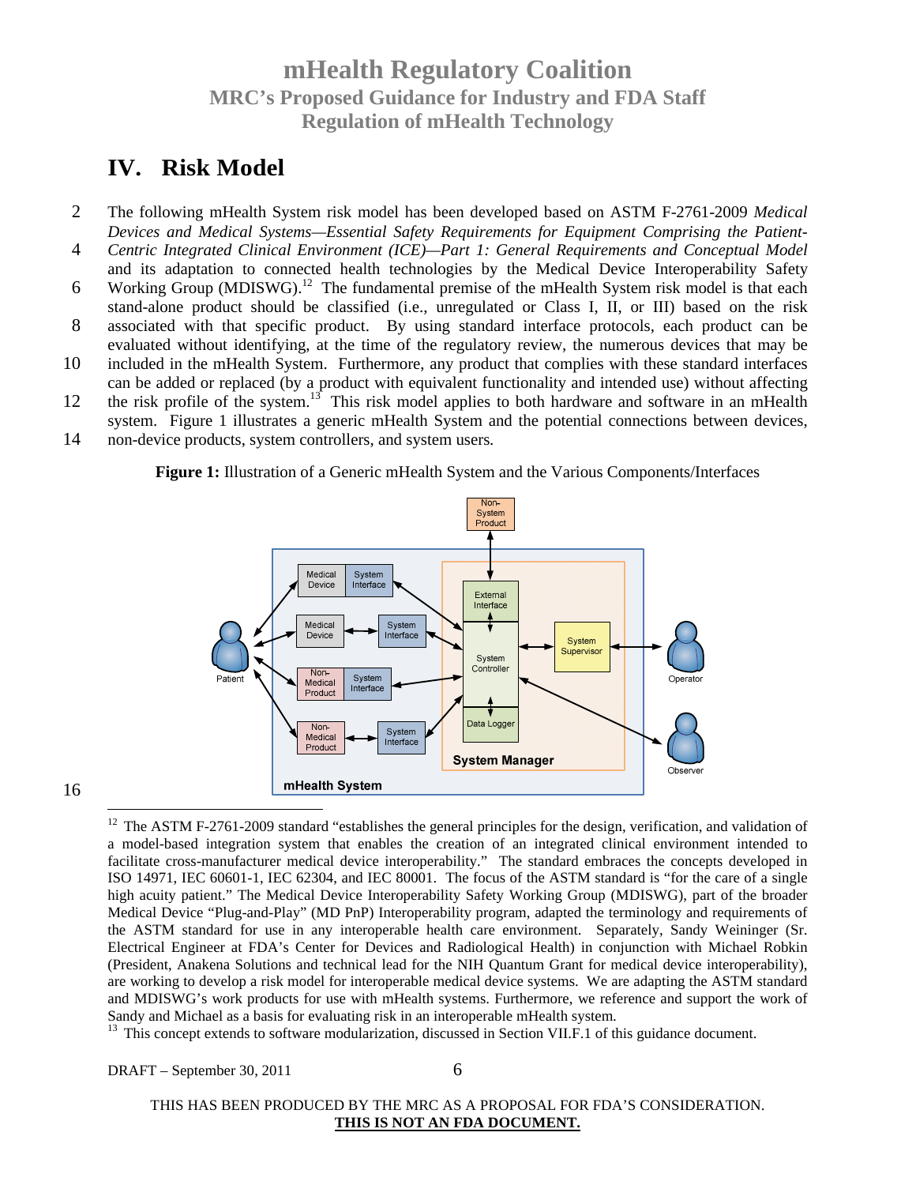# IV. Risk Model

The following mHealth System risk model has been developed based on ASTM F-2761-2009 *Medical Devices and Medical Systems—Essential Safety Requirements for Equipment Comprising the Patient-Centric Integrated Clinical Environment (ICE)—Part 1: General Requirements and Conceptual Model* and its adaptation to connected health technologies by the Medical Device Interoperability Safety Working Group (MDISWG).[12] The fundamental premise of the mHealth System risk model is that each stand-alone product should be classified (i.e., unregulated or Class I, II, or III) based on the risk associated with that specific product. By using standard interface protocols, each product can be evaluated without identifying, at the time of the regulatory review, the numerous devices that may be included in the mHealth System. Furthermore, any product that complies with these standard interfaces can be added or replaced (by a product with equivalent functionality and intended use) without affecting the risk profile of the system.[13] This risk model applies to both hardware and software in an mHealth system. Figure 1 illustrates a generic mHealth System and the potential connections between devices, non-device products, system controllers, and system users.

**Figure 1:** Illustration of a Generic mHealth System and the Various Components/Interfaces

[12] The ASTM F-2761-2009 standard "establishes the general principles for the design, verification, and validation of a model-based integration system that enables the creation of an integrated clinical environment intended to facilitate cross-manufacturer medical device interoperability." The standard embraces the concepts developed in ISO 14971, IEC 60601-1, IEC 62304, and IEC 80001. The focus of the ASTM standard is "for the care of a single high acuity patient." The Medical Device Interoperability Safety Working Group (MDISWG), part of the broader Medical Device "Plug-and-Play" (MD PnP) Interoperability program, adapted the terminology and requirements of the ASTM standard for use in any interoperable health care environment. Separately, Sandy Weininger (Sr. Electrical Engineer at FDA's Center for Devices and Radiological Health) in conjunction with Michael Robkin (President, Anakena Solutions and technical lead for the NIH Quantum Grant for medical device interoperability), are working to develop a risk model for interoperable medical device systems. We are adapting the ASTM standard and MDISWG's work products for use with mHealth systems. Furthermore, we reference and support the work of Sandy and Michael as a basis for evaluating risk in an interoperable mHealth system.

[13] This concept extends to software modularization, discussed in Section VII.F.1 of this guidance document.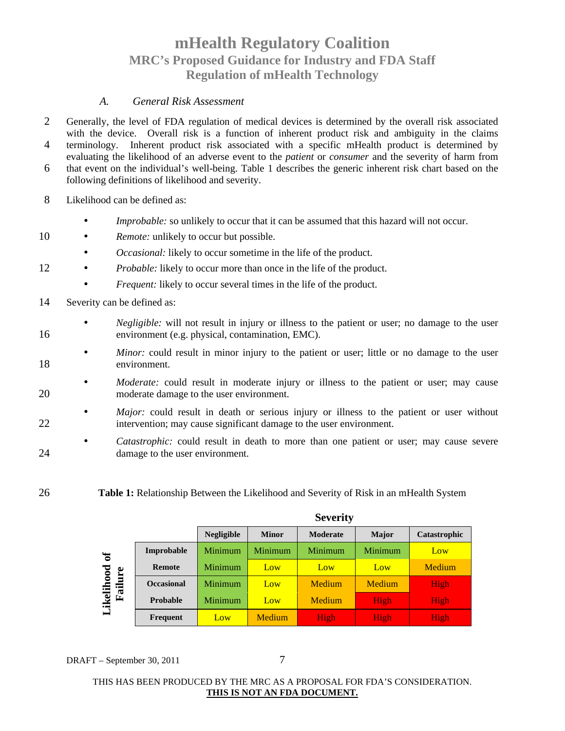### A. General Risk Assessment

Generally, the level of FDA regulation of medical devices is determined by the overall risk associated with the device. Overall risk is a function of inherent product risk and ambiguity in the claims terminology. Inherent product risk associated with a specific mHealth product is determined by evaluating the likelihood of an adverse event to the *patient* or *consumer* and the severity of harm from that event on the individual's well-being. Table 1 describes the generic inherent risk chart based on the following definitions of likelihood and severity.

Likelihood can be defined as:

- *Improbable:* so unlikely to occur that it can be assumed that this hazard will not occur.
- *Remote:* unlikely to occur but possible.
- *Occasional:* likely to occur sometime in the life of the product.
- *Probable:* likely to occur more than once in the life of the product.
- *Frequent:* likely to occur several times in the life of the product.

Severity can be defined as:

- *Negligible:* will not result in injury or illness to the patient or user; no damage to the user environment (e.g. physical, contamination, EMC).
- *Minor:* could result in minor injury to the patient or user; little or no damage to the user environment.
- *Moderate:* could result in moderate injury or illness to the patient or user; may cause moderate damage to the user environment.
- *Major:* could result in death or serious injury or illness to the patient or user without intervention; may cause significant damage to the user environment.
- *Catastrophic:* could result in death to more than one patient or user; may cause severe damage to the user environment.

**Table 1:** Relationship Between the Likelihood and Severity of Risk in an mHealth System

| Likelihood of Failure \ Severity | Negligible | Minor | Moderate | Major | Catastrophic |
|---|---|---|---|---|---|
| **Improbable** | Minimum | Minimum | Minimum | Minimum | Low |
| **Remote** | Minimum | Low | Low | Low | Medium |
| **Occasional** | Minimum | Low | Medium | Medium | High |
| **Probable** | Minimum | Low | Medium | High | High |
| **Frequent** | Low | Medium | High | High | High |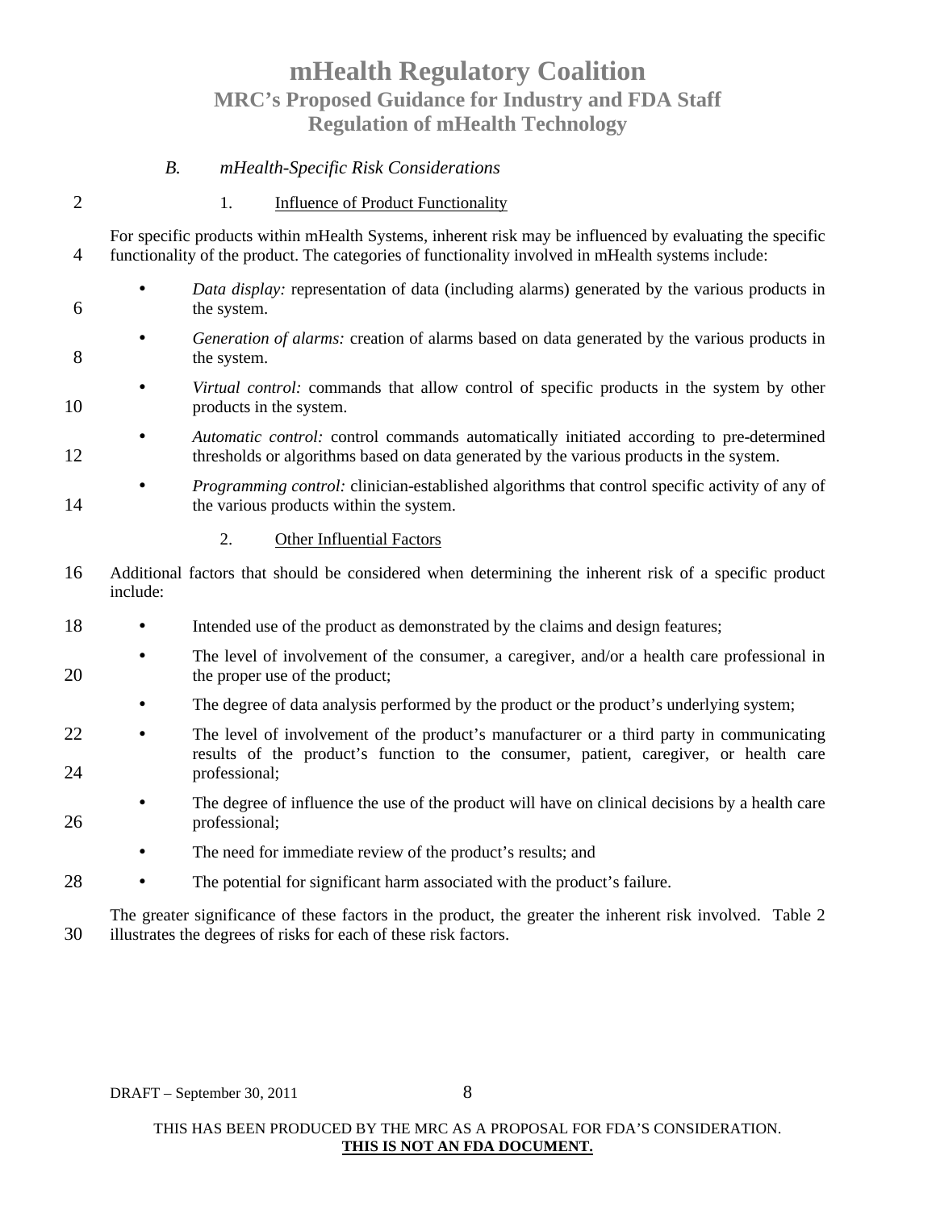### *B. mHealth-Specific Risk Considerations*

#### 1. Influence of Product Functionality

For specific products within mHealth Systems, inherent risk may be influenced by evaluating the specific functionality of the product. The categories of functionality involved in mHealth systems include:

- *Data display:* representation of data (including alarms) generated by the various products in the system.
- *Generation of alarms:* creation of alarms based on data generated by the various products in the system.
- *Virtual control:* commands that allow control of specific products in the system by other products in the system.
- *Automatic control:* control commands automatically initiated according to pre-determined thresholds or algorithms based on data generated by the various products in the system.
- *Programming control:* clinician-established algorithms that control specific activity of any of the various products within the system.

#### 2. Other Influential Factors

Additional factors that should be considered when determining the inherent risk of a specific product include:

- Intended use of the product as demonstrated by the claims and design features;
- The level of involvement of the consumer, a caregiver, and/or a health care professional in the proper use of the product;
- The degree of data analysis performed by the product or the product's underlying system;
- The level of involvement of the product's manufacturer or a third party in communicating results of the product's function to the consumer, patient, caregiver, or health care professional;
- The degree of influence the use of the product will have on clinical decisions by a health care professional;
- The need for immediate review of the product's results; and
- The potential for significant harm associated with the product's failure.

The greater significance of these factors in the product, the greater the inherent risk involved. Table 2 illustrates the degrees of risks for each of these risk factors.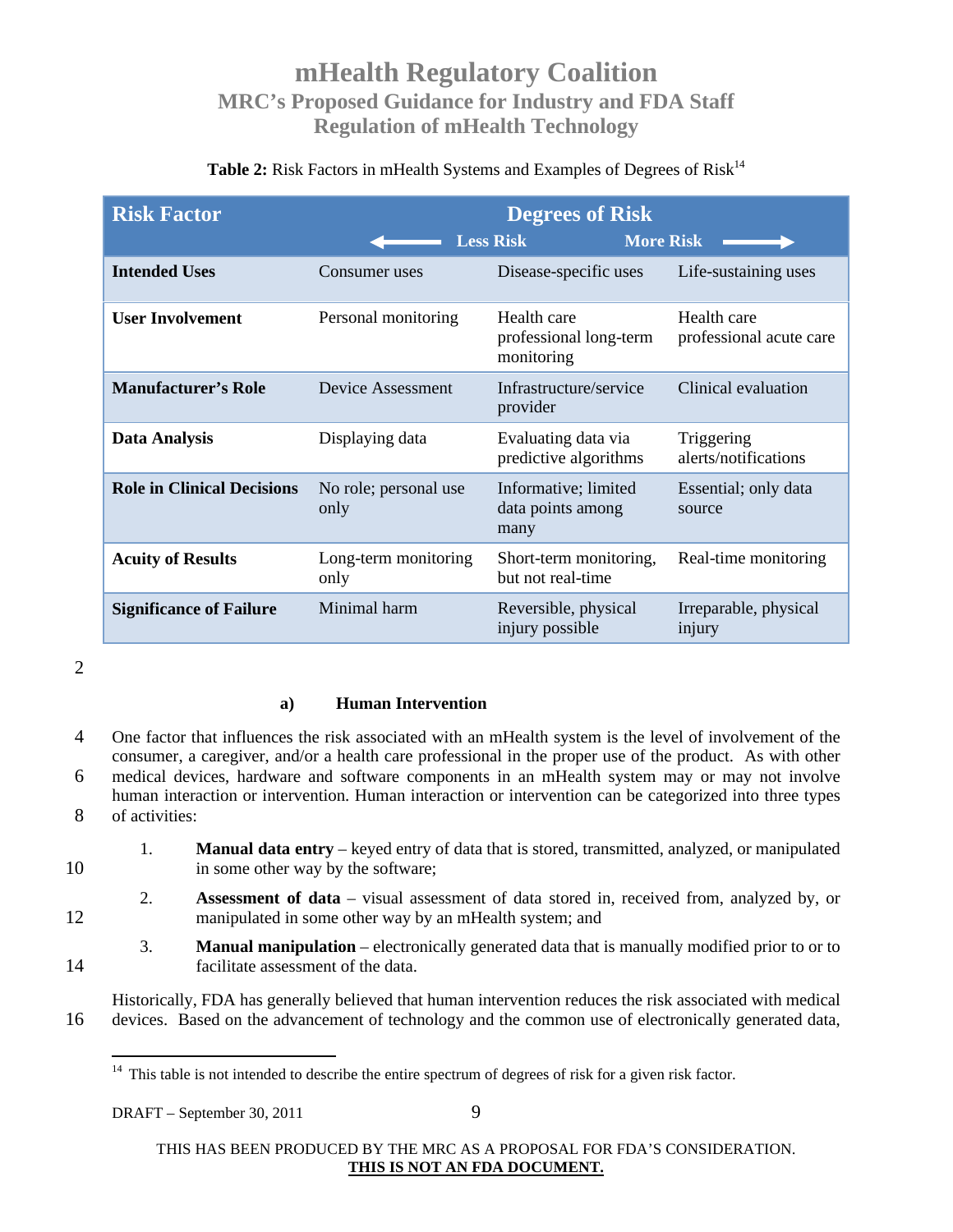**Table 2:** Risk Factors in mHealth Systems and Examples of Degrees of Risk[14]

| Risk Factor | Degrees of Risk ← Less Risk | | More Risk → |
|---|---|---|---|
| **Intended Uses** | Consumer uses | Disease-specific uses | Life-sustaining uses |
| **User Involvement** | Personal monitoring | Health care professional long-term monitoring | Health care professional acute care |
| **Manufacturer's Role** | Device Assessment | Infrastructure/service provider | Clinical evaluation |
| **Data Analysis** | Displaying data | Evaluating data via predictive algorithms | Triggering alerts/notifications |
| **Role in Clinical Decisions** | No role; personal use only | Informative; limited data points among many | Essential; only data source |
| **Acuity of Results** | Long-term monitoring only | Short-term monitoring, but not real-time | Real-time monitoring |
| **Significance of Failure** | Minimal harm | Reversible, physical injury possible | Irreparable, physical injury |

#### a) Human Intervention

One factor that influences the risk associated with an mHealth system is the level of involvement of the consumer, a caregiver, and/or a health care professional in the proper use of the product. As with other medical devices, hardware and software components in an mHealth system may or may not involve human interaction or intervention. Human interaction or intervention can be categorized into three types of activities:

1. **Manual data entry** – keyed entry of data that is stored, transmitted, analyzed, or manipulated in some other way by the software;
2. **Assessment of data** – visual assessment of data stored in, received from, analyzed by, or manipulated in some other way by an mHealth system; and
3. **Manual manipulation** – electronically generated data that is manually modified prior to or to facilitate assessment of the data.

Historically, FDA has generally believed that human intervention reduces the risk associated with medical devices. Based on the advancement of technology and the common use of electronically generated data,

[14] This table is not intended to describe the entire spectrum of degrees of risk for a given risk factor.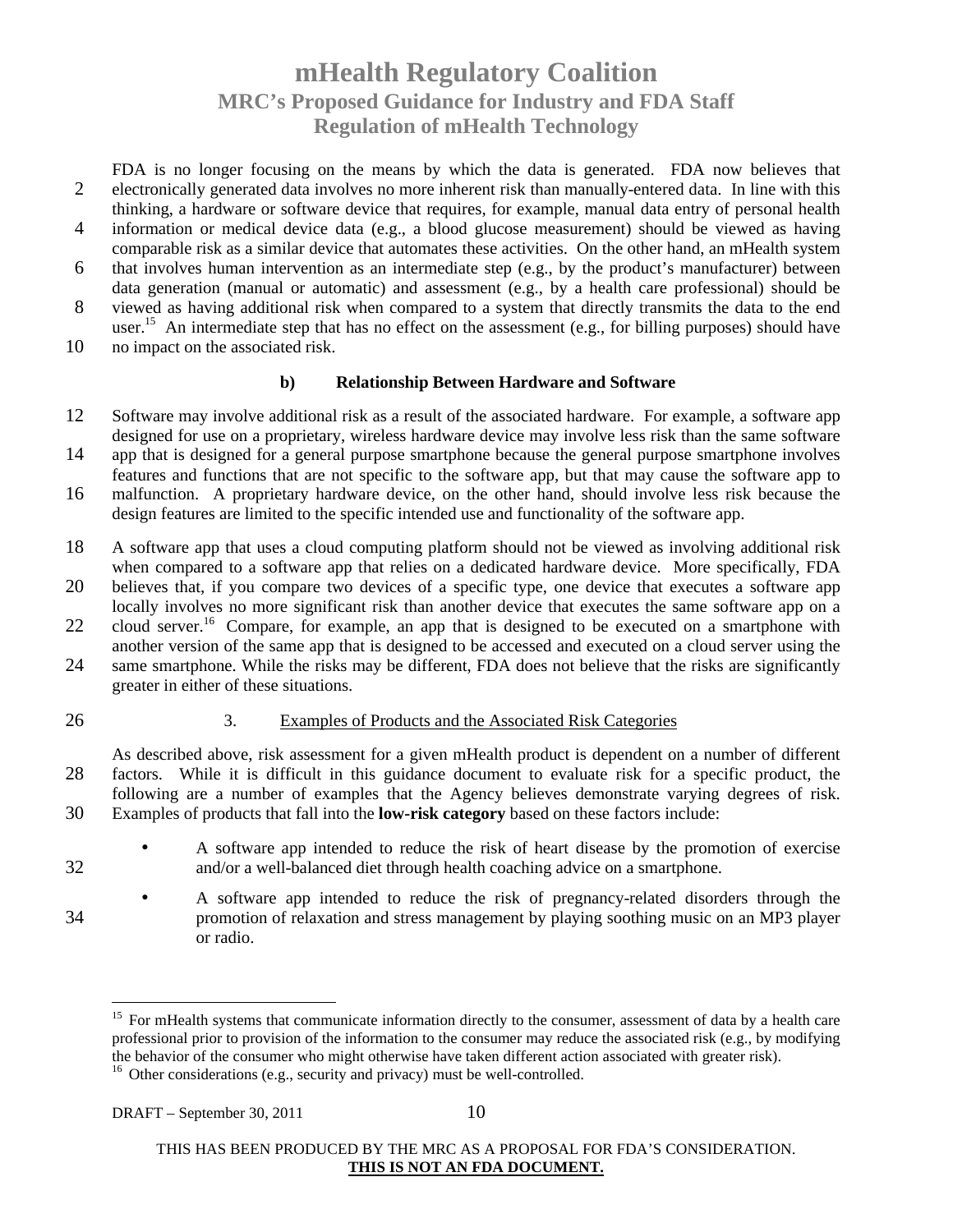FDA is no longer focusing on the means by which the data is generated. FDA now believes that electronically generated data involves no more inherent risk than manually-entered data. In line with this thinking, a hardware or software device that requires, for example, manual data entry of personal health information or medical device data (e.g., a blood glucose measurement) should be viewed as having comparable risk as a similar device that automates these activities. On the other hand, an mHealth system that involves human intervention as an intermediate step (e.g., by the product's manufacturer) between data generation (manual or automatic) and assessment (e.g., by a health care professional) should be viewed as having additional risk when compared to a system that directly transmits the data to the end user.[15] An intermediate step that has no effect on the assessment (e.g., for billing purposes) should have no impact on the associated risk.

#### b) Relationship Between Hardware and Software

Software may involve additional risk as a result of the associated hardware. For example, a software app designed for use on a proprietary, wireless hardware device may involve less risk than the same software app that is designed for a general purpose smartphone because the general purpose smartphone involves features and functions that are not specific to the software app, but that may cause the software app to malfunction. A proprietary hardware device, on the other hand, should involve less risk because the design features are limited to the specific intended use and functionality of the software app.

A software app that uses a cloud computing platform should not be viewed as involving additional risk when compared to a software app that relies on a dedicated hardware device. More specifically, FDA believes that, if you compare two devices of a specific type, one device that executes a software app locally involves no more significant risk than another device that executes the same software app on a cloud server.[16] Compare, for example, an app that is designed to be executed on a smartphone with another version of the same app that is designed to be accessed and executed on a cloud server using the same smartphone. While the risks may be different, FDA does not believe that the risks are significantly greater in either of these situations.

### 3. Examples of Products and the Associated Risk Categories

As described above, risk assessment for a given mHealth product is dependent on a number of different factors. While it is difficult in this guidance document to evaluate risk for a specific product, the following are a number of examples that the Agency believes demonstrate varying degrees of risk. Examples of products that fall into the **low-risk category** based on these factors include:

- A software app intended to reduce the risk of heart disease by the promotion of exercise and/or a well-balanced diet through health coaching advice on a smartphone.
- A software app intended to reduce the risk of pregnancy-related disorders through the promotion of relaxation and stress management by playing soothing music on an MP3 player or radio.

[15] For mHealth systems that communicate information directly to the consumer, assessment of data by a health care professional prior to provision of the information to the consumer may reduce the associated risk (e.g., by modifying the behavior of the consumer who might otherwise have taken different action associated with greater risk).

[16] Other considerations (e.g., security and privacy) must be well-controlled.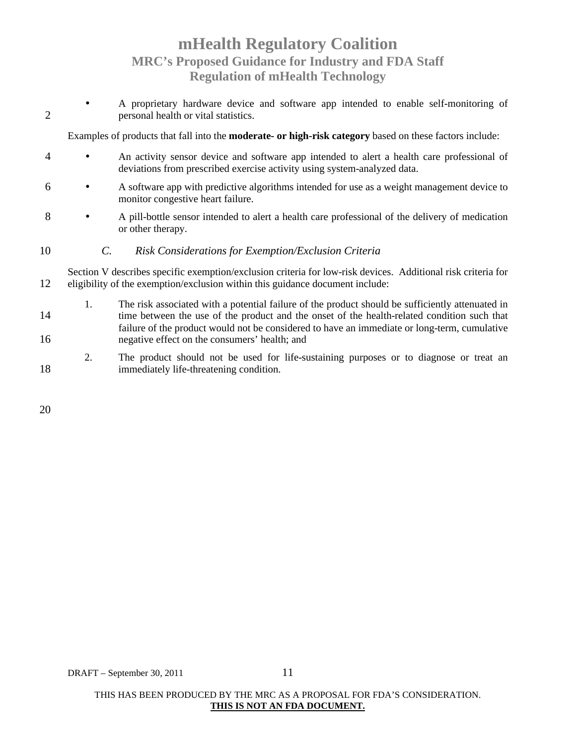- A proprietary hardware device and software app intended to enable self-monitoring of personal health or vital statistics.

Examples of products that fall into the **moderate- or high-risk category** based on these factors include:

- An activity sensor device and software app intended to alert a health care professional of deviations from prescribed exercise activity using system-analyzed data.
- A software app with predictive algorithms intended for use as a weight management device to monitor congestive heart failure.
- A pill-bottle sensor intended to alert a health care professional of the delivery of medication or other therapy.

### *C. Risk Considerations for Exemption/Exclusion Criteria*

Section V describes specific exemption/exclusion criteria for low-risk devices. Additional risk criteria for eligibility of the exemption/exclusion within this guidance document include:

1. The risk associated with a potential failure of the product should be sufficiently attenuated in time between the use of the product and the onset of the health-related condition such that failure of the product would not be considered to have an immediate or long-term, cumulative negative effect on the consumers' health; and
2. The product should not be used for life-sustaining purposes or to diagnose or treat an immediately life-threatening condition.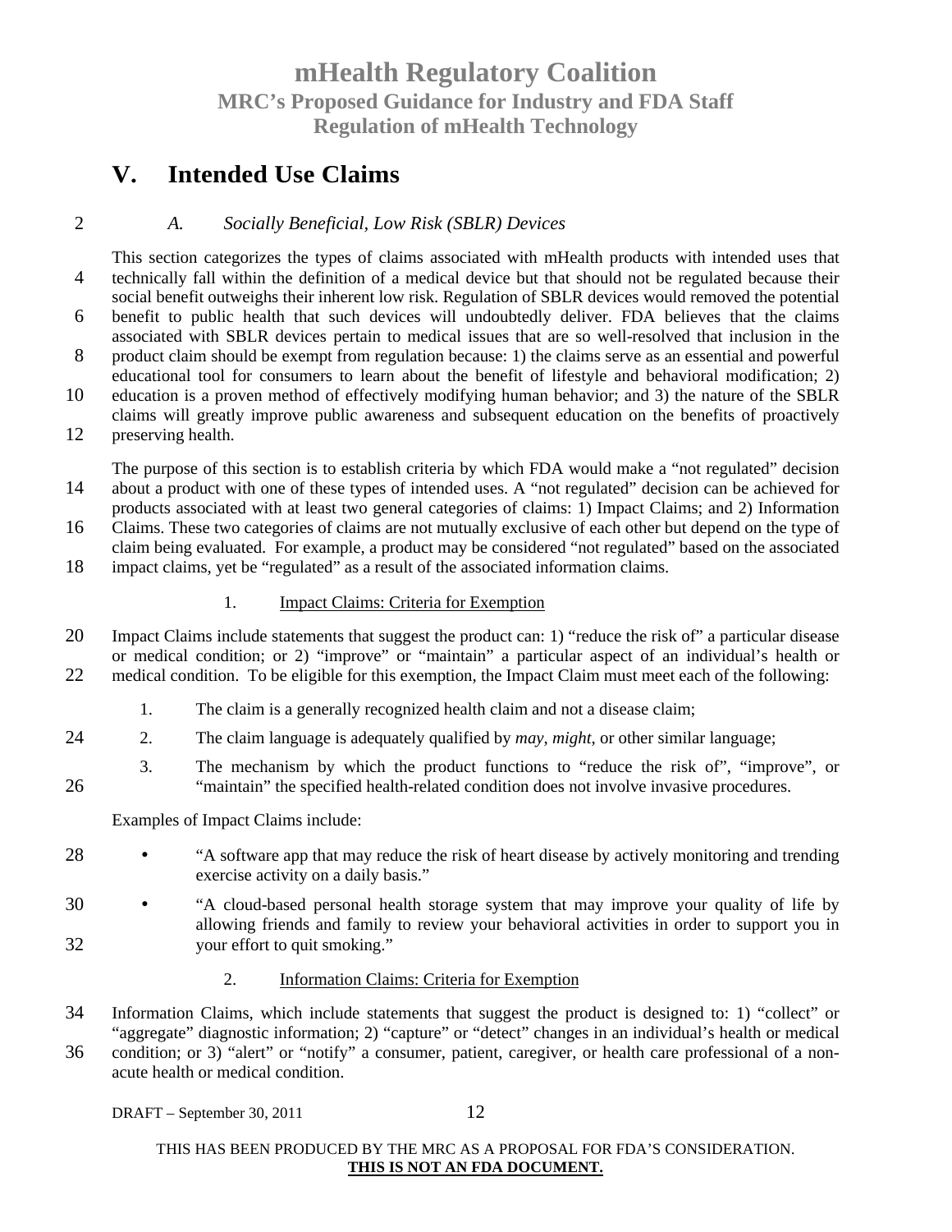# V. Intended Use Claims

### *A. Socially Beneficial, Low Risk (SBLR) Devices*

This section categorizes the types of claims associated with mHealth products with intended uses that technically fall within the definition of a medical device but that should not be regulated because their social benefit outweighs their inherent low risk. Regulation of SBLR devices would removed the potential benefit to public health that such devices will undoubtedly deliver. FDA believes that the claims associated with SBLR devices pertain to medical issues that are so well-resolved that inclusion in the product claim should be exempt from regulation because: 1) the claims serve as an essential and powerful educational tool for consumers to learn about the benefit of lifestyle and behavioral modification; 2) education is a proven method of effectively modifying human behavior; and 3) the nature of the SBLR claims will greatly improve public awareness and subsequent education on the benefits of proactively preserving health.

The purpose of this section is to establish criteria by which FDA would make a "not regulated" decision about a product with one of these types of intended uses. A "not regulated" decision can be achieved for products associated with at least two general categories of claims: 1) Impact Claims; and 2) Information Claims. These two categories of claims are not mutually exclusive of each other but depend on the type of claim being evaluated. For example, a product may be considered "not regulated" based on the associated impact claims, yet be "regulated" as a result of the associated information claims.

#### 1. Impact Claims: Criteria for Exemption

Impact Claims include statements that suggest the product can: 1) "reduce the risk of" a particular disease or medical condition; or 2) "improve" or "maintain" a particular aspect of an individual's health or medical condition. To be eligible for this exemption, the Impact Claim must meet each of the following:

1. The claim is a generally recognized health claim and not a disease claim;
2. The claim language is adequately qualified by *may*, *might*, or other similar language;
3. The mechanism by which the product functions to "reduce the risk of", "improve", or "maintain" the specified health-related condition does not involve invasive procedures.

Examples of Impact Claims include:

- "A software app that may reduce the risk of heart disease by actively monitoring and trending exercise activity on a daily basis."
- "A cloud-based personal health storage system that may improve your quality of life by allowing friends and family to review your behavioral activities in order to support you in your effort to quit smoking."

#### 2. Information Claims: Criteria for Exemption

Information Claims, which include statements that suggest the product is designed to: 1) "collect" or "aggregate" diagnostic information; 2) "capture" or "detect" changes in an individual's health or medical condition; or 3) "alert" or "notify" a consumer, patient, caregiver, or health care professional of a non-acute health or medical condition.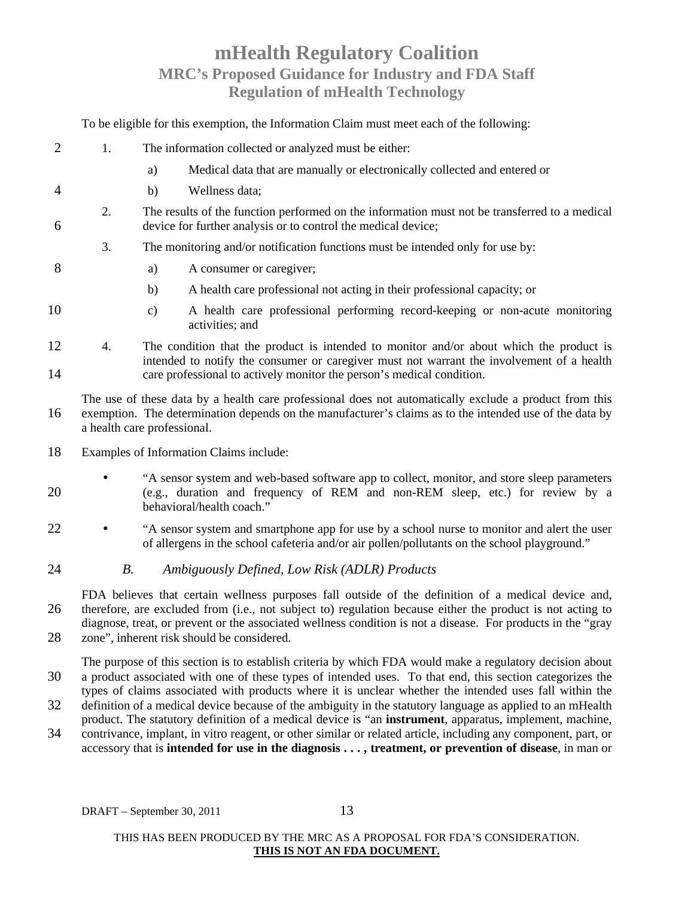To be eligible for this exemption, the Information Claim must meet each of the following:

1. The information collected or analyzed must be either:
   a) Medical data that are manually or electronically collected and entered or
   b) Wellness data;
2. The results of the function performed on the information must not be transferred to a medical device for further analysis or to control the medical device;
3. The monitoring and/or notification functions must be intended only for use by:
   a) A consumer or caregiver;
   b) A health care professional not acting in their professional capacity; or
   c) A health care professional performing record-keeping or non-acute monitoring activities; and
4. The condition that the product is intended to monitor and/or about which the product is intended to notify the consumer or caregiver must not warrant the involvement of a health care professional to actively monitor the person's medical condition.

The use of these data by a health care professional does not automatically exclude a product from this exemption. The determination depends on the manufacturer's claims as to the intended use of the data by a health care professional.

Examples of Information Claims include:

- "A sensor system and web-based software app to collect, monitor, and store sleep parameters (e.g., duration and frequency of REM and non-REM sleep, etc.) for review by a behavioral/health coach."
- "A sensor system and smartphone app for use by a school nurse to monitor and alert the user of allergens in the school cafeteria and/or air pollen/pollutants on the school playground."

### *B. Ambiguously Defined, Low Risk (ADLR) Products*

FDA believes that certain wellness purposes fall outside of the definition of a medical device and, therefore, are excluded from (i.e., not subject to) regulation because either the product is not acting to diagnose, treat, or prevent or the associated wellness condition is not a disease. For products in the "gray zone", inherent risk should be considered.

The purpose of this section is to establish criteria by which FDA would make a regulatory decision about a product associated with one of these types of intended uses. To that end, this section categorizes the types of claims associated with products where it is unclear whether the intended uses fall within the definition of a medical device because of the ambiguity in the statutory language as applied to an mHealth product. The statutory definition of a medical device is "an **instrument**, apparatus, implement, machine, contrivance, implant, in vitro reagent, or other similar or related article, including any component, part, or accessory that is **intended for use in the diagnosis . . . , treatment, or prevention of disease**, in man or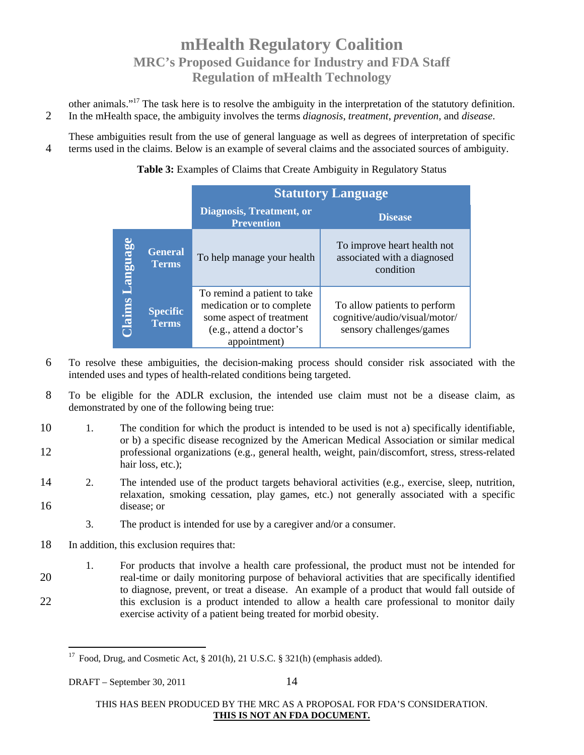other animals."[17] The task here is to resolve the ambiguity in the interpretation of the statutory definition. In the mHealth space, the ambiguity involves the terms *diagnosis*, *treatment*, *prevention*, and *disease*.

These ambiguities result from the use of general language as well as degrees of interpretation of specific terms used in the claims. Below is an example of several claims and the associated sources of ambiguity.

**Table 3:** Examples of Claims that Create Ambiguity in Regulatory Status

| | | Statutory Language | |
|---|---|---|---|
| | | **Diagnosis, Treatment, or Prevention** | **Disease** |
| **Claims Language** | **General Terms** | To help manage your health | To improve heart health not associated with a diagnosed condition |
| | **Specific Terms** | To remind a patient to take medication or to complete some aspect of treatment (e.g., attend a doctor's appointment) | To allow patients to perform cognitive/audio/visual/motor/ sensory challenges/games |

To resolve these ambiguities, the decision-making process should consider risk associated with the intended uses and types of health-related conditions being targeted.

To be eligible for the ADLR exclusion, the intended use claim must not be a disease claim, as demonstrated by one of the following being true:

1. The condition for which the product is intended to be used is not a) specifically identifiable, or b) a specific disease recognized by the American Medical Association or similar medical professional organizations (e.g., general health, weight, pain/discomfort, stress, stress-related hair loss, etc.);
2. The intended use of the product targets behavioral activities (e.g., exercise, sleep, nutrition, relaxation, smoking cessation, play games, etc.) not generally associated with a specific disease; or
3. The product is intended for use by a caregiver and/or a consumer.

In addition, this exclusion requires that:

1. For products that involve a health care professional, the product must not be intended for real-time or daily monitoring purpose of behavioral activities that are specifically identified to diagnose, prevent, or treat a disease. An example of a product that would fall outside of this exclusion is a product intended to allow a health care professional to monitor daily exercise activity of a patient being treated for morbid obesity.

[17] Food, Drug, and Cosmetic Act, § 201(h), 21 U.S.C. § 321(h) (emphasis added).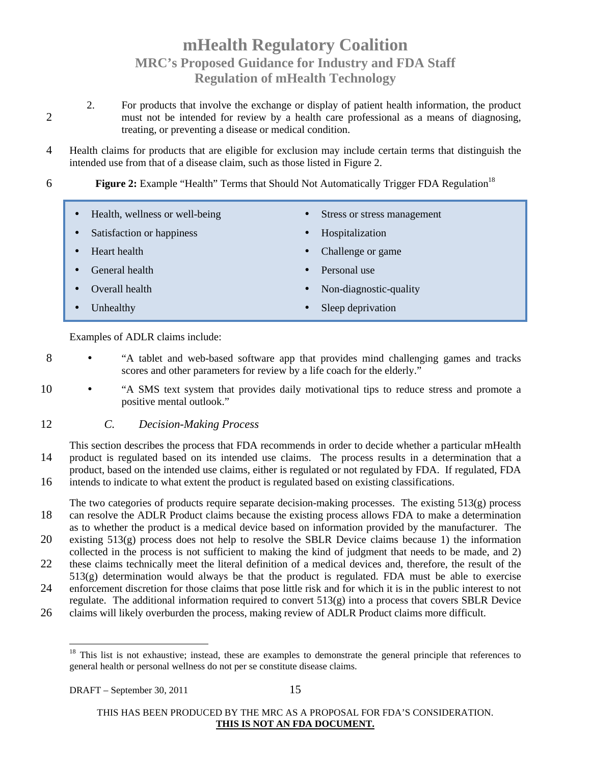2. For products that involve the exchange or display of patient health information, the product must not be intended for review by a health care professional as a means of diagnosing, treating, or preventing a disease or medical condition.

Health claims for products that are eligible for exclusion may include certain terms that distinguish the intended use from that of a disease claim, such as those listed in Figure 2.

**Figure 2:** Example "Health" Terms that Should Not Automatically Trigger FDA Regulation[18]

- Health, wellness or well-being
- Satisfaction or happiness
- Heart health
- General health
- Overall health
- Unhealthy
- Stress or stress management
- Hospitalization
- Challenge or game
- Personal use
- Non-diagnostic-quality
- Sleep deprivation

Examples of ADLR claims include:

- "A tablet and web-based software app that provides mind challenging games and tracks scores and other parameters for review by a life coach for the elderly."
- "A SMS text system that provides daily motivational tips to reduce stress and promote a positive mental outlook."

### *C. Decision-Making Process*

This section describes the process that FDA recommends in order to decide whether a particular mHealth product is regulated based on its intended use claims. The process results in a determination that a product, based on the intended use claims, either is regulated or not regulated by FDA. If regulated, FDA intends to indicate to what extent the product is regulated based on existing classifications.

The two categories of products require separate decision-making processes. The existing 513(g) process can resolve the ADLR Product claims because the existing process allows FDA to make a determination as to whether the product is a medical device based on information provided by the manufacturer. The existing 513(g) process does not help to resolve the SBLR Device claims because 1) the information collected in the process is not sufficient to making the kind of judgment that needs to be made, and 2) these claims technically meet the literal definition of a medical devices and, therefore, the result of the 513(g) determination would always be that the product is regulated. FDA must be able to exercise enforcement discretion for those claims that pose little risk and for which it is in the public interest to not regulate. The additional information required to convert 513(g) into a process that covers SBLR Device claims will likely overburden the process, making review of ADLR Product claims more difficult.

[18] This list is not exhaustive; instead, these are examples to demonstrate the general principle that references to general health or personal wellness do not per se constitute disease claims.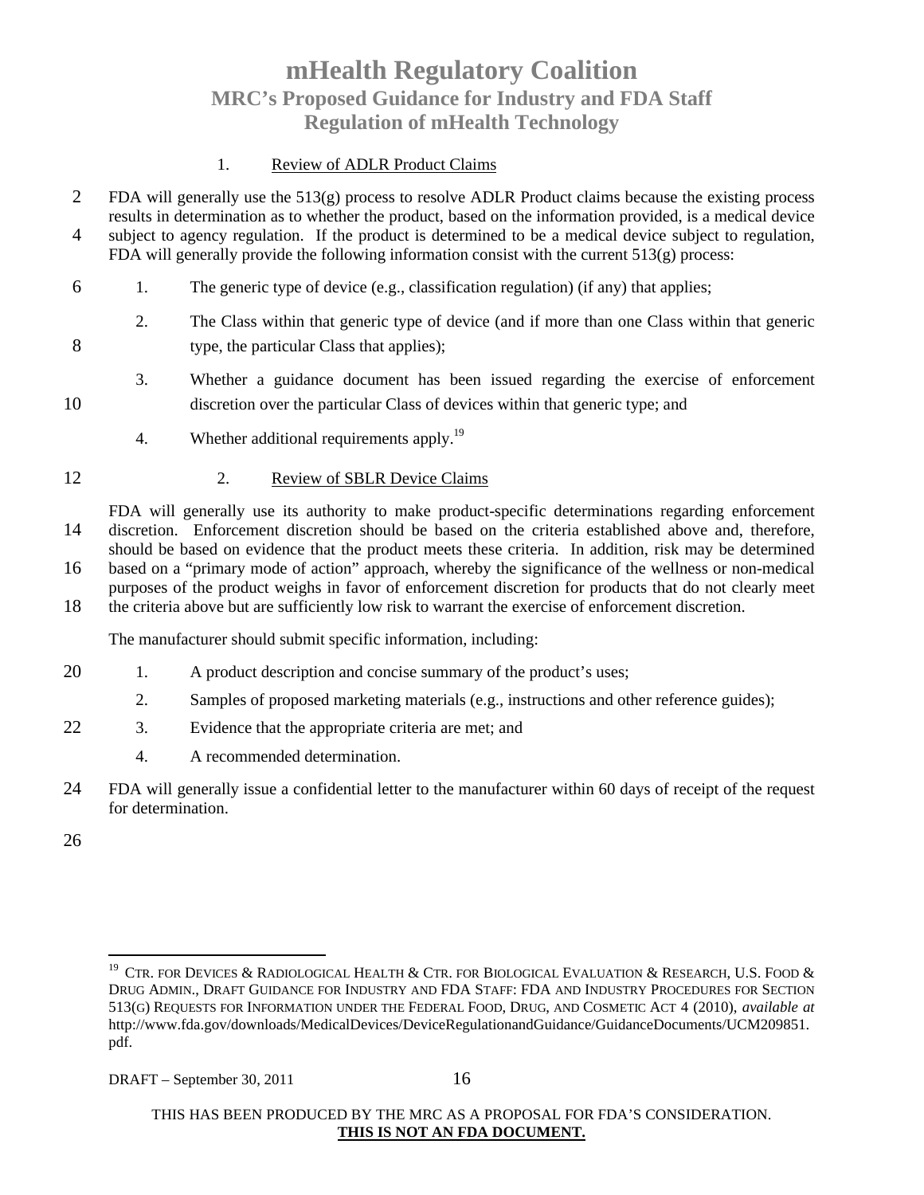1. Review of ADLR Product Claims

FDA will generally use the 513(g) process to resolve ADLR Product claims because the existing process results in determination as to whether the product, based on the information provided, is a medical device subject to agency regulation. If the product is determined to be a medical device subject to regulation, FDA will generally provide the following information consist with the current 513(g) process:

1. The generic type of device (e.g., classification regulation) (if any) that applies;
2. The Class within that generic type of device (and if more than one Class within that generic type, the particular Class that applies);
3. Whether a guidance document has been issued regarding the exercise of enforcement discretion over the particular Class of devices within that generic type; and
4. Whether additional requirements apply.[19]

2. Review of SBLR Device Claims

FDA will generally use its authority to make product-specific determinations regarding enforcement discretion. Enforcement discretion should be based on the criteria established above and, therefore, should be based on evidence that the product meets these criteria. In addition, risk may be determined based on a "primary mode of action" approach, whereby the significance of the wellness or non-medical purposes of the product weighs in favor of enforcement discretion for products that do not clearly meet the criteria above but are sufficiently low risk to warrant the exercise of enforcement discretion.

The manufacturer should submit specific information, including:

1. A product description and concise summary of the product's uses;
2. Samples of proposed marketing materials (e.g., instructions and other reference guides);
3. Evidence that the appropriate criteria are met; and
4. A recommended determination.

FDA will generally issue a confidential letter to the manufacturer within 60 days of receipt of the request for determination.

---

[19] Ctr. for Devices & Radiological Health & Ctr. for Biological Evaluation & Research, U.S. Food & Drug Admin., Draft Guidance for Industry and FDA Staff: FDA and Industry Procedures for Section 513(g) Requests for Information under the Federal Food, Drug, and Cosmetic Act 4 (2010), *available at* http://www.fda.gov/downloads/MedicalDevices/DeviceRegulationandGuidance/GuidanceDocuments/UCM209851.pdf.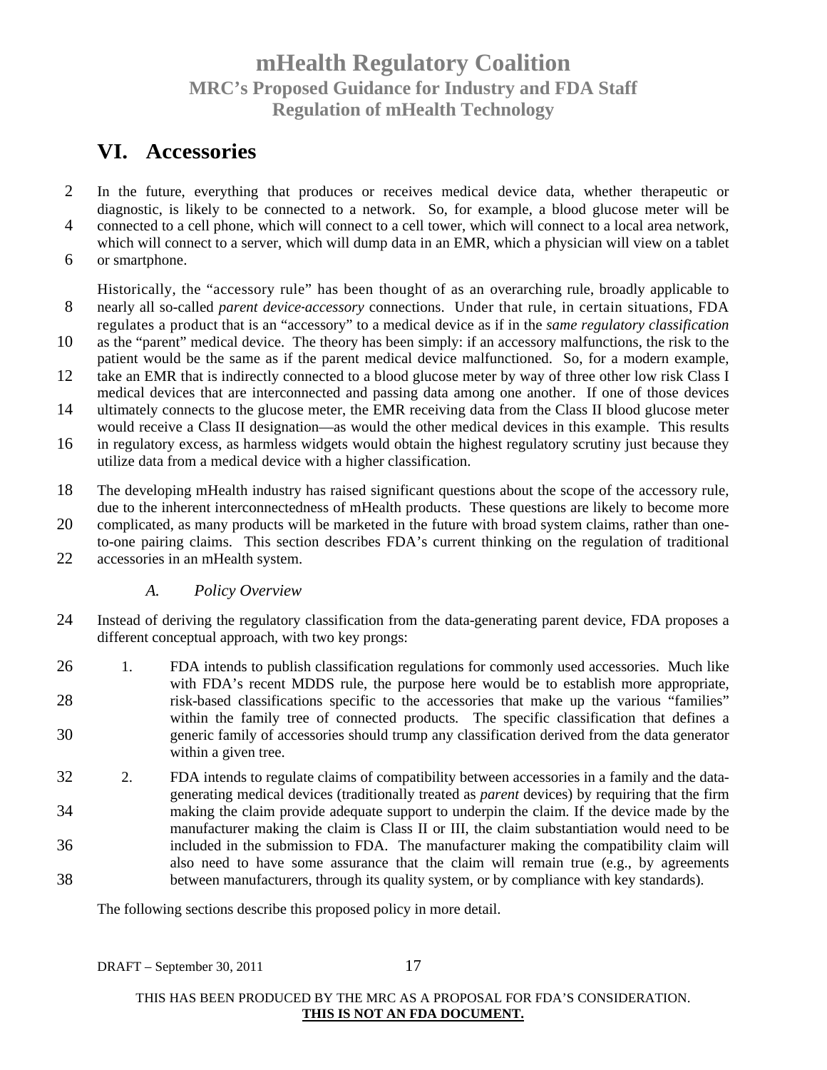## VI. Accessories

In the future, everything that produces or receives medical device data, whether therapeutic or diagnostic, is likely to be connected to a network. So, for example, a blood glucose meter will be connected to a cell phone, which will connect to a cell tower, which will connect to a local area network, which will connect to a server, which will dump data in an EMR, which a physician will view on a tablet or smartphone.

Historically, the "accessory rule" has been thought of as an overarching rule, broadly applicable to nearly all so-called *parent device-accessory* connections. Under that rule, in certain situations, FDA regulates a product that is an "accessory" to a medical device as if in the *same regulatory classification* as the "parent" medical device. The theory has been simply: if an accessory malfunctions, the risk to the patient would be the same as if the parent medical device malfunctioned. So, for a modern example, take an EMR that is indirectly connected to a blood glucose meter by way of three other low risk Class I medical devices that are interconnected and passing data among one another. If one of those devices ultimately connects to the glucose meter, the EMR receiving data from the Class II blood glucose meter would receive a Class II designation—as would the other medical devices in this example. This results in regulatory excess, as harmless widgets would obtain the highest regulatory scrutiny just because they utilize data from a medical device with a higher classification.

The developing mHealth industry has raised significant questions about the scope of the accessory rule, due to the inherent interconnectedness of mHealth products. These questions are likely to become more complicated, as many products will be marketed in the future with broad system claims, rather than one-to-one pairing claims. This section describes FDA's current thinking on the regulation of traditional accessories in an mHealth system.

### *A. Policy Overview*

Instead of deriving the regulatory classification from the data-generating parent device, FDA proposes a different conceptual approach, with two key prongs:

1. FDA intends to publish classification regulations for commonly used accessories. Much like with FDA's recent MDDS rule, the purpose here would be to establish more appropriate, risk-based classifications specific to the accessories that make up the various "families" within the family tree of connected products. The specific classification that defines a generic family of accessories should trump any classification derived from the data generator within a given tree.

2. FDA intends to regulate claims of compatibility between accessories in a family and the data-generating medical devices (traditionally treated as *parent* devices) by requiring that the firm making the claim provide adequate support to underpin the claim. If the device made by the manufacturer making the claim is Class II or III, the claim substantiation would need to be included in the submission to FDA. The manufacturer making the compatibility claim will also need to have some assurance that the claim will remain true (e.g., by agreements between manufacturers, through its quality system, or by compliance with key standards).

The following sections describe this proposed policy in more detail.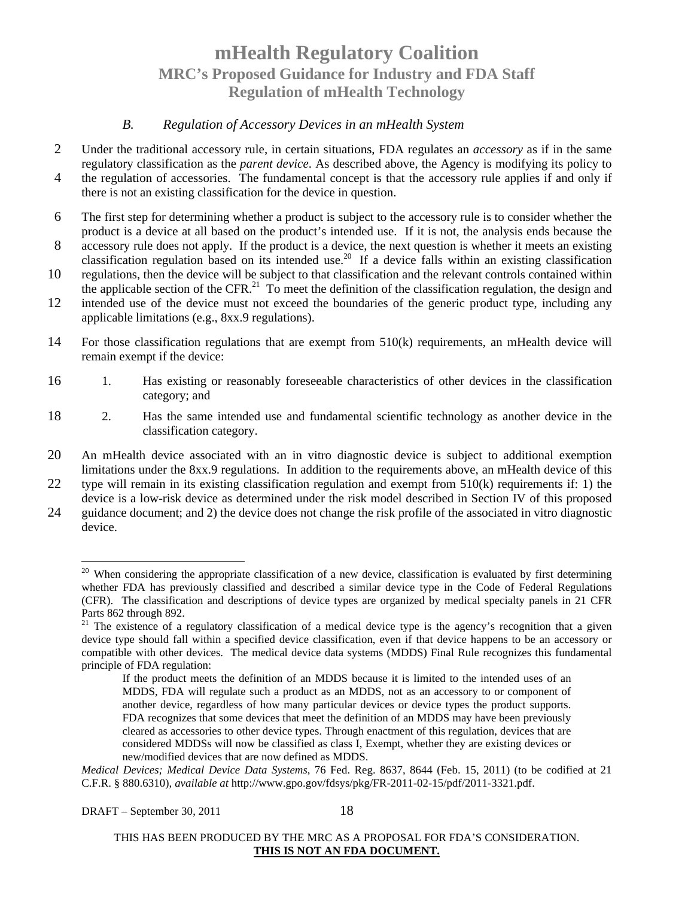### *B. Regulation of Accessory Devices in an mHealth System*

Under the traditional accessory rule, in certain situations, FDA regulates an *accessory* as if in the same regulatory classification as the *parent device*. As described above, the Agency is modifying its policy to the regulation of accessories. The fundamental concept is that the accessory rule applies if and only if there is not an existing classification for the device in question.

The first step for determining whether a product is subject to the accessory rule is to consider whether the product is a device at all based on the product's intended use. If it is not, the analysis ends because the accessory rule does not apply. If the product is a device, the next question is whether it meets an existing classification regulation based on its intended use.[20] If a device falls within an existing classification regulations, then the device will be subject to that classification and the relevant controls contained within the applicable section of the CFR.[21] To meet the definition of the classification regulation, the design and intended use of the device must not exceed the boundaries of the generic product type, including any applicable limitations (e.g., 8xx.9 regulations).

For those classification regulations that are exempt from 510(k) requirements, an mHealth device will remain exempt if the device:

1. Has existing or reasonably foreseeable characteristics of other devices in the classification category; and
2. Has the same intended use and fundamental scientific technology as another device in the classification category.

An mHealth device associated with an in vitro diagnostic device is subject to additional exemption limitations under the 8xx.9 regulations. In addition to the requirements above, an mHealth device of this type will remain in its existing classification regulation and exempt from 510(k) requirements if: 1) the device is a low-risk device as determined under the risk model described in Section IV of this proposed guidance document; and 2) the device does not change the risk profile of the associated in vitro diagnostic device.

---

[20] When considering the appropriate classification of a new device, classification is evaluated by first determining whether FDA has previously classified and described a similar device type in the Code of Federal Regulations (CFR). The classification and descriptions of device types are organized by medical specialty panels in 21 CFR Parts 862 through 892.

[21] The existence of a regulatory classification of a medical device type is the agency's recognition that a given device type should fall within a specified device classification, even if that device happens to be an accessory or compatible with other devices. The medical device data systems (MDDS) Final Rule recognizes this fundamental principle of FDA regulation:

> If the product meets the definition of an MDDS because it is limited to the intended uses of an MDDS, FDA will regulate such a product as an MDDS, not as an accessory to or component of another device, regardless of how many particular devices or device types the product supports. FDA recognizes that some devices that meet the definition of an MDDS may have been previously cleared as accessories to other device types. Through enactment of this regulation, devices that are considered MDDSs will now be classified as class I, Exempt, whether they are existing devices or new/modified devices that are now defined as MDDS.

*Medical Devices; Medical Device Data Systems*, 76 Fed. Reg. 8637, 8644 (Feb. 15, 2011) (to be codified at 21 C.F.R. § 880.6310), *available at* http://www.gpo.gov/fdsys/pkg/FR-2011-02-15/pdf/2011-3321.pdf.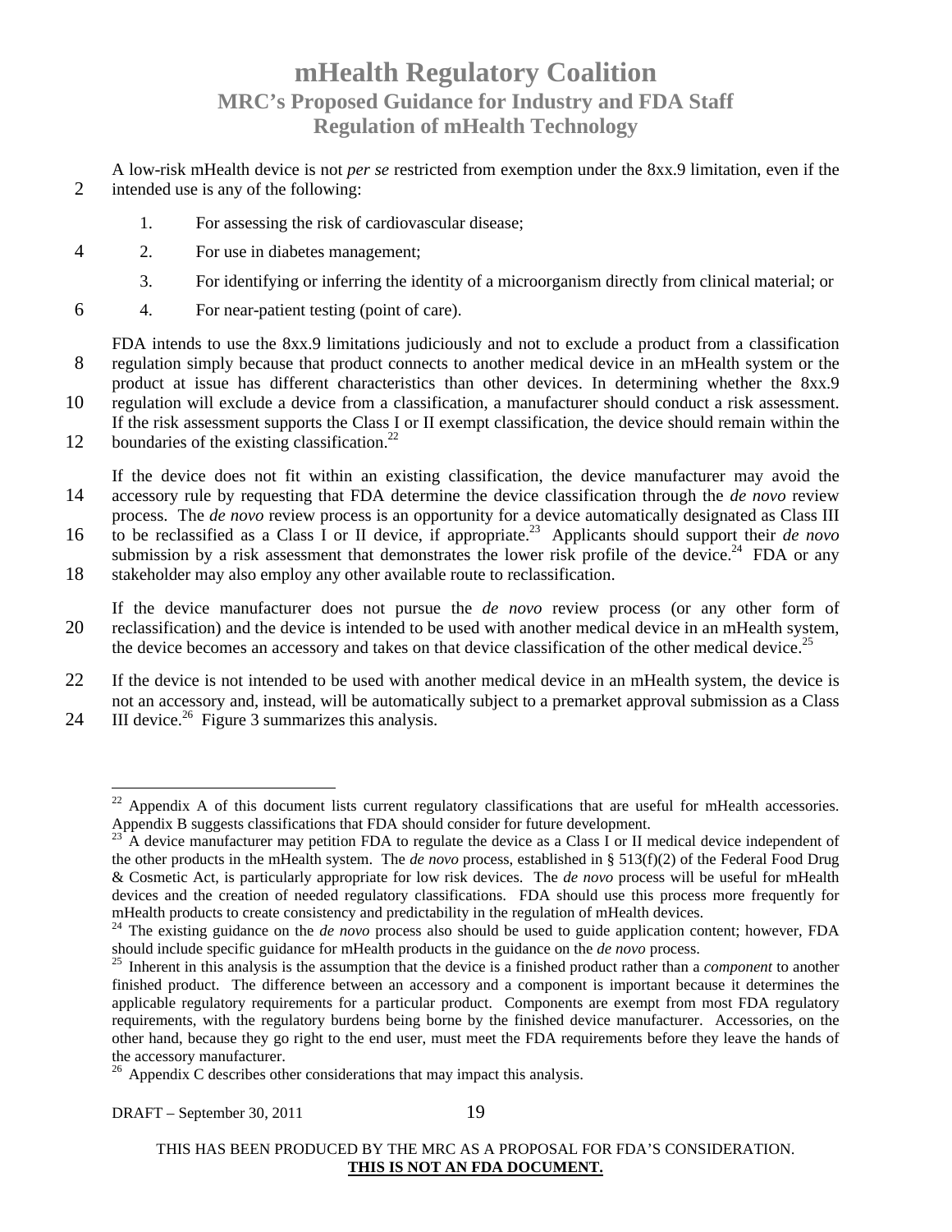A low-risk mHealth device is not *per se* restricted from exemption under the 8xx.9 limitation, even if the intended use is any of the following:

1. For assessing the risk of cardiovascular disease;
2. For use in diabetes management;
3. For identifying or inferring the identity of a microorganism directly from clinical material; or
4. For near-patient testing (point of care).

FDA intends to use the 8xx.9 limitations judiciously and not to exclude a product from a classification regulation simply because that product connects to another medical device in an mHealth system or the product at issue has different characteristics than other devices. In determining whether the 8xx.9 regulation will exclude a device from a classification, a manufacturer should conduct a risk assessment. If the risk assessment supports the Class I or II exempt classification, the device should remain within the boundaries of the existing classification.[22]

If the device does not fit within an existing classification, the device manufacturer may avoid the accessory rule by requesting that FDA determine the device classification through the *de novo* review process. The *de novo* review process is an opportunity for a device automatically designated as Class III to be reclassified as a Class I or II device, if appropriate.[23] Applicants should support their *de novo* submission by a risk assessment that demonstrates the lower risk profile of the device.[24] FDA or any stakeholder may also employ any other available route to reclassification.

If the device manufacturer does not pursue the *de novo* review process (or any other form of reclassification) and the device is intended to be used with another medical device in an mHealth system, the device becomes an accessory and takes on that device classification of the other medical device.[25]

If the device is not intended to be used with another medical device in an mHealth system, the device is not an accessory and, instead, will be automatically subject to a premarket approval submission as a Class III device.[26] Figure 3 summarizes this analysis.

---

[22] Appendix A of this document lists current regulatory classifications that are useful for mHealth accessories. Appendix B suggests classifications that FDA should consider for future development.

[23] A device manufacturer may petition FDA to regulate the device as a Class I or II medical device independent of the other products in the mHealth system. The *de novo* process, established in § 513(f)(2) of the Federal Food Drug & Cosmetic Act, is particularly appropriate for low risk devices. The *de novo* process will be useful for mHealth devices and the creation of needed regulatory classifications. FDA should use this process more frequently for mHealth products to create consistency and predictability in the regulation of mHealth devices.

[24] The existing guidance on the *de novo* process also should be used to guide application content; however, FDA should include specific guidance for mHealth products in the guidance on the *de novo* process.

[25] Inherent in this analysis is the assumption that the device is a finished product rather than a *component* to another finished product. The difference between an accessory and a component is important because it determines the applicable regulatory requirements for a particular product. Components are exempt from most FDA regulatory requirements, with the regulatory burdens being borne by the finished device manufacturer. Accessories, on the other hand, because they go right to the end user, must meet the FDA requirements before they leave the hands of the accessory manufacturer.

[26] Appendix C describes other considerations that may impact this analysis.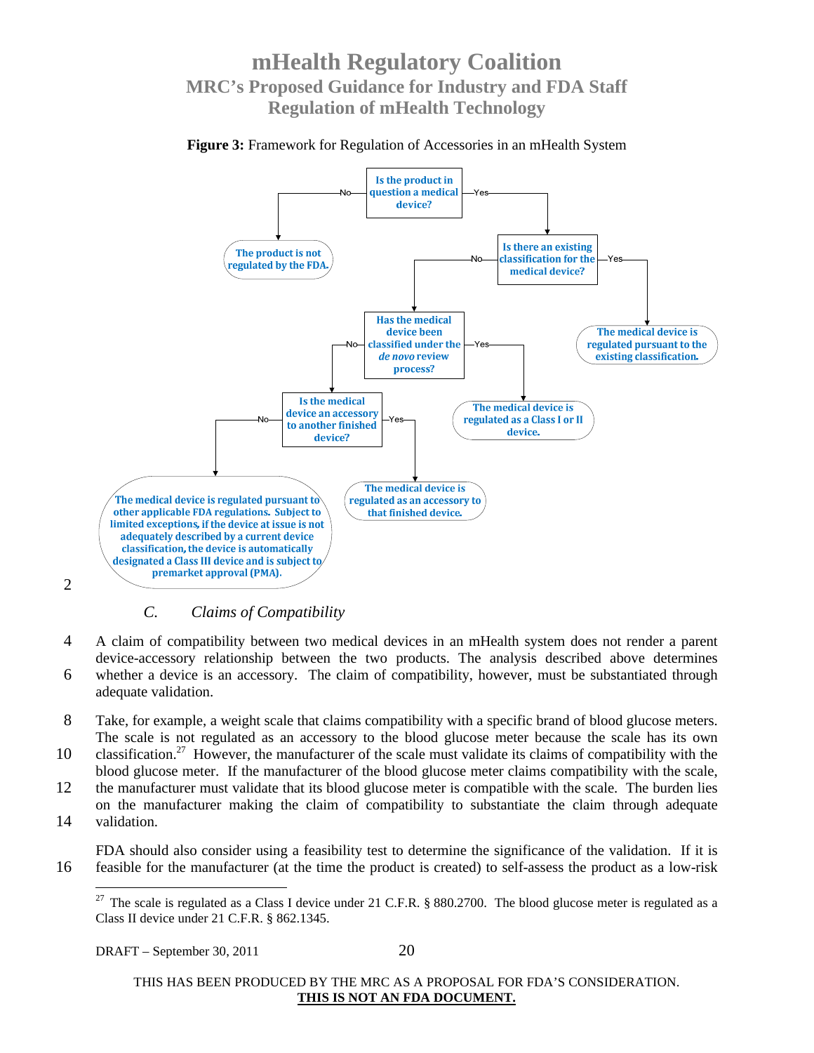**Figure 3:** Framework for Regulation of Accessories in an mHealth System

- Is the product in question a medical device?
  - No → The product is not regulated by the FDA.
  - Yes → Is there an existing classification for the medical device?
    - Yes → The medical device is regulated pursuant to the existing classification.
    - No → Has the medical device been classified under the *de novo* review process?
      - Yes → The medical device is regulated as a Class I or II device.
      - No → Is the medical device an accessory to another finished device?
        - Yes → The medical device is regulated as an accessory to that finished device.
        - No → The medical device is regulated pursuant to other applicable FDA regulations. Subject to limited exceptions, if the device at issue is not adequately described by a current device classification, the device is automatically designated a Class III device and is subject to premarket approval (PMA).

### C. *Claims of Compatibility*

A claim of compatibility between two medical devices in an mHealth system does not render a parent device-accessory relationship between the two products. The analysis described above determines whether a device is an accessory. The claim of compatibility, however, must be substantiated through adequate validation.

Take, for example, a weight scale that claims compatibility with a specific brand of blood glucose meters. The scale is not regulated as an accessory to the blood glucose meter because the scale has its own classification.[27] However, the manufacturer of the scale must validate its claims of compatibility with the blood glucose meter. If the manufacturer of the blood glucose meter claims compatibility with the scale, the manufacturer must validate that its blood glucose meter is compatible with the scale. The burden lies on the manufacturer making the claim of compatibility to substantiate the claim through adequate validation.

FDA should also consider using a feasibility test to determine the significance of the validation. If it is feasible for the manufacturer (at the time the product is created) to self-assess the product as a low-risk

[27] The scale is regulated as a Class I device under 21 C.F.R. § 880.2700. The blood glucose meter is regulated as a Class II device under 21 C.F.R. § 862.1345.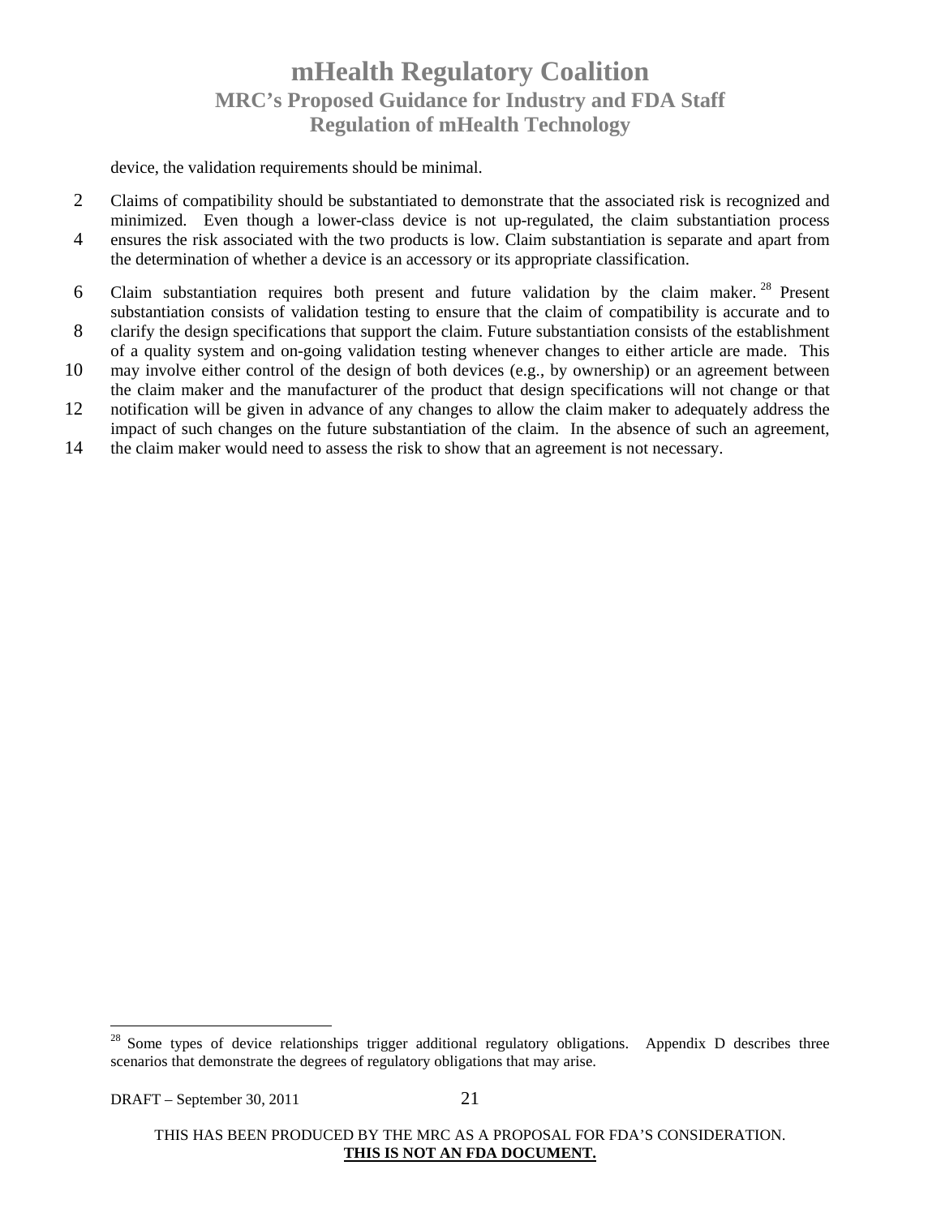device, the validation requirements should be minimal.

Claims of compatibility should be substantiated to demonstrate that the associated risk is recognized and minimized. Even though a lower-class device is not up-regulated, the claim substantiation process ensures the risk associated with the two products is low. Claim substantiation is separate and apart from the determination of whether a device is an accessory or its appropriate classification.

Claim substantiation requires both present and future validation by the claim maker.[28] Present substantiation consists of validation testing to ensure that the claim of compatibility is accurate and to clarify the design specifications that support the claim. Future substantiation consists of the establishment of a quality system and on-going validation testing whenever changes to either article are made. This may involve either control of the design of both devices (e.g., by ownership) or an agreement between the claim maker and the manufacturer of the product that design specifications will not change or that notification will be given in advance of any changes to allow the claim maker to adequately address the impact of such changes on the future substantiation of the claim. In the absence of such an agreement, the claim maker would need to assess the risk to show that an agreement is not necessary.

---

[28] Some types of device relationships trigger additional regulatory obligations. Appendix D describes three scenarios that demonstrate the degrees of regulatory obligations that may arise.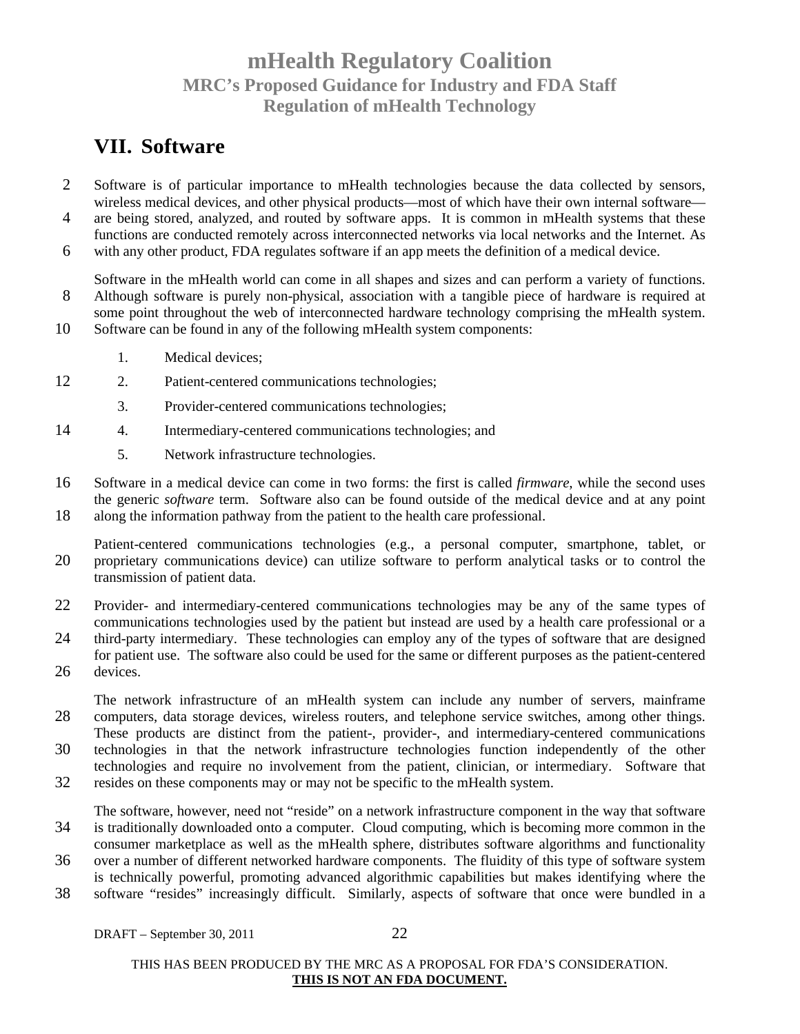## VII. Software

Software is of particular importance to mHealth technologies because the data collected by sensors, wireless medical devices, and other physical products—most of which have their own internal software—are being stored, analyzed, and routed by software apps. It is common in mHealth systems that these functions are conducted remotely across interconnected networks via local networks and the Internet. As with any other product, FDA regulates software if an app meets the definition of a medical device.

Software in the mHealth world can come in all shapes and sizes and can perform a variety of functions. Although software is purely non-physical, association with a tangible piece of hardware is required at some point throughout the web of interconnected hardware technology comprising the mHealth system. Software can be found in any of the following mHealth system components:

1. Medical devices;
2. Patient-centered communications technologies;
3. Provider-centered communications technologies;
4. Intermediary-centered communications technologies; and
5. Network infrastructure technologies.

Software in a medical device can come in two forms: the first is called *firmware*, while the second uses the generic *software* term. Software also can be found outside of the medical device and at any point along the information pathway from the patient to the health care professional.

Patient-centered communications technologies (e.g., a personal computer, smartphone, tablet, or proprietary communications device) can utilize software to perform analytical tasks or to control the transmission of patient data.

Provider- and intermediary-centered communications technologies may be any of the same types of communications technologies used by the patient but instead are used by a health care professional or a third-party intermediary. These technologies can employ any of the types of software that are designed for patient use. The software also could be used for the same or different purposes as the patient-centered devices.

The network infrastructure of an mHealth system can include any number of servers, mainframe computers, data storage devices, wireless routers, and telephone service switches, among other things. These products are distinct from the patient-, provider-, and intermediary-centered communications technologies in that the network infrastructure technologies function independently of the other technologies and require no involvement from the patient, clinician, or intermediary. Software that resides on these components may or may not be specific to the mHealth system.

The software, however, need not "reside" on a network infrastructure component in the way that software is traditionally downloaded onto a computer. Cloud computing, which is becoming more common in the consumer marketplace as well as the mHealth sphere, distributes software algorithms and functionality over a number of different networked hardware components. The fluidity of this type of software system is technically powerful, promoting advanced algorithmic capabilities but makes identifying where the software "resides" increasingly difficult. Similarly, aspects of software that once were bundled in a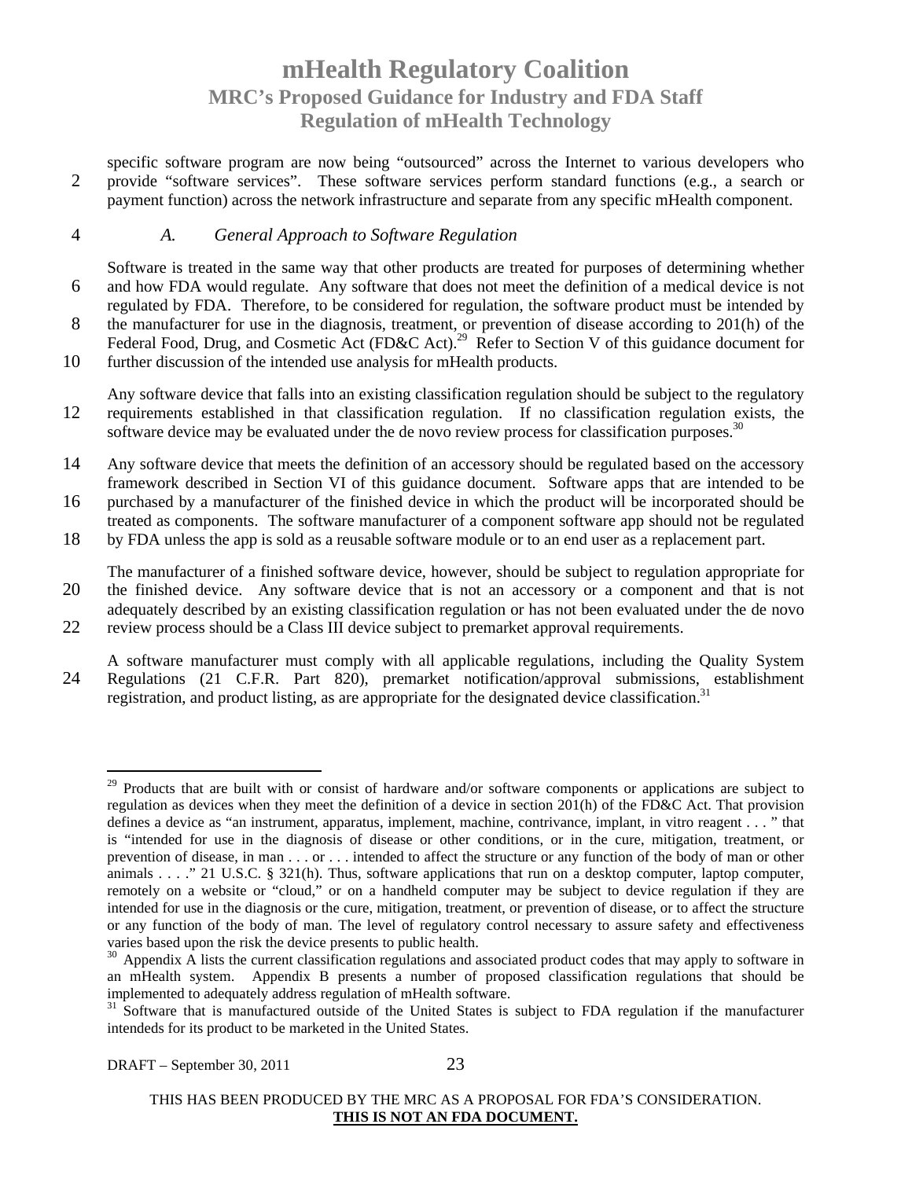specific software program are now being "outsourced" across the Internet to various developers who provide "software services". These software services perform standard functions (e.g., a search or payment function) across the network infrastructure and separate from any specific mHealth component.

### *A. General Approach to Software Regulation*

Software is treated in the same way that other products are treated for purposes of determining whether and how FDA would regulate. Any software that does not meet the definition of a medical device is not regulated by FDA. Therefore, to be considered for regulation, the software product must be intended by the manufacturer for use in the diagnosis, treatment, or prevention of disease according to 201(h) of the Federal Food, Drug, and Cosmetic Act (FD&C Act).[29] Refer to Section V of this guidance document for further discussion of the intended use analysis for mHealth products.

Any software device that falls into an existing classification regulation should be subject to the regulatory requirements established in that classification regulation. If no classification regulation exists, the software device may be evaluated under the de novo review process for classification purposes.[30]

Any software device that meets the definition of an accessory should be regulated based on the accessory framework described in Section VI of this guidance document. Software apps that are intended to be purchased by a manufacturer of the finished device in which the product will be incorporated should be treated as components. The software manufacturer of a component software app should not be regulated by FDA unless the app is sold as a reusable software module or to an end user as a replacement part.

The manufacturer of a finished software device, however, should be subject to regulation appropriate for the finished device. Any software device that is not an accessory or a component and that is not adequately described by an existing classification regulation or has not been evaluated under the de novo review process should be a Class III device subject to premarket approval requirements.

A software manufacturer must comply with all applicable regulations, including the Quality System Regulations (21 C.F.R. Part 820), premarket notification/approval submissions, establishment registration, and product listing, as are appropriate for the designated device classification.[31]

---

[29] Products that are built with or consist of hardware and/or software components or applications are subject to regulation as devices when they meet the definition of a device in section 201(h) of the FD&C Act. That provision defines a device as "an instrument, apparatus, implement, machine, contrivance, implant, in vitro reagent . . . " that is "intended for use in the diagnosis of disease or other conditions, or in the cure, mitigation, treatment, or prevention of disease, in man . . . or . . . intended to affect the structure or any function of the body of man or other animals . . . ." 21 U.S.C. § 321(h). Thus, software applications that run on a desktop computer, laptop computer, remotely on a website or "cloud," or on a handheld computer may be subject to device regulation if they are intended for use in the diagnosis or the cure, mitigation, treatment, or prevention of disease, or to affect the structure or any function of the body of man. The level of regulatory control necessary to assure safety and effectiveness varies based upon the risk the device presents to public health.

[30] Appendix A lists the current classification regulations and associated product codes that may apply to software in an mHealth system. Appendix B presents a number of proposed classification regulations that should be implemented to adequately address regulation of mHealth software.

[31] Software that is manufactured outside of the United States is subject to FDA regulation if the manufacturer intendeds for its product to be marketed in the United States.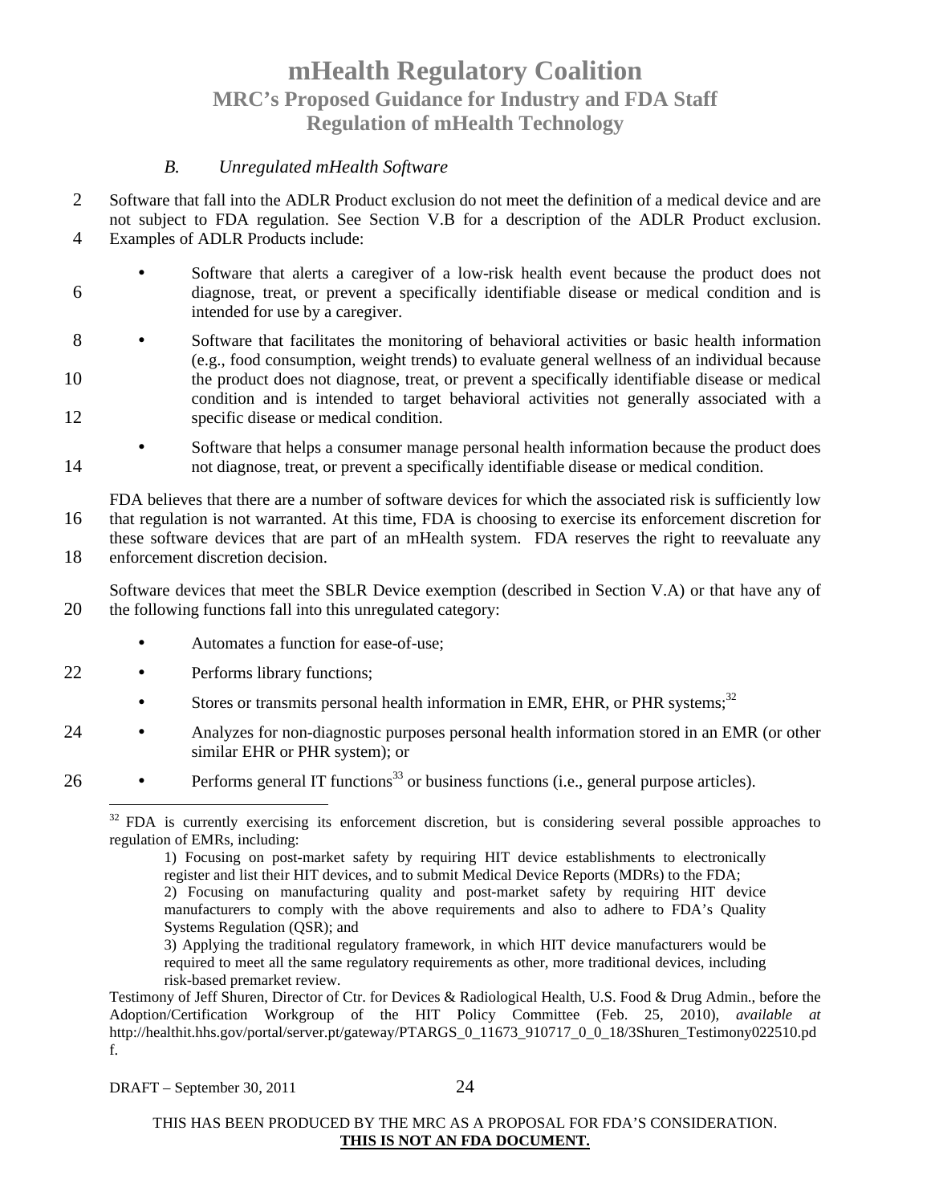### *B. Unregulated mHealth Software*

Software that fall into the ADLR Product exclusion do not meet the definition of a medical device and are not subject to FDA regulation. See Section V.B for a description of the ADLR Product exclusion. Examples of ADLR Products include:

- Software that alerts a caregiver of a low-risk health event because the product does not diagnose, treat, or prevent a specifically identifiable disease or medical condition and is intended for use by a caregiver.
- Software that facilitates the monitoring of behavioral activities or basic health information (e.g., food consumption, weight trends) to evaluate general wellness of an individual because the product does not diagnose, treat, or prevent a specifically identifiable disease or medical condition and is intended to target behavioral activities not generally associated with a specific disease or medical condition.
- Software that helps a consumer manage personal health information because the product does not diagnose, treat, or prevent a specifically identifiable disease or medical condition.

FDA believes that there are a number of software devices for which the associated risk is sufficiently low that regulation is not warranted. At this time, FDA is choosing to exercise its enforcement discretion for these software devices that are part of an mHealth system. FDA reserves the right to reevaluate any enforcement discretion decision.

Software devices that meet the SBLR Device exemption (described in Section V.A) or that have any of the following functions fall into this unregulated category:

- Automates a function for ease-of-use;
- Performs library functions;
- Stores or transmits personal health information in EMR, EHR, or PHR systems;[32]
- Analyzes for non-diagnostic purposes personal health information stored in an EMR (or other similar EHR or PHR system); or
- Performs general IT functions[33] or business functions (i.e., general purpose articles).

---

[32] FDA is currently exercising its enforcement discretion, but is considering several possible approaches to regulation of EMRs, including:

> 1) Focusing on post-market safety by requiring HIT device establishments to electronically register and list their HIT devices, and to submit Medical Device Reports (MDRs) to the FDA;
> 2) Focusing on manufacturing quality and post-market safety by requiring HIT device manufacturers to comply with the above requirements and also to adhere to FDA's Quality Systems Regulation (QSR); and
> 3) Applying the traditional regulatory framework, in which HIT device manufacturers would be required to meet all the same regulatory requirements as other, more traditional devices, including risk-based premarket review.

Testimony of Jeff Shuren, Director of Ctr. for Devices & Radiological Health, U.S. Food & Drug Admin., before the Adoption/Certification Workgroup of the HIT Policy Committee (Feb. 25, 2010), *available at* http://healthit.hhs.gov/portal/server.pt/gateway/PTARGS_0_11673_910717_0_0_18/3Shuren_Testimony022510.pdf.

DRAFT – September 30, 2011

THIS HAS BEEN PRODUCED BY THE MRC AS A PROPOSAL FOR FDA'S CONSIDERATION.
**THIS IS NOT AN FDA DOCUMENT.**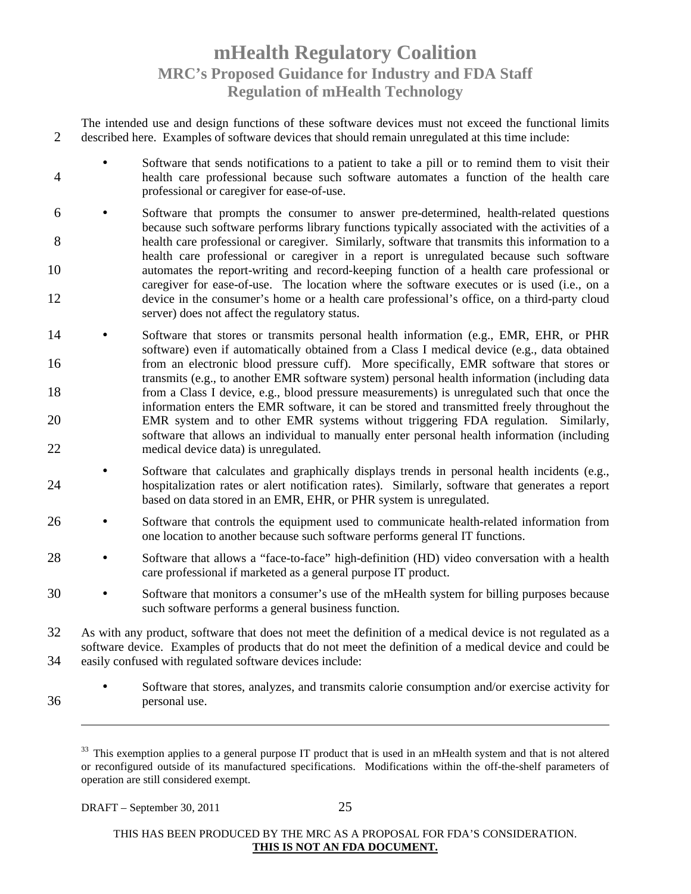The intended use and design functions of these software devices must not exceed the functional limits described here. Examples of software devices that should remain unregulated at this time include:

- Software that sends notifications to a patient to take a pill or to remind them to visit their health care professional because such software automates a function of the health care professional or caregiver for ease-of-use.
- Software that prompts the consumer to answer pre-determined, health-related questions because such software performs library functions typically associated with the activities of a health care professional or caregiver. Similarly, software that transmits this information to a health care professional or caregiver in a report is unregulated because such software automates the report-writing and record-keeping function of a health care professional or caregiver for ease-of-use. The location where the software executes or is used (i.e., on a device in the consumer's home or a health care professional's office, on a third-party cloud server) does not affect the regulatory status.
- Software that stores or transmits personal health information (e.g., EMR, EHR, or PHR software) even if automatically obtained from a Class I medical device (e.g., data obtained from an electronic blood pressure cuff). More specifically, EMR software that stores or transmits (e.g., to another EMR software system) personal health information (including data from a Class I device, e.g., blood pressure measurements) is unregulated such that once the information enters the EMR software, it can be stored and transmitted freely throughout the EMR system and to other EMR systems without triggering FDA regulation. Similarly, software that allows an individual to manually enter personal health information (including medical device data) is unregulated.
- Software that calculates and graphically displays trends in personal health incidents (e.g., hospitalization rates or alert notification rates). Similarly, software that generates a report based on data stored in an EMR, EHR, or PHR system is unregulated.
- Software that controls the equipment used to communicate health-related information from one location to another because such software performs general IT functions.
- Software that allows a "face-to-face" high-definition (HD) video conversation with a health care professional if marketed as a general purpose IT product.
- Software that monitors a consumer's use of the mHealth system for billing purposes because such software performs a general business function.

As with any product, software that does not meet the definition of a medical device is not regulated as a software device. Examples of products that do not meet the definition of a medical device and could be easily confused with regulated software devices include:

- Software that stores, analyzes, and transmits calorie consumption and/or exercise activity for personal use.

---

[33] This exemption applies to a general purpose IT product that is used in an mHealth system and that is not altered or reconfigured outside of its manufactured specifications. Modifications within the off-the-shelf parameters of operation are still considered exempt.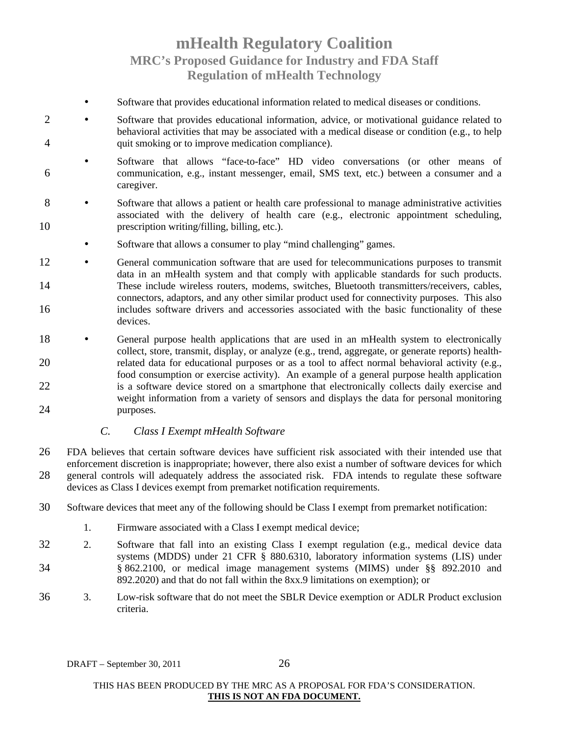- Software that provides educational information related to medical diseases or conditions.
- Software that provides educational information, advice, or motivational guidance related to behavioral activities that may be associated with a medical disease or condition (e.g., to help quit smoking or to improve medication compliance).
- Software that allows "face-to-face" HD video conversations (or other means of communication, e.g., instant messenger, email, SMS text, etc.) between a consumer and a caregiver.
- Software that allows a patient or health care professional to manage administrative activities associated with the delivery of health care (e.g., electronic appointment scheduling, prescription writing/filling, billing, etc.).
- Software that allows a consumer to play "mind challenging" games.
- General communication software that are used for telecommunications purposes to transmit data in an mHealth system and that comply with applicable standards for such products. These include wireless routers, modems, switches, Bluetooth transmitters/receivers, cables, connectors, adaptors, and any other similar product used for connectivity purposes. This also includes software drivers and accessories associated with the basic functionality of these devices.
- General purpose health applications that are used in an mHealth system to electronically collect, store, transmit, display, or analyze (e.g., trend, aggregate, or generate reports) health-related data for educational purposes or as a tool to affect normal behavioral activity (e.g., food consumption or exercise activity). An example of a general purpose health application is a software device stored on a smartphone that electronically collects daily exercise and weight information from a variety of sensors and displays the data for personal monitoring purposes.

### *C. Class I Exempt mHealth Software*

FDA believes that certain software devices have sufficient risk associated with their intended use that enforcement discretion is inappropriate; however, there also exist a number of software devices for which general controls will adequately address the associated risk. FDA intends to regulate these software devices as Class I devices exempt from premarket notification requirements.

Software devices that meet any of the following should be Class I exempt from premarket notification:

1. Firmware associated with a Class I exempt medical device;
2. Software that fall into an existing Class I exempt regulation (e.g., medical device data systems (MDDS) under 21 CFR § 880.6310, laboratory information systems (LIS) under § 862.2100, or medical image management systems (MIMS) under §§ 892.2010 and 892.2020) and that do not fall within the 8xx.9 limitations on exemption); or
3. Low-risk software that do not meet the SBLR Device exemption or ADLR Product exclusion criteria.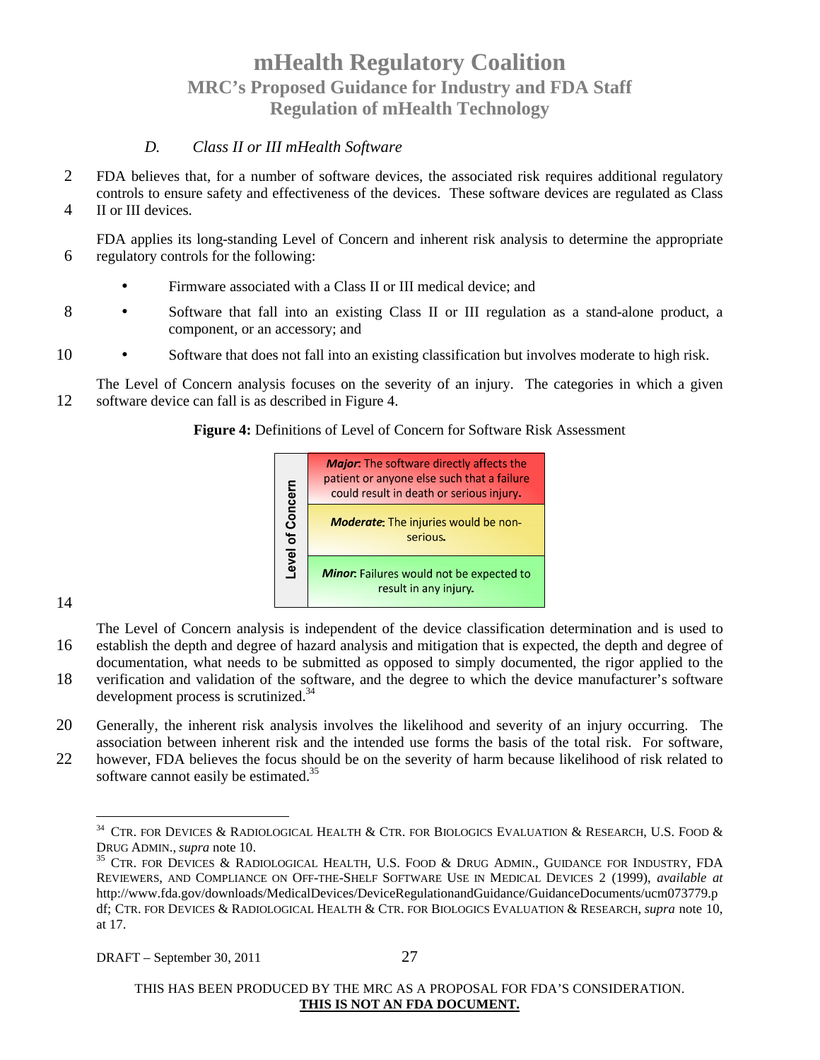### D. *Class II or III mHealth Software*

FDA believes that, for a number of software devices, the associated risk requires additional regulatory controls to ensure safety and effectiveness of the devices. These software devices are regulated as Class II or III devices.

FDA applies its long-standing Level of Concern and inherent risk analysis to determine the appropriate regulatory controls for the following:

- Firmware associated with a Class II or III medical device; and
- Software that fall into an existing Class II or III regulation as a stand-alone product, a component, or an accessory; and
- Software that does not fall into an existing classification but involves moderate to high risk.

The Level of Concern analysis focuses on the severity of an injury. The categories in which a given software device can fall is as described in Figure 4.

**Figure 4:** Definitions of Level of Concern for Software Risk Assessment

| Level of Concern |
|---|
| ***Major***: The software directly affects the patient or anyone else such that a failure could result in death or serious injury. |
| ***Moderate***: The injuries would be non-serious. |
| ***Minor***: Failures would not be expected to result in any injury. |

The Level of Concern analysis is independent of the device classification determination and is used to establish the depth and degree of hazard analysis and mitigation that is expected, the depth and degree of documentation, what needs to be submitted as opposed to simply documented, the rigor applied to the verification and validation of the software, and the degree to which the device manufacturer's software development process is scrutinized.[34]

Generally, the inherent risk analysis involves the likelihood and severity of an injury occurring. The association between inherent risk and the intended use forms the basis of the total risk. For software, however, FDA believes the focus should be on the severity of harm because likelihood of risk related to software cannot easily be estimated.[35]

---

[34] CTR. FOR DEVICES & RADIOLOGICAL HEALTH & CTR. FOR BIOLOGICS EVALUATION & RESEARCH, U.S. FOOD & DRUG ADMIN., *supra* note 10.

[35] CTR. FOR DEVICES & RADIOLOGICAL HEALTH, U.S. FOOD & DRUG ADMIN., GUIDANCE FOR INDUSTRY, FDA REVIEWERS, AND COMPLIANCE ON OFF-THE-SHELF SOFTWARE USE IN MEDICAL DEVICES 2 (1999), *available at* http://www.fda.gov/downloads/MedicalDevices/DeviceRegulationandGuidance/GuidanceDocuments/ucm073779.pdf; CTR. FOR DEVICES & RADIOLOGICAL HEALTH & CTR. FOR BIOLOGICS EVALUATION & RESEARCH, *supra* note 10, at 17.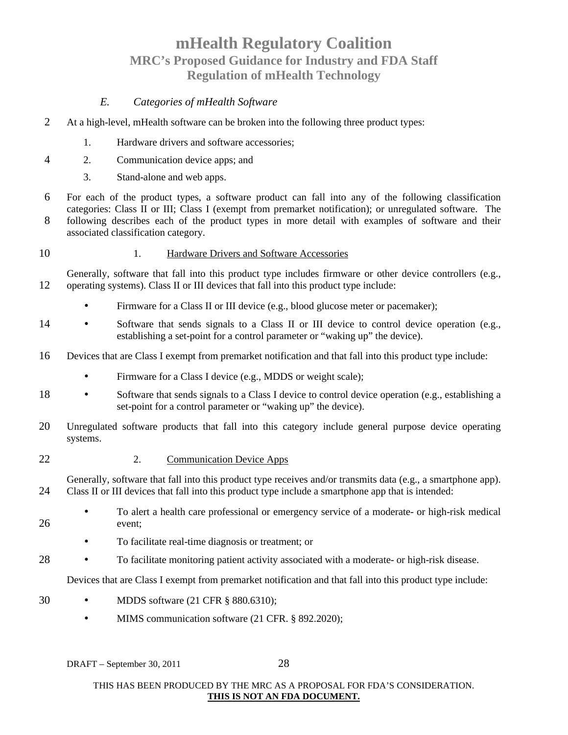### *E. Categories of mHealth Software*

At a high-level, mHealth software can be broken into the following three product types:

1. Hardware drivers and software accessories;
2. Communication device apps; and
3. Stand-alone and web apps.

For each of the product types, a software product can fall into any of the following classification categories: Class II or III; Class I (exempt from premarket notification); or unregulated software. The following describes each of the product types in more detail with examples of software and their associated classification category.

#### 1. Hardware Drivers and Software Accessories

Generally, software that fall into this product type includes firmware or other device controllers (e.g., operating systems). Class II or III devices that fall into this product type include:

- Firmware for a Class II or III device (e.g., blood glucose meter or pacemaker);
- Software that sends signals to a Class II or III device to control device operation (e.g., establishing a set-point for a control parameter or "waking up" the device).

Devices that are Class I exempt from premarket notification and that fall into this product type include:

- Firmware for a Class I device (e.g., MDDS or weight scale);
- Software that sends signals to a Class I device to control device operation (e.g., establishing a set-point for a control parameter or "waking up" the device).

Unregulated software products that fall into this category include general purpose device operating systems.

#### 2. Communication Device Apps

Generally, software that fall into this product type receives and/or transmits data (e.g., a smartphone app). Class II or III devices that fall into this product type include a smartphone app that is intended:

- To alert a health care professional or emergency service of a moderate- or high-risk medical event;
- To facilitate real-time diagnosis or treatment; or
- To facilitate monitoring patient activity associated with a moderate- or high-risk disease.

Devices that are Class I exempt from premarket notification and that fall into this product type include:

- MDDS software (21 CFR § 880.6310);
- MIMS communication software (21 CFR. § 892.2020);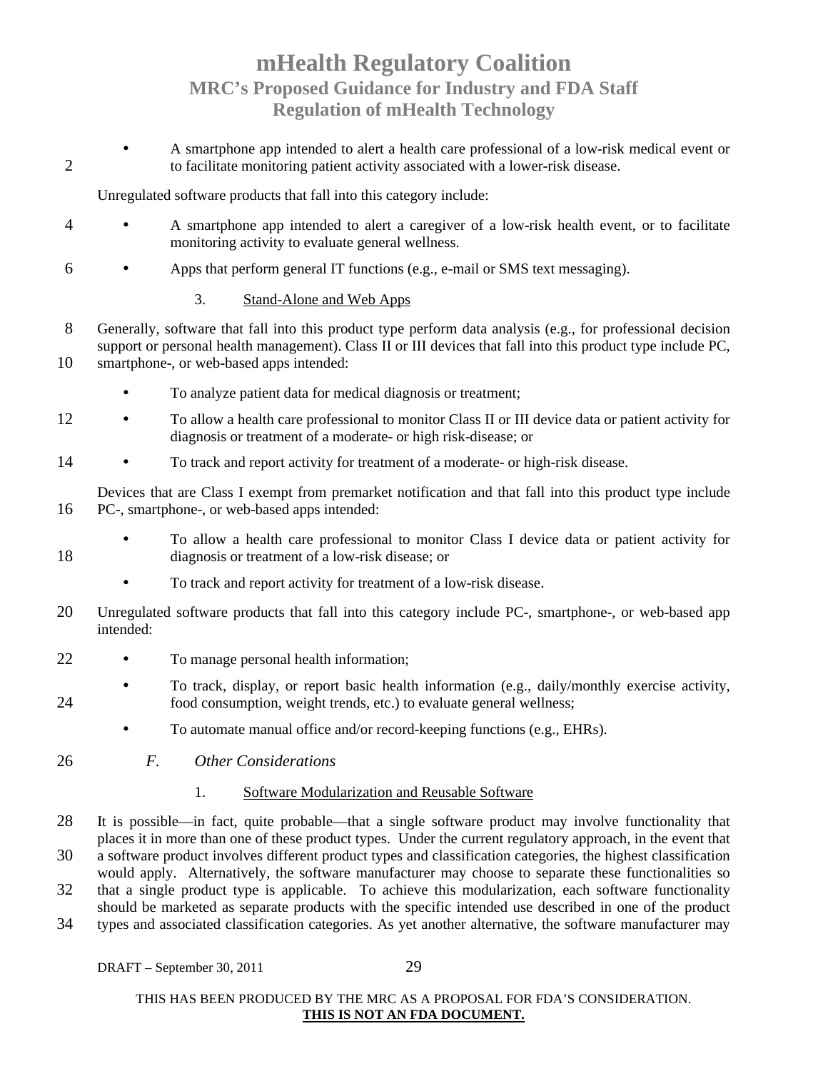- A smartphone app intended to alert a health care professional of a low-risk medical event or to facilitate monitoring patient activity associated with a lower-risk disease.

Unregulated software products that fall into this category include:

- A smartphone app intended to alert a caregiver of a low-risk health event, or to facilitate monitoring activity to evaluate general wellness.
- Apps that perform general IT functions (e.g., e-mail or SMS text messaging).

#### 3. Stand-Alone and Web Apps

Generally, software that fall into this product type perform data analysis (e.g., for professional decision support or personal health management). Class II or III devices that fall into this product type include PC, smartphone-, or web-based apps intended:

- To analyze patient data for medical diagnosis or treatment;
- To allow a health care professional to monitor Class II or III device data or patient activity for diagnosis or treatment of a moderate- or high risk-disease; or
- To track and report activity for treatment of a moderate- or high-risk disease.

Devices that are Class I exempt from premarket notification and that fall into this product type include PC-, smartphone-, or web-based apps intended:

- To allow a health care professional to monitor Class I device data or patient activity for diagnosis or treatment of a low-risk disease; or
- To track and report activity for treatment of a low-risk disease.

Unregulated software products that fall into this category include PC-, smartphone-, or web-based app intended:

- To manage personal health information;
- To track, display, or report basic health information (e.g., daily/monthly exercise activity, food consumption, weight trends, etc.) to evaluate general wellness;
- To automate manual office and/or record-keeping functions (e.g., EHRs).

### *F. Other Considerations*

#### 1. Software Modularization and Reusable Software

It is possible—in fact, quite probable—that a single software product may involve functionality that places it in more than one of these product types. Under the current regulatory approach, in the event that a software product involves different product types and classification categories, the highest classification would apply. Alternatively, the software manufacturer may choose to separate these functionalities so that a single product type is applicable. To achieve this modularization, each software functionality should be marketed as separate products with the specific intended use described in one of the product types and associated classification categories. As yet another alternative, the software manufacturer may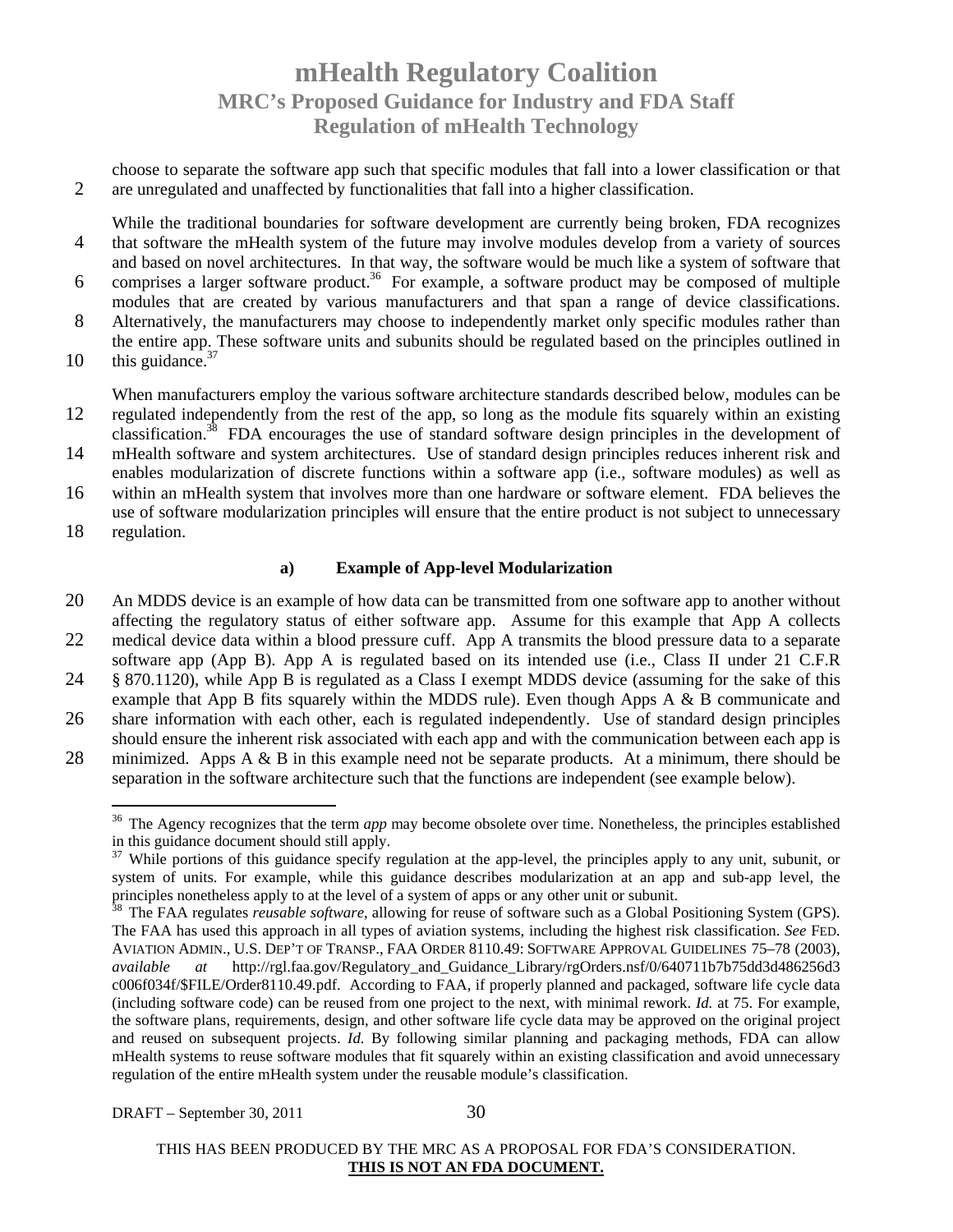choose to separate the software app such that specific modules that fall into a lower classification or that are unregulated and unaffected by functionalities that fall into a higher classification.

While the traditional boundaries for software development are currently being broken, FDA recognizes that software the mHealth system of the future may involve modules develop from a variety of sources and based on novel architectures. In that way, the software would be much like a system of software that comprises a larger software product.[36] For example, a software product may be composed of multiple modules that are created by various manufacturers and that span a range of device classifications. Alternatively, the manufacturers may choose to independently market only specific modules rather than the entire app. These software units and subunits should be regulated based on the principles outlined in this guidance.[37]

When manufacturers employ the various software architecture standards described below, modules can be regulated independently from the rest of the app, so long as the module fits squarely within an existing classification.[38] FDA encourages the use of standard software design principles in the development of mHealth software and system architectures. Use of standard design principles reduces inherent risk and enables modularization of discrete functions within a software app (i.e., software modules) as well as within an mHealth system that involves more than one hardware or software element. FDA believes the use of software modularization principles will ensure that the entire product is not subject to unnecessary regulation.

### a) Example of App-level Modularization

An MDDS device is an example of how data can be transmitted from one software app to another without affecting the regulatory status of either software app. Assume for this example that App A collects medical device data within a blood pressure cuff. App A transmits the blood pressure data to a separate software app (App B). App A is regulated based on its intended use (i.e., Class II under 21 C.F.R § 870.1120), while App B is regulated as a Class I exempt MDDS device (assuming for the sake of this example that App B fits squarely within the MDDS rule). Even though Apps A & B communicate and share information with each other, each is regulated independently. Use of standard design principles should ensure the inherent risk associated with each app and with the communication between each app is minimized. Apps A & B in this example need not be separate products. At a minimum, there should be separation in the software architecture such that the functions are independent (see example below).

---

[36] The Agency recognizes that the term *app* may become obsolete over time. Nonetheless, the principles established in this guidance document should still apply.

[37] While portions of this guidance specify regulation at the app-level, the principles apply to any unit, subunit, or system of units. For example, while this guidance describes modularization at an app and sub-app level, the principles nonetheless apply to at the level of a system of apps or any other unit or subunit.

[38] The FAA regulates *reusable software*, allowing for reuse of software such as a Global Positioning System (GPS). The FAA has used this approach in all types of aviation systems, including the highest risk classification. *See* FED. AVIATION ADMIN., U.S. DEP'T OF TRANSP., FAA ORDER 8110.49: SOFTWARE APPROVAL GUIDELINES 75–78 (2003), *available at* http://rgl.faa.gov/Regulatory_and_Guidance_Library/rgOrders.nsf/0/640711b7b75dd3d486256d3c006f034f/$FILE/Order8110.49.pdf. According to FAA, if properly planned and packaged, software life cycle data (including software code) can be reused from one project to the next, with minimal rework. *Id.* at 75. For example, the software plans, requirements, design, and other software life cycle data may be approved on the original project and reused on subsequent projects. *Id.* By following similar planning and packaging methods, FDA can allow mHealth systems to reuse software modules that fit squarely within an existing classification and avoid unnecessary regulation of the entire mHealth system under the reusable module's classification.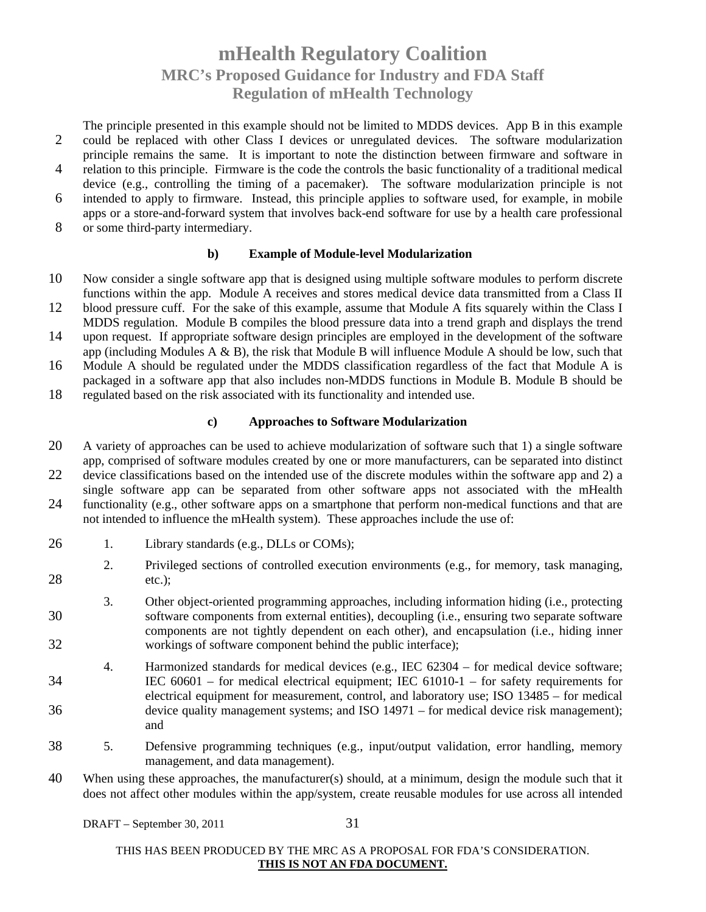The principle presented in this example should not be limited to MDDS devices. App B in this example could be replaced with other Class I devices or unregulated devices. The software modularization principle remains the same. It is important to note the distinction between firmware and software in relation to this principle. Firmware is the code the controls the basic functionality of a traditional medical device (e.g., controlling the timing of a pacemaker). The software modularization principle is not intended to apply to firmware. Instead, this principle applies to software used, for example, in mobile apps or a store-and-forward system that involves back-end software for use by a health care professional or some third-party intermediary.

#### b) Example of Module-level Modularization

Now consider a single software app that is designed using multiple software modules to perform discrete functions within the app. Module A receives and stores medical device data transmitted from a Class II blood pressure cuff. For the sake of this example, assume that Module A fits squarely within the Class I MDDS regulation. Module B compiles the blood pressure data into a trend graph and displays the trend upon request. If appropriate software design principles are employed in the development of the software app (including Modules A & B), the risk that Module B will influence Module A should be low, such that Module A should be regulated under the MDDS classification regardless of the fact that Module A is packaged in a software app that also includes non-MDDS functions in Module B. Module B should be regulated based on the risk associated with its functionality and intended use.

#### c) Approaches to Software Modularization

A variety of approaches can be used to achieve modularization of software such that 1) a single software app, comprised of software modules created by one or more manufacturers, can be separated into distinct device classifications based on the intended use of the discrete modules within the software app and 2) a single software app can be separated from other software apps not associated with the mHealth functionality (e.g., other software apps on a smartphone that perform non-medical functions and that are not intended to influence the mHealth system). These approaches include the use of:

1. Library standards (e.g., DLLs or COMs);
2. Privileged sections of controlled execution environments (e.g., for memory, task managing, etc.);
3. Other object-oriented programming approaches, including information hiding (i.e., protecting software components from external entities), decoupling (i.e., ensuring two separate software components are not tightly dependent on each other), and encapsulation (i.e., hiding inner workings of software component behind the public interface);
4. Harmonized standards for medical devices (e.g., IEC 62304 – for medical device software; IEC 60601 – for medical electrical equipment; IEC 61010-1 – for safety requirements for electrical equipment for measurement, control, and laboratory use; ISO 13485 – for medical device quality management systems; and ISO 14971 – for medical device risk management); and
5. Defensive programming techniques (e.g., input/output validation, error handling, memory management, and data management).

When using these approaches, the manufacturer(s) should, at a minimum, design the module such that it does not affect other modules within the app/system, create reusable modules for use across all intended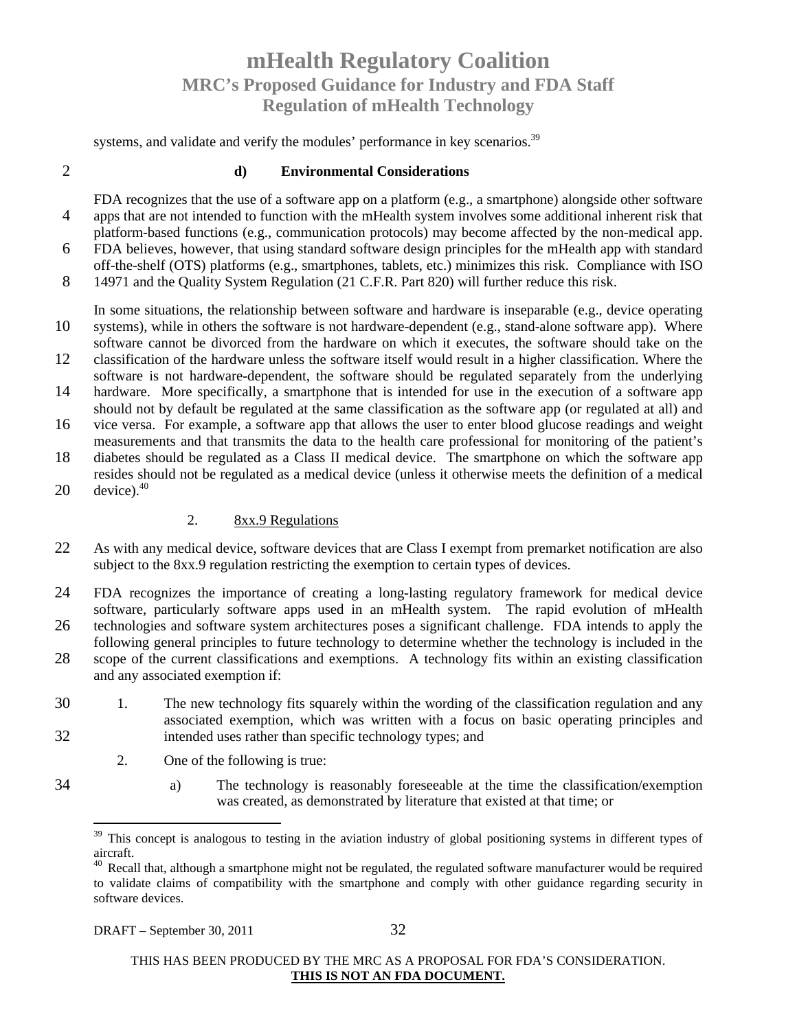systems, and validate and verify the modules' performance in key scenarios.[39]

#### d) Environmental Considerations

FDA recognizes that the use of a software app on a platform (e.g., a smartphone) alongside other software apps that are not intended to function with the mHealth system involves some additional inherent risk that platform-based functions (e.g., communication protocols) may become affected by the non-medical app. FDA believes, however, that using standard software design principles for the mHealth app with standard off-the-shelf (OTS) platforms (e.g., smartphones, tablets, etc.) minimizes this risk. Compliance with ISO 14971 and the Quality System Regulation (21 C.F.R. Part 820) will further reduce this risk.

In some situations, the relationship between software and hardware is inseparable (e.g., device operating systems), while in others the software is not hardware-dependent (e.g., stand-alone software app). Where software cannot be divorced from the hardware on which it executes, the software should take on the classification of the hardware unless the software itself would result in a higher classification. Where the software is not hardware-dependent, the software should be regulated separately from the underlying hardware. More specifically, a smartphone that is intended for use in the execution of a software app should not by default be regulated at the same classification as the software app (or regulated at all) and vice versa. For example, a software app that allows the user to enter blood glucose readings and weight measurements and that transmits the data to the health care professional for monitoring of the patient's diabetes should be regulated as a Class II medical device. The smartphone on which the software app resides should not be regulated as a medical device (unless it otherwise meets the definition of a medical device).[40]

### 2. 8xx.9 Regulations

As with any medical device, software devices that are Class I exempt from premarket notification are also subject to the 8xx.9 regulation restricting the exemption to certain types of devices.

FDA recognizes the importance of creating a long-lasting regulatory framework for medical device software, particularly software apps used in an mHealth system. The rapid evolution of mHealth technologies and software system architectures poses a significant challenge. FDA intends to apply the following general principles to future technology to determine whether the technology is included in the scope of the current classifications and exemptions. A technology fits within an existing classification and any associated exemption if:

1. The new technology fits squarely within the wording of the classification regulation and any associated exemption, which was written with a focus on basic operating principles and intended uses rather than specific technology types; and

2. One of the following is true:

   a) The technology is reasonably foreseeable at the time the classification/exemption was created, as demonstrated by literature that existed at that time; or

---

[39] This concept is analogous to testing in the aviation industry of global positioning systems in different types of aircraft.

[40] Recall that, although a smartphone might not be regulated, the regulated software manufacturer would be required to validate claims of compatibility with the smartphone and comply with other guidance regarding security in software devices.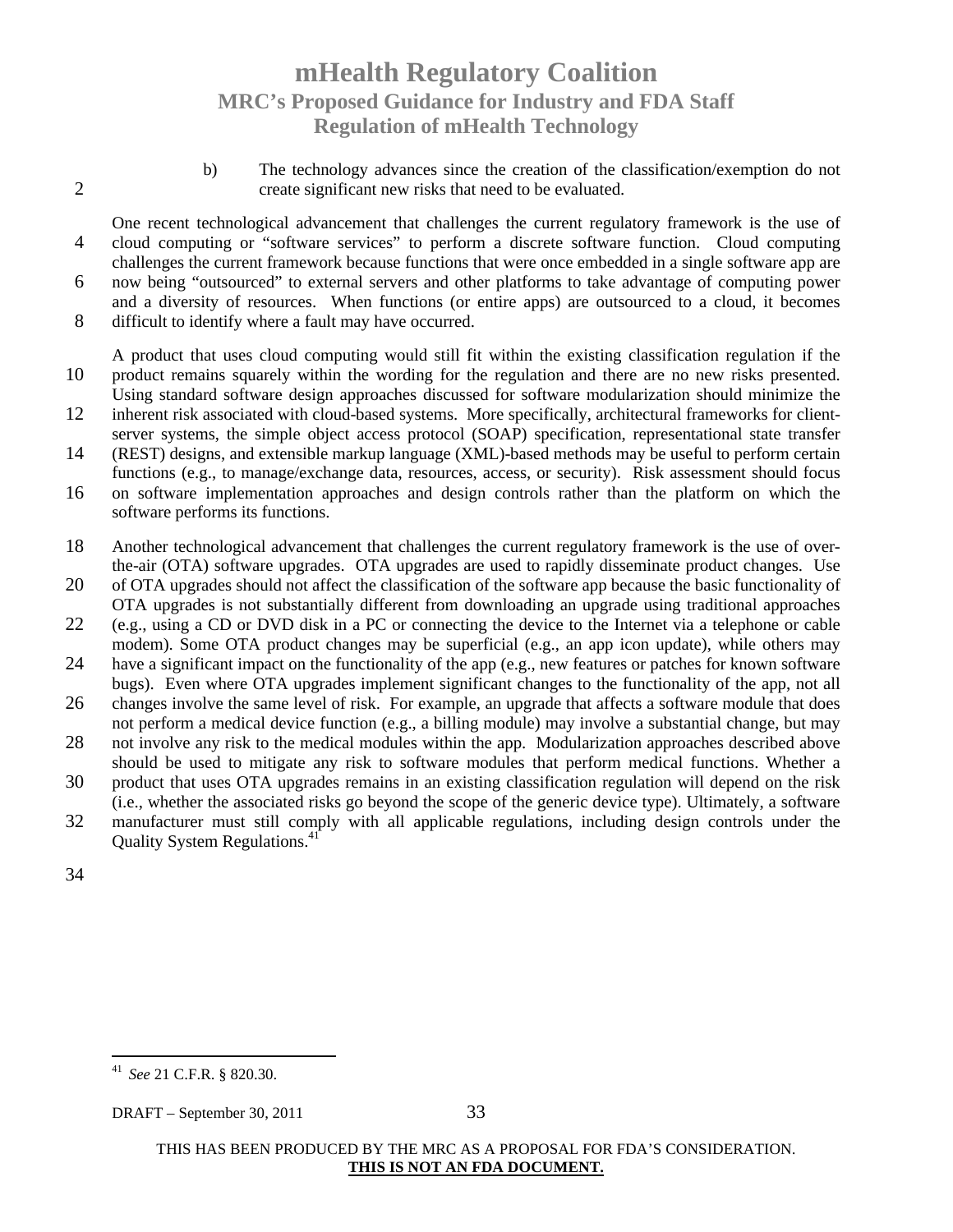b) The technology advances since the creation of the classification/exemption do not create significant new risks that need to be evaluated.

One recent technological advancement that challenges the current regulatory framework is the use of cloud computing or "software services" to perform a discrete software function. Cloud computing challenges the current framework because functions that were once embedded in a single software app are now being "outsourced" to external servers and other platforms to take advantage of computing power and a diversity of resources. When functions (or entire apps) are outsourced to a cloud, it becomes difficult to identify where a fault may have occurred.

A product that uses cloud computing would still fit within the existing classification regulation if the product remains squarely within the wording for the regulation and there are no new risks presented. Using standard software design approaches discussed for software modularization should minimize the inherent risk associated with cloud-based systems. More specifically, architectural frameworks for client-server systems, the simple object access protocol (SOAP) specification, representational state transfer (REST) designs, and extensible markup language (XML)-based methods may be useful to perform certain functions (e.g., to manage/exchange data, resources, access, or security). Risk assessment should focus on software implementation approaches and design controls rather than the platform on which the software performs its functions.

Another technological advancement that challenges the current regulatory framework is the use of over-the-air (OTA) software upgrades. OTA upgrades are used to rapidly disseminate product changes. Use of OTA upgrades should not affect the classification of the software app because the basic functionality of OTA upgrades is not substantially different from downloading an upgrade using traditional approaches (e.g., using a CD or DVD disk in a PC or connecting the device to the Internet via a telephone or cable modem). Some OTA product changes may be superficial (e.g., an app icon update), while others may have a significant impact on the functionality of the app (e.g., new features or patches for known software bugs). Even where OTA upgrades implement significant changes to the functionality of the app, not all changes involve the same level of risk. For example, an upgrade that affects a software module that does not perform a medical device function (e.g., a billing module) may involve a substantial change, but may not involve any risk to the medical modules within the app. Modularization approaches described above should be used to mitigate any risk to software modules that perform medical functions. Whether a product that uses OTA upgrades remains in an existing classification regulation will depend on the risk (i.e., whether the associated risks go beyond the scope of the generic device type). Ultimately, a software manufacturer must still comply with all applicable regulations, including design controls under the Quality System Regulations.[41]

---

[41] *See* 21 C.F.R. § 820.30.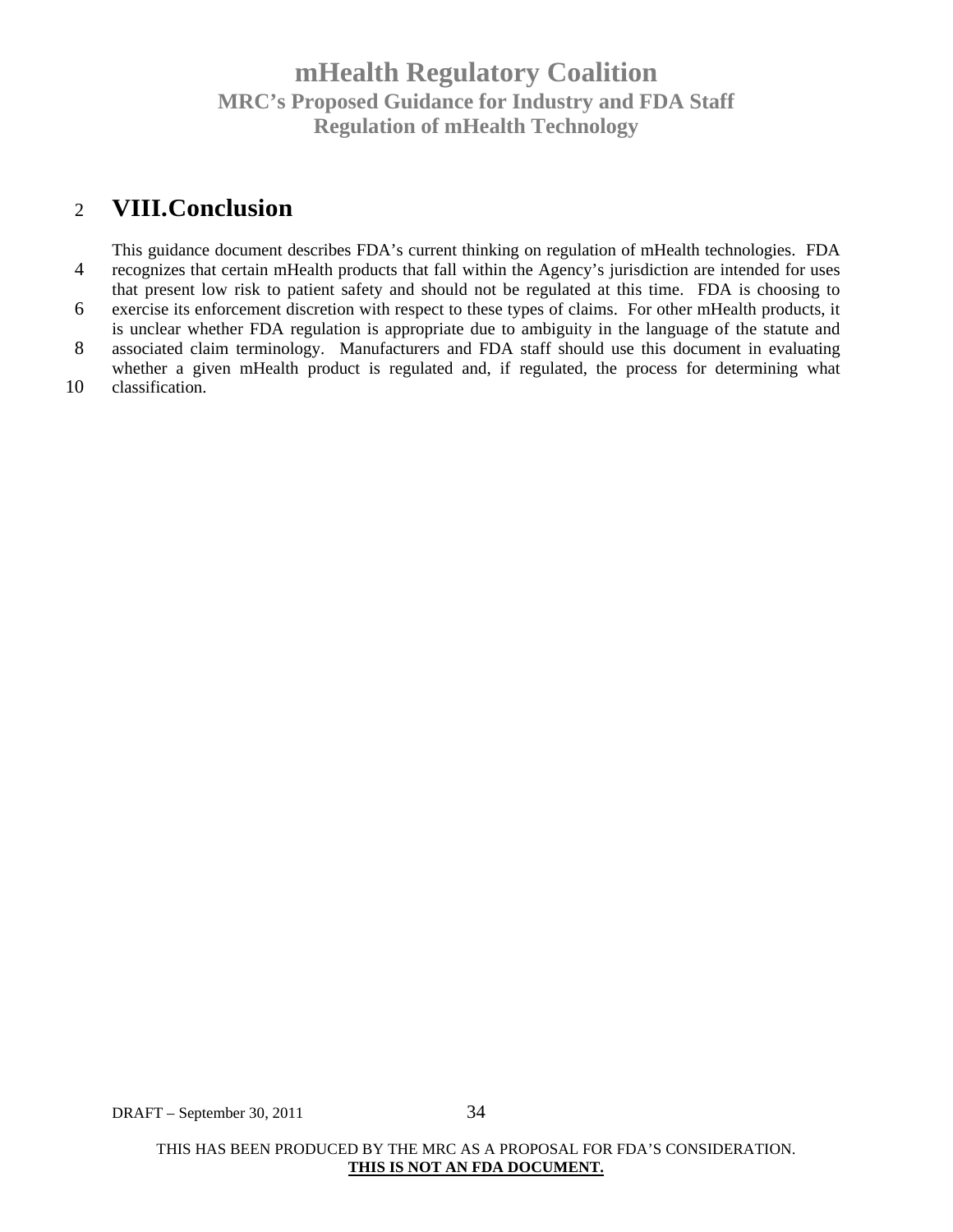# VIII. Conclusion

This guidance document describes FDA's current thinking on regulation of mHealth technologies. FDA recognizes that certain mHealth products that fall within the Agency's jurisdiction are intended for uses that present low risk to patient safety and should not be regulated at this time. FDA is choosing to exercise its enforcement discretion with respect to these types of claims. For other mHealth products, it is unclear whether FDA regulation is appropriate due to ambiguity in the language of the statute and associated claim terminology. Manufacturers and FDA staff should use this document in evaluating whether a given mHealth product is regulated and, if regulated, the process for determining what classification.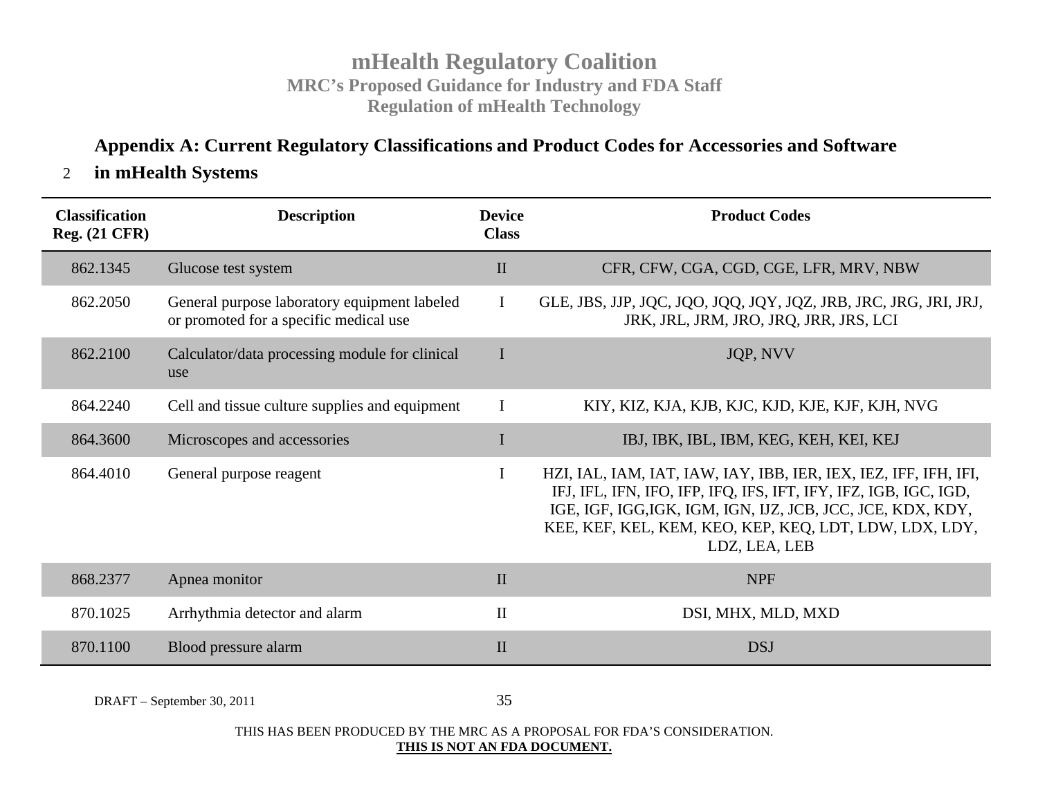## Appendix A: Current Regulatory Classifications and Product Codes for Accessories and Software in mHealth Systems

| Classification Reg. (21 CFR) | Description | Device Class | Product Codes |
|---|---|---|---|
| 862.1345 | Glucose test system | II | CFR, CFW, CGA, CGD, CGE, LFR, MRV, NBW |
| 862.2050 | General purpose laboratory equipment labeled or promoted for a specific medical use | I | GLE, JBS, JJP, JQC, JQO, JQQ, JQY, JQZ, JRB, JRC, JRG, JRI, JRJ, JRK, JRL, JRM, JRO, JRQ, JRR, JRS, LCI |
| 862.2100 | Calculator/data processing module for clinical use | I | JQP, NVV |
| 864.2240 | Cell and tissue culture supplies and equipment | I | KIY, KIZ, KJA, KJB, KJC, KJD, KJE, KJF, KJH, NVG |
| 864.3600 | Microscopes and accessories | I | IBJ, IBK, IBL, IBM, KEG, KEH, KEI, KEJ |
| 864.4010 | General purpose reagent | I | HZI, IAL, IAM, IAT, IAW, IAY, IBB, IER, IEX, IEZ, IFF, IFH, IFI, IFJ, IFL, IFN, IFO, IFP, IFQ, IFS, IFT, IFY, IFZ, IGB, IGC, IGD, IGE, IGF, IGG,IGK, IGM, IGN, IJZ, JCB, JCC, JCE, KDX, KDY, KEE, KEF, KEL, KEM, KEO, KEP, KEQ, LDT, LDW, LDX, LDY, LDZ, LEA, LEB |
| 868.2377 | Apnea monitor | II | NPF |
| 870.1025 | Arrhythmia detector and alarm | II | DSI, MHX, MLD, MXD |
| 870.1100 | Blood pressure alarm | II | DSJ |

DRAFT – September 30, 2011

THIS HAS BEEN PRODUCED BY THE MRC AS A PROPOSAL FOR FDA'S CONSIDERATION.
**THIS IS NOT AN FDA DOCUMENT.**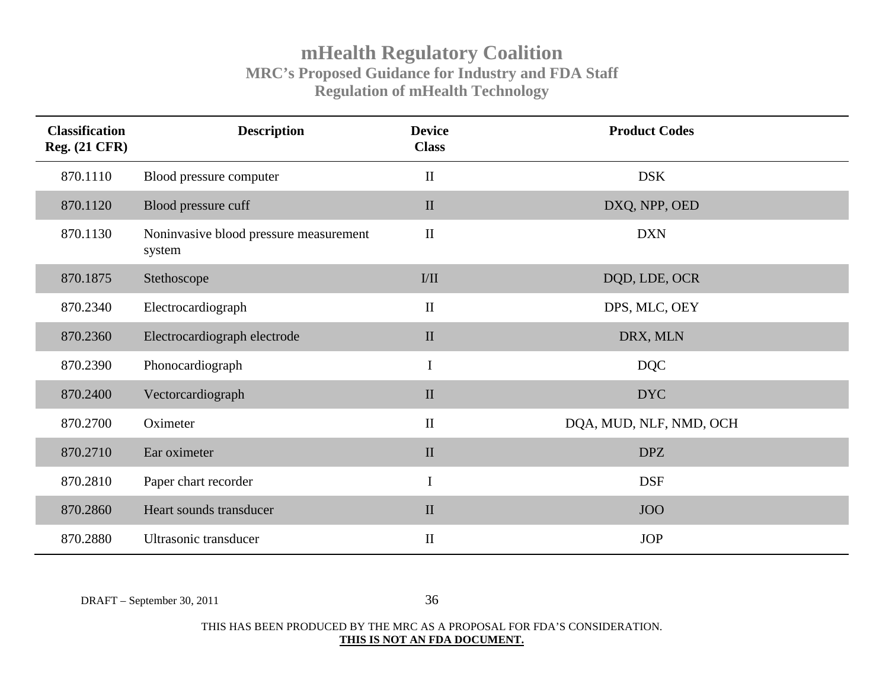| Classification Reg. (21 CFR) | Description | Device Class | Product Codes |
|---|---|---|---|
| 870.1110 | Blood pressure computer | II | DSK |
| 870.1120 | Blood pressure cuff | II | DXQ, NPP, OED |
| 870.1130 | Noninvasive blood pressure measurement system | II | DXN |
| 870.1875 | Stethoscope | I/II | DQD, LDE, OCR |
| 870.2340 | Electrocardiograph | II | DPS, MLC, OEY |
| 870.2360 | Electrocardiograph electrode | II | DRX, MLN |
| 870.2390 | Phonocardiograph | I | DQC |
| 870.2400 | Vectorcardiograph | II | DYC |
| 870.2700 | Oximeter | II | DQA, MUD, NLF, NMD, OCH |
| 870.2710 | Ear oximeter | II | DPZ |
| 870.2810 | Paper chart recorder | I | DSF |
| 870.2860 | Heart sounds transducer | II | JOO |
| 870.2880 | Ultrasonic transducer | II | JOP |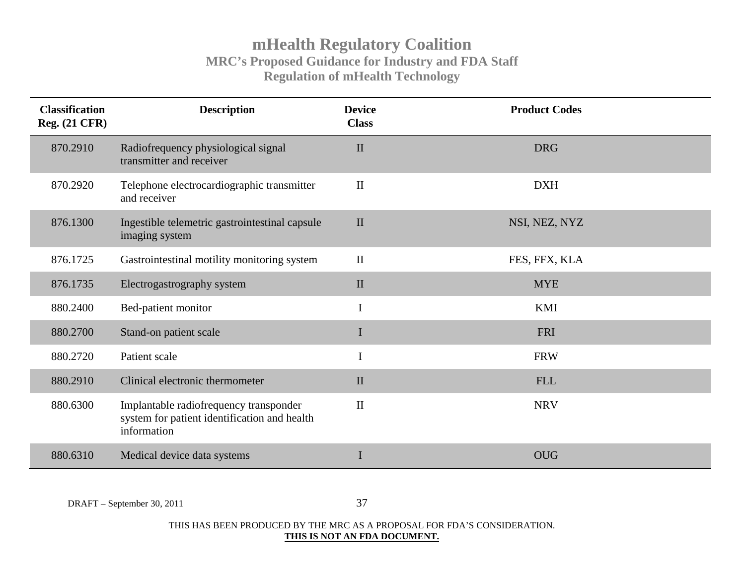| Classification Reg. (21 CFR) | Description | Device Class | Product Codes |
|---|---|---|---|
| 870.2910 | Radiofrequency physiological signal transmitter and receiver | II | DRG |
| 870.2920 | Telephone electrocardiographic transmitter and receiver | II | DXH |
| 876.1300 | Ingestible telemetric gastrointestinal capsule imaging system | II | NSI, NEZ, NYZ |
| 876.1725 | Gastrointestinal motility monitoring system | II | FES, FFX, KLA |
| 876.1735 | Electrogastrography system | II | MYE |
| 880.2400 | Bed-patient monitor | I | KMI |
| 880.2700 | Stand-on patient scale | I | FRI |
| 880.2720 | Patient scale | I | FRW |
| 880.2910 | Clinical electronic thermometer | II | FLL |
| 880.6300 | Implantable radiofrequency transponder system for patient identification and health information | II | NRV |
| 880.6310 | Medical device data systems | I | OUG |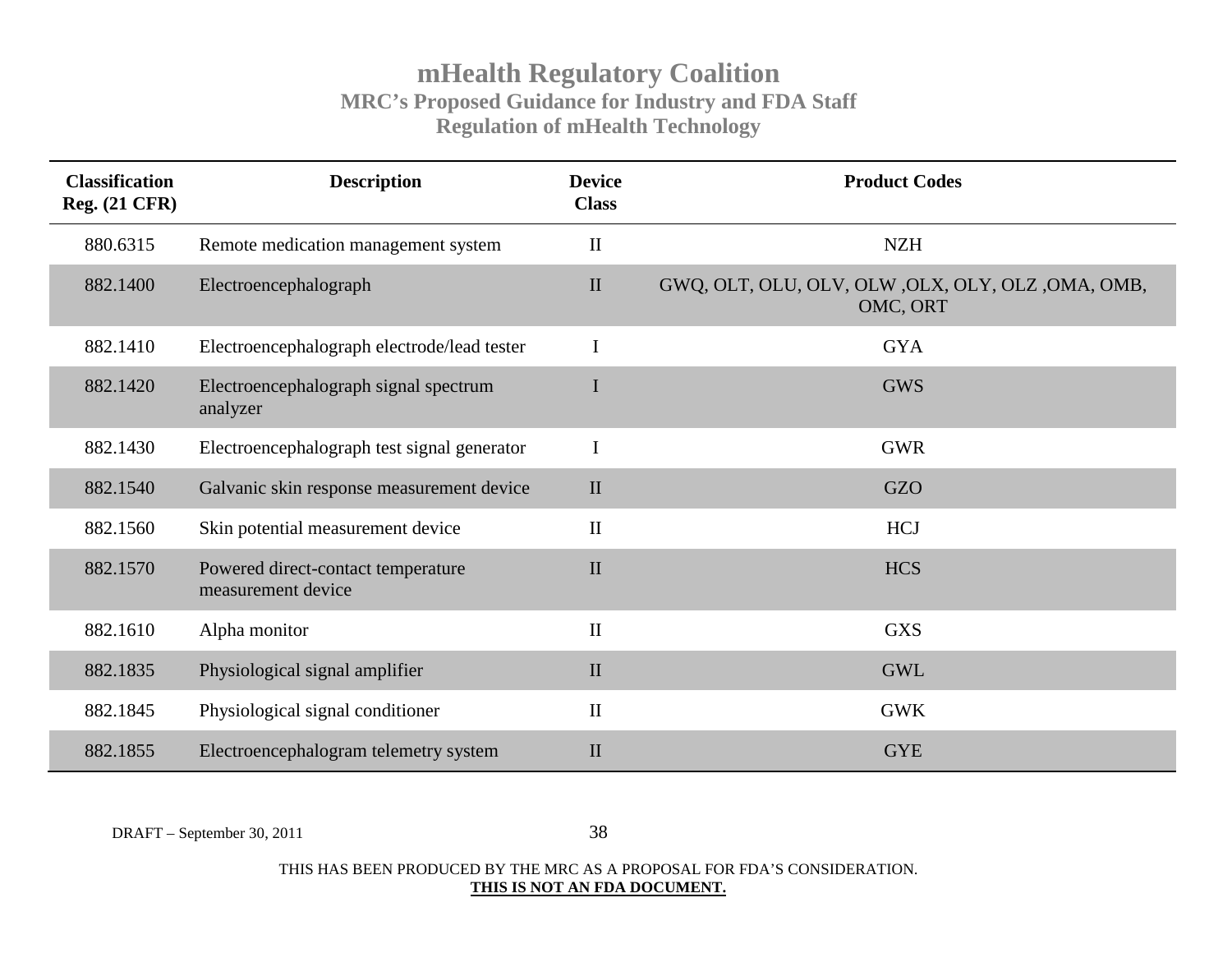| Classification Reg. (21 CFR) | Description | Device Class | Product Codes |
|---|---|---|---|
| 880.6315 | Remote medication management system | II | NZH |
| 882.1400 | Electroencephalograph | II | GWQ, OLT, OLU, OLV, OLW ,OLX, OLY, OLZ ,OMA, OMB, OMC, ORT |
| 882.1410 | Electroencephalograph electrode/lead tester | I | GYA |
| 882.1420 | Electroencephalograph signal spectrum analyzer | I | GWS |
| 882.1430 | Electroencephalograph test signal generator | I | GWR |
| 882.1540 | Galvanic skin response measurement device | II | GZO |
| 882.1560 | Skin potential measurement device | II | HCJ |
| 882.1570 | Powered direct-contact temperature measurement device | II | HCS |
| 882.1610 | Alpha monitor | II | GXS |
| 882.1835 | Physiological signal amplifier | II | GWL |
| 882.1845 | Physiological signal conditioner | II | GWK |
| 882.1855 | Electroencephalogram telemetry system | II | GYE |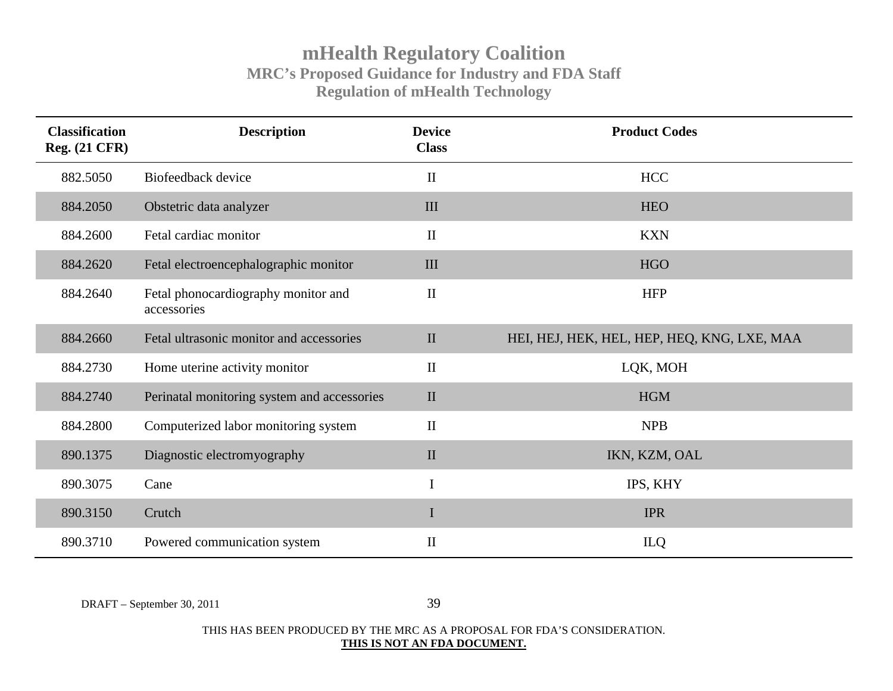| Classification Reg. (21 CFR) | Description | Device Class | Product Codes |
|---|---|---|---|
| 882.5050 | Biofeedback device | II | HCC |
| 884.2050 | Obstetric data analyzer | III | HEO |
| 884.2600 | Fetal cardiac monitor | II | KXN |
| 884.2620 | Fetal electroencephalographic monitor | III | HGO |
| 884.2640 | Fetal phonocardiography monitor and accessories | II | HFP |
| 884.2660 | Fetal ultrasonic monitor and accessories | II | HEI, HEJ, HEK, HEL, HEP, HEQ, KNG, LXE, MAA |
| 884.2730 | Home uterine activity monitor | II | LQK, MOH |
| 884.2740 | Perinatal monitoring system and accessories | II | HGM |
| 884.2800 | Computerized labor monitoring system | II | NPB |
| 890.1375 | Diagnostic electromyography | II | IKN, KZM, OAL |
| 890.3075 | Cane | I | IPS, KHY |
| 890.3150 | Crutch | I | IPR |
| 890.3710 | Powered communication system | II | ILQ |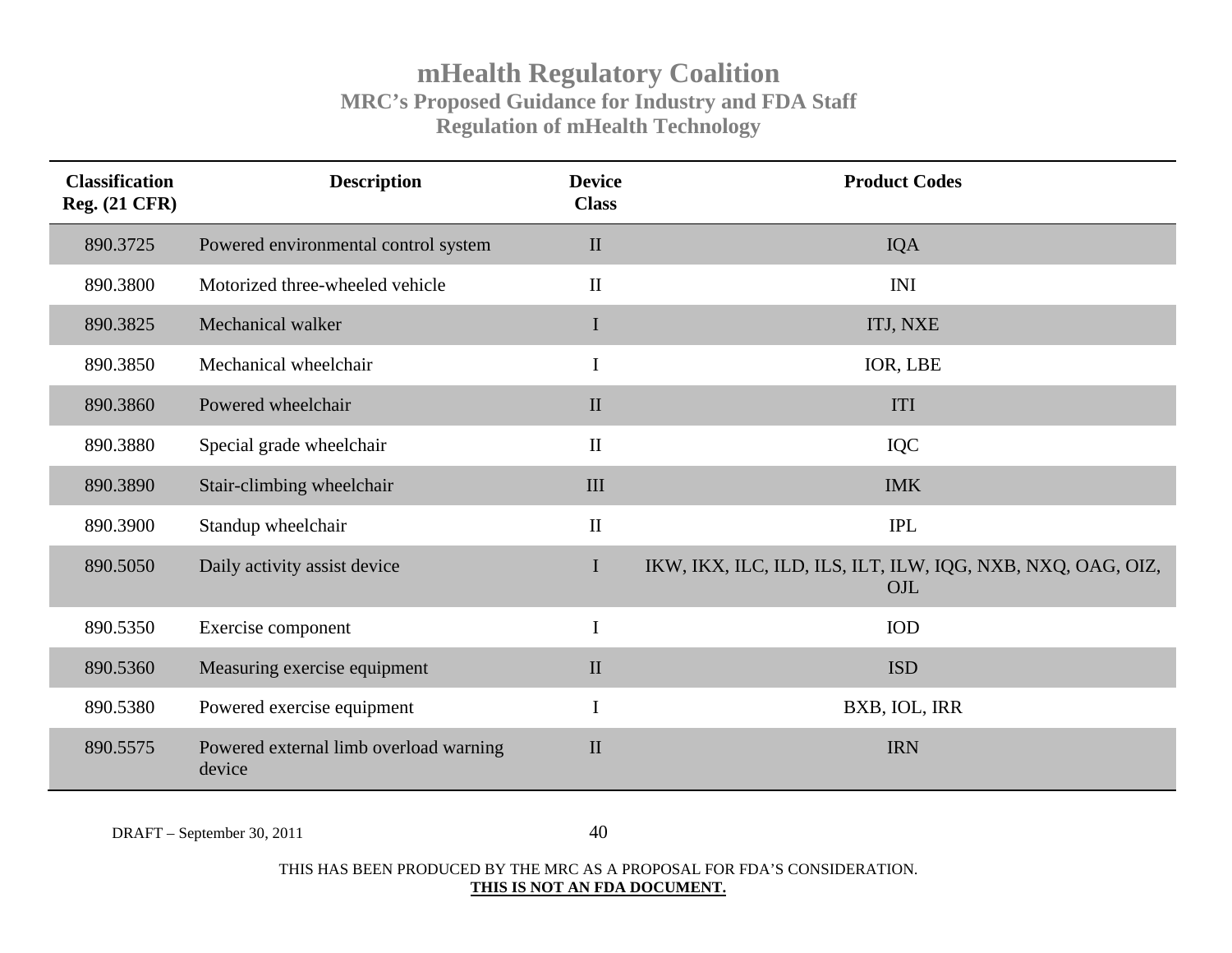| Classification Reg. (21 CFR) | Description | Device Class | Product Codes |
|---|---|---|---|
| 890.3725 | Powered environmental control system | II | IQA |
| 890.3800 | Motorized three-wheeled vehicle | II | INI |
| 890.3825 | Mechanical walker | I | ITJ, NXE |
| 890.3850 | Mechanical wheelchair | I | IOR, LBE |
| 890.3860 | Powered wheelchair | II | ITI |
| 890.3880 | Special grade wheelchair | II | IQC |
| 890.3890 | Stair-climbing wheelchair | III | IMK |
| 890.3900 | Standup wheelchair | II | IPL |
| 890.5050 | Daily activity assist device | I | IKW, IKX, ILC, ILD, ILS, ILT, ILW, IQG, NXB, NXQ, OAG, OIZ, OJL |
| 890.5350 | Exercise component | I | IOD |
| 890.5360 | Measuring exercise equipment | II | ISD |
| 890.5380 | Powered exercise equipment | I | BXB, IOL, IRR |
| 890.5575 | Powered external limb overload warning device | II | IRN |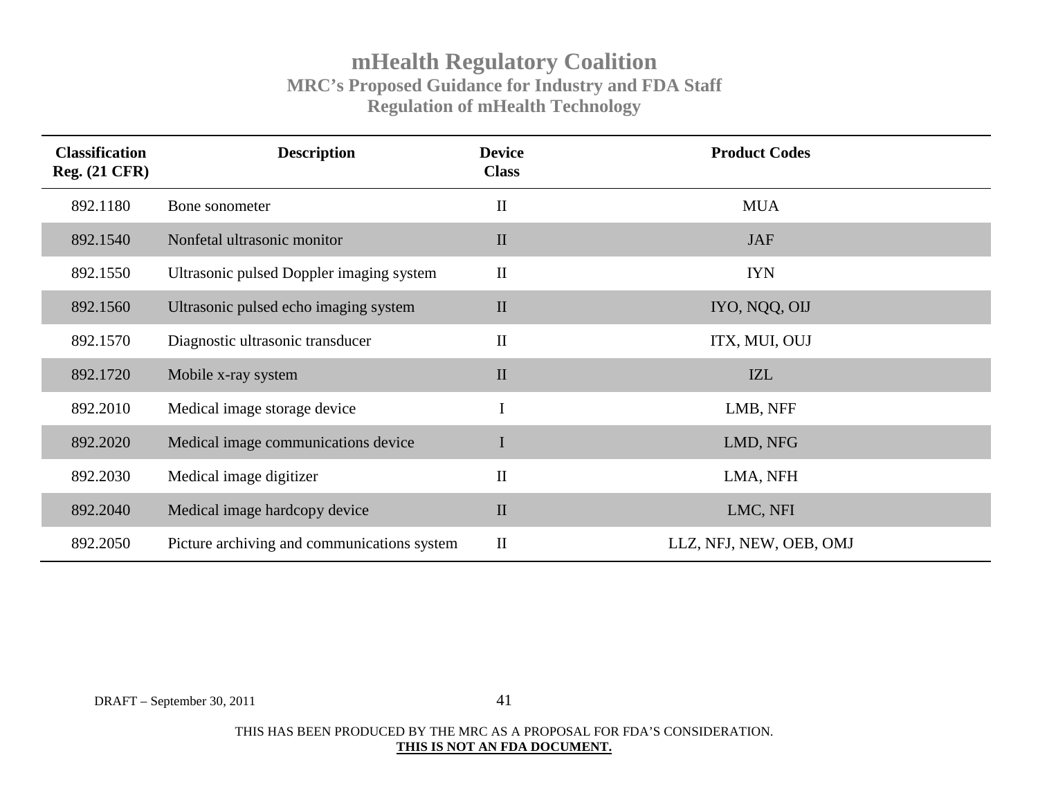| Classification Reg. (21 CFR) | Description | Device Class | Product Codes |
|---|---|---|---|
| 892.1180 | Bone sonometer | II | MUA |
| 892.1540 | Nonfetal ultrasonic monitor | II | JAF |
| 892.1550 | Ultrasonic pulsed Doppler imaging system | II | IYN |
| 892.1560 | Ultrasonic pulsed echo imaging system | II | IYO, NQQ, OIJ |
| 892.1570 | Diagnostic ultrasonic transducer | II | ITX, MUI, OUJ |
| 892.1720 | Mobile x-ray system | II | IZL |
| 892.2010 | Medical image storage device | I | LMB, NFF |
| 892.2020 | Medical image communications device | I | LMD, NFG |
| 892.2030 | Medical image digitizer | II | LMA, NFH |
| 892.2040 | Medical image hardcopy device | II | LMC, NFI |
| 892.2050 | Picture archiving and communications system | II | LLZ, NFJ, NEW, OEB, OMJ |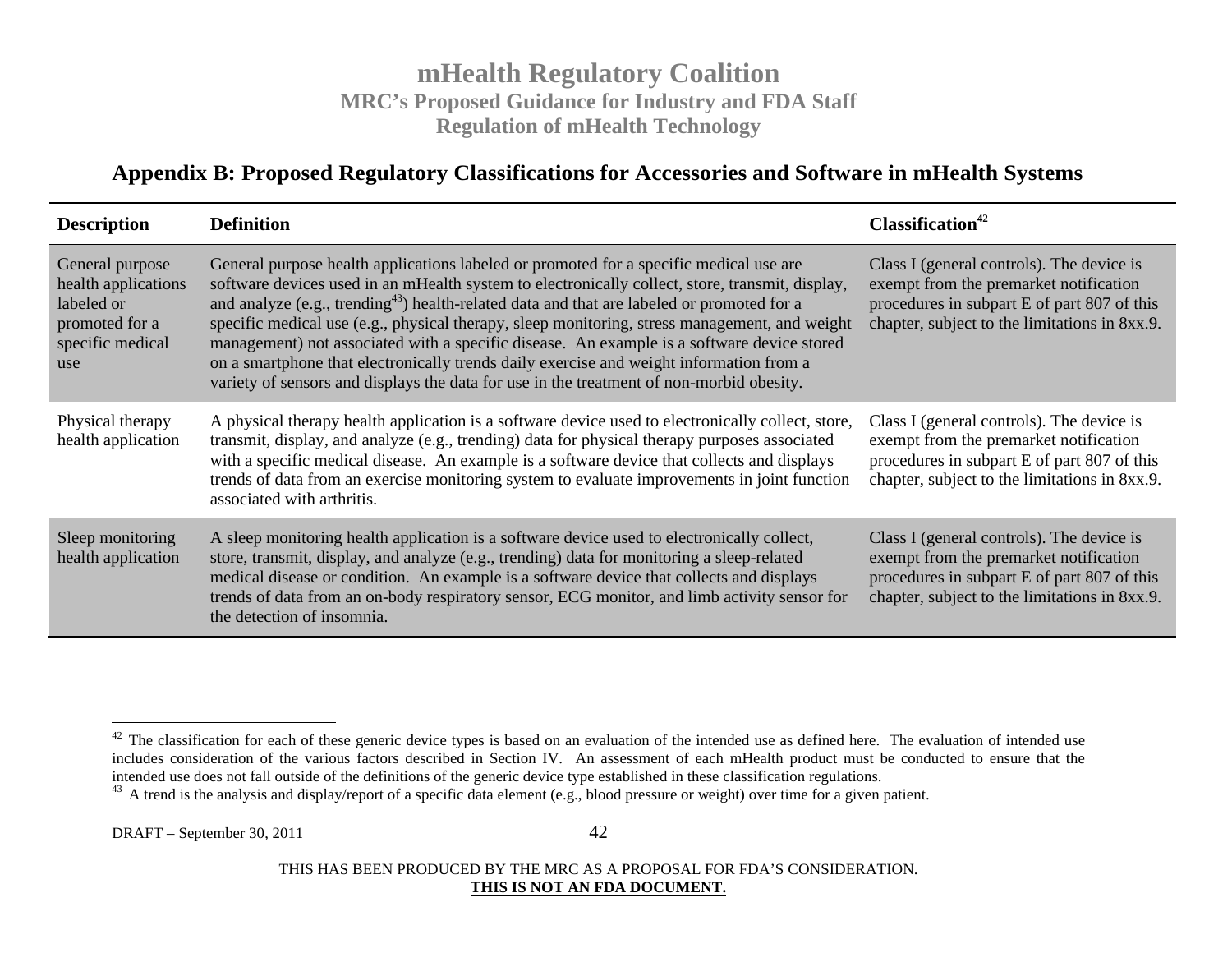## Appendix B: Proposed Regulatory Classifications for Accessories and Software in mHealth Systems

| Description | Definition | Classification[42] |
|---|---|---|
| General purpose health applications labeled or promoted for a specific medical use | General purpose health applications labeled or promoted for a specific medical use are software devices used in an mHealth system to electronically collect, store, transmit, display, and analyze (e.g., trending[43]) health-related data and that are labeled or promoted for a specific medical use (e.g., physical therapy, sleep monitoring, stress management, and weight management) not associated with a specific disease. An example is a software device stored on a smartphone that electronically trends daily exercise and weight information from a variety of sensors and displays the data for use in the treatment of non-morbid obesity. | Class I (general controls). The device is exempt from the premarket notification procedures in subpart E of part 807 of this chapter, subject to the limitations in 8xx.9. |
| Physical therapy health application | A physical therapy health application is a software device used to electronically collect, store, transmit, display, and analyze (e.g., trending) data for physical therapy purposes associated with a specific medical disease. An example is a software device that collects and displays trends of data from an exercise monitoring system to evaluate improvements in joint function associated with arthritis. | Class I (general controls). The device is exempt from the premarket notification procedures in subpart E of part 807 of this chapter, subject to the limitations in 8xx.9. |
| Sleep monitoring health application | A sleep monitoring health application is a software device used to electronically collect, store, transmit, display, and analyze (e.g., trending) data for monitoring a sleep-related medical disease or condition. An example is a software device that collects and displays trends of data from an on-body respiratory sensor, ECG monitor, and limb activity sensor for the detection of insomnia. | Class I (general controls). The device is exempt from the premarket notification procedures in subpart E of part 807 of this chapter, subject to the limitations in 8xx.9. |

---

[42] The classification for each of these generic device types is based on an evaluation of the intended use as defined here. The evaluation of intended use includes consideration of the various factors described in Section IV. An assessment of each mHealth product must be conducted to ensure that the intended use does not fall outside of the definitions of the generic device type established in these classification regulations.

[43] A trend is the analysis and display/report of a specific data element (e.g., blood pressure or weight) over time for a given patient.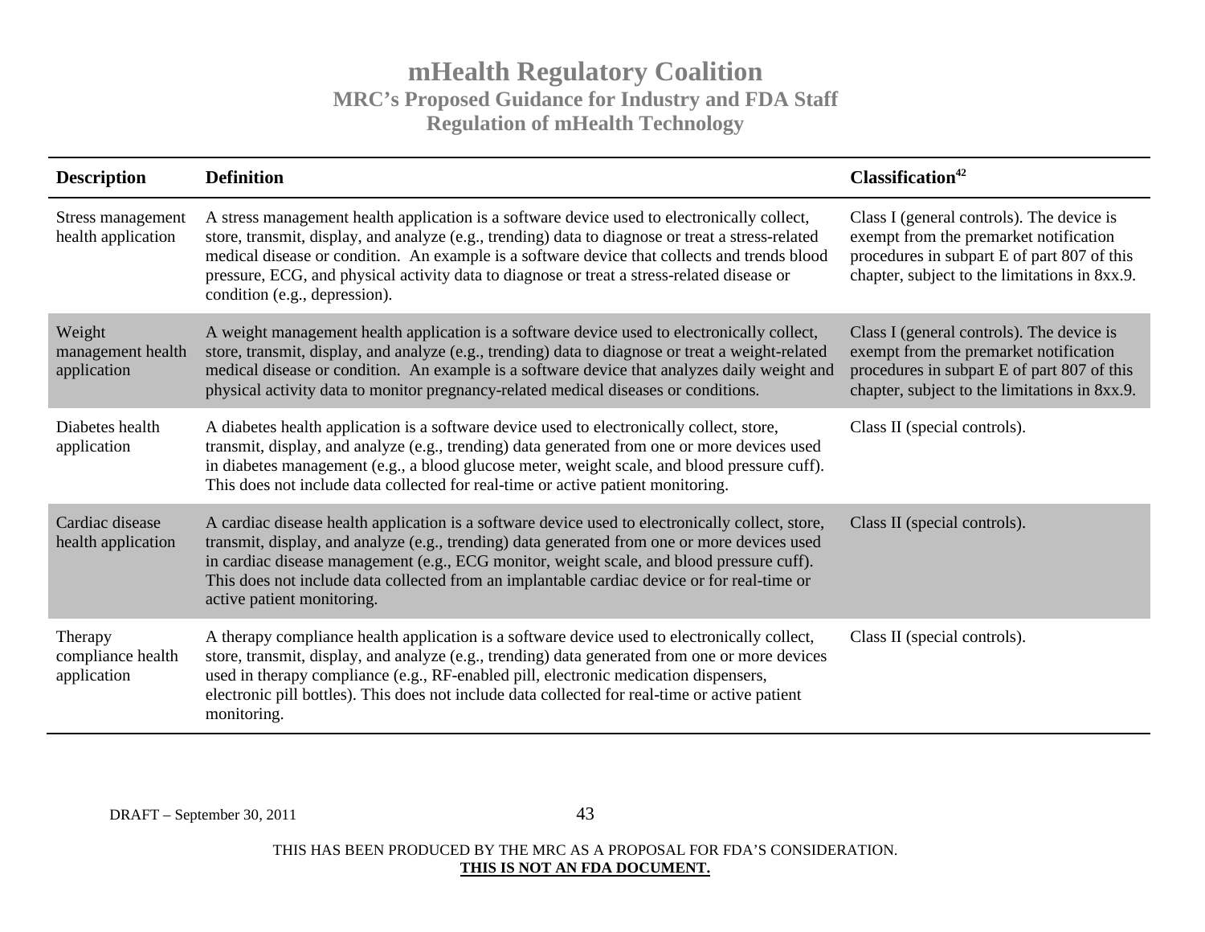| Description | Definition | Classification[42] |
|---|---|---|
| Stress management health application | A stress management health application is a software device used to electronically collect, store, transmit, display, and analyze (e.g., trending) data to diagnose or treat a stress-related medical disease or condition. An example is a software device that collects and trends blood pressure, ECG, and physical activity data to diagnose or treat a stress-related disease or condition (e.g., depression). | Class I (general controls). The device is exempt from the premarket notification procedures in subpart E of part 807 of this chapter, subject to the limitations in 8xx.9. |
| Weight management health application | A weight management health application is a software device used to electronically collect, store, transmit, display, and analyze (e.g., trending) data to diagnose or treat a weight-related medical disease or condition. An example is a software device that analyzes daily weight and physical activity data to monitor pregnancy-related medical diseases or conditions. | Class I (general controls). The device is exempt from the premarket notification procedures in subpart E of part 807 of this chapter, subject to the limitations in 8xx.9. |
| Diabetes health application | A diabetes health application is a software device used to electronically collect, store, transmit, display, and analyze (e.g., trending) data generated from one or more devices used in diabetes management (e.g., a blood glucose meter, weight scale, and blood pressure cuff). This does not include data collected for real-time or active patient monitoring. | Class II (special controls). |
| Cardiac disease health application | A cardiac disease health application is a software device used to electronically collect, store, transmit, display, and analyze (e.g., trending) data generated from one or more devices used in cardiac disease management (e.g., ECG monitor, weight scale, and blood pressure cuff). This does not include data collected from an implantable cardiac device or for real-time or active patient monitoring. | Class II (special controls). |
| Therapy compliance health application | A therapy compliance health application is a software device used to electronically collect, store, transmit, display, and analyze (e.g., trending) data generated from one or more devices used in therapy compliance (e.g., RF-enabled pill, electronic medication dispensers, electronic pill bottles). This does not include data collected for real-time or active patient monitoring. | Class II (special controls). |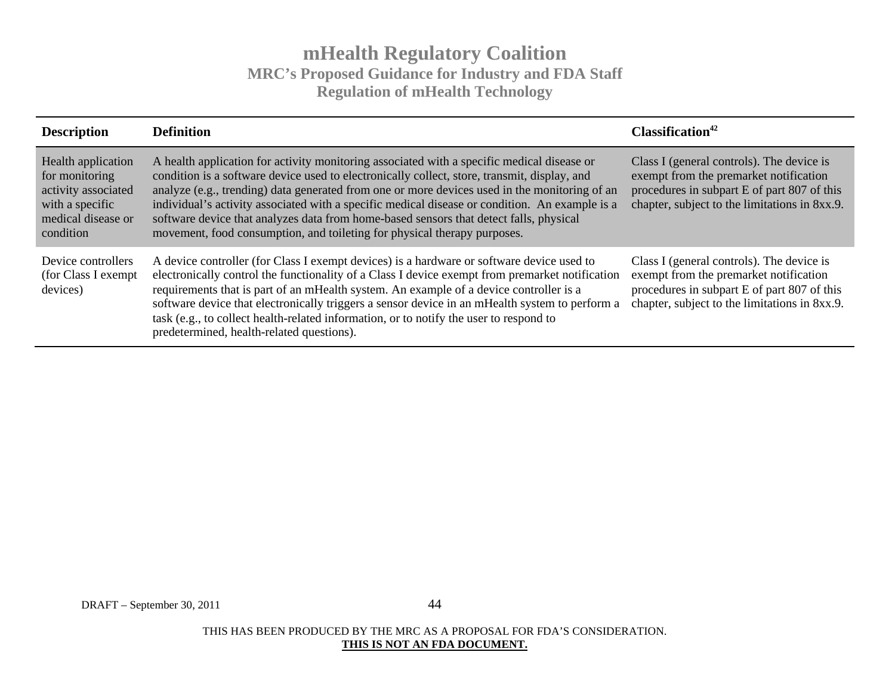| Description | Definition | Classification[42] |
|---|---|---|
| Health application for monitoring activity associated with a specific medical disease or condition | A health application for activity monitoring associated with a specific medical disease or condition is a software device used to electronically collect, store, transmit, display, and analyze (e.g., trending) data generated from one or more devices used in the monitoring of an individual's activity associated with a specific medical disease or condition. An example is a software device that analyzes data from home-based sensors that detect falls, physical movement, food consumption, and toileting for physical therapy purposes. | Class I (general controls). The device is exempt from the premarket notification procedures in subpart E of part 807 of this chapter, subject to the limitations in 8xx.9. |
| Device controllers (for Class I exempt devices) | A device controller (for Class I exempt devices) is a hardware or software device used to electronically control the functionality of a Class I device exempt from premarket notification requirements that is part of an mHealth system. An example of a device controller is a software device that electronically triggers a sensor device in an mHealth system to perform a task (e.g., to collect health-related information, or to notify the user to respond to predetermined, health-related questions). | Class I (general controls). The device is exempt from the premarket notification procedures in subpart E of part 807 of this chapter, subject to the limitations in 8xx.9. |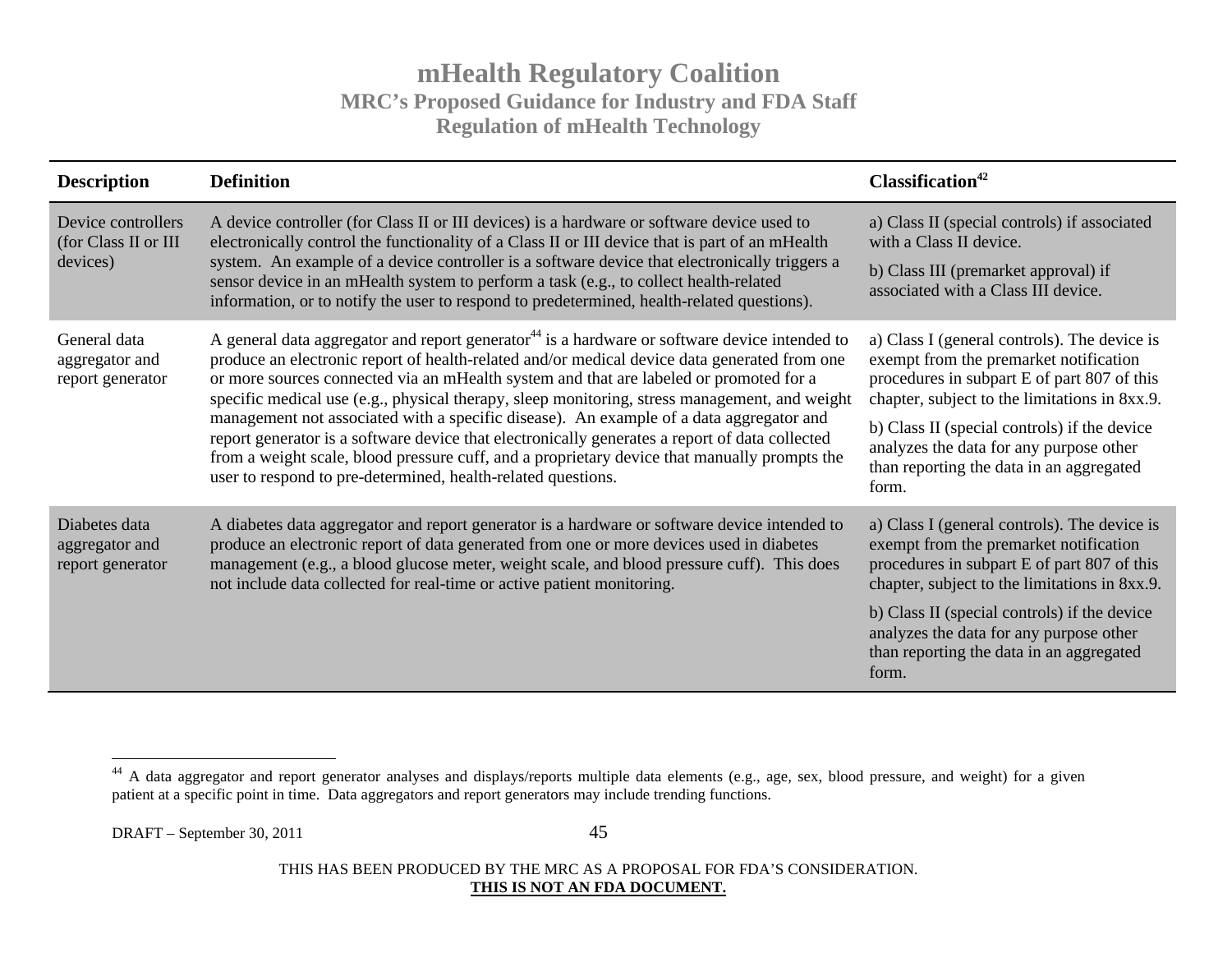| Description | Definition | Classification[42] |
|---|---|---|
| Device controllers (for Class II or III devices) | A device controller (for Class II or III devices) is a hardware or software device used to electronically control the functionality of a Class II or III device that is part of an mHealth system. An example of a device controller is a software device that electronically triggers a sensor device in an mHealth system to perform a task (e.g., to collect health-related information, or to notify the user to respond to predetermined, health-related questions). | a) Class II (special controls) if associated with a Class II device.<br><br>b) Class III (premarket approval) if associated with a Class III device. |
| General data aggregator and report generator | A general data aggregator and report generator[44] is a hardware or software device intended to produce an electronic report of health-related and/or medical device data generated from one or more sources connected via an mHealth system and that are labeled or promoted for a specific medical use (e.g., physical therapy, sleep monitoring, stress management, and weight management not associated with a specific disease). An example of a data aggregator and report generator is a software device that electronically generates a report of data collected from a weight scale, blood pressure cuff, and a proprietary device that manually prompts the user to respond to pre-determined, health-related questions. | a) Class I (general controls). The device is exempt from the premarket notification procedures in subpart E of part 807 of this chapter, subject to the limitations in 8xx.9.<br><br>b) Class II (special controls) if the device analyzes the data for any purpose other than reporting the data in an aggregated form. |
| Diabetes data aggregator and report generator | A diabetes data aggregator and report generator is a hardware or software device intended to produce an electronic report of data generated from one or more devices used in diabetes management (e.g., a blood glucose meter, weight scale, and blood pressure cuff). This does not include data collected for real-time or active patient monitoring. | a) Class I (general controls). The device is exempt from the premarket notification procedures in subpart E of part 807 of this chapter, subject to the limitations in 8xx.9.<br><br>b) Class II (special controls) if the device analyzes the data for any purpose other than reporting the data in an aggregated form. |

[44] A data aggregator and report generator analyses and displays/reports multiple data elements (e.g., age, sex, blood pressure, and weight) for a given patient at a specific point in time. Data aggregators and report generators may include trending functions.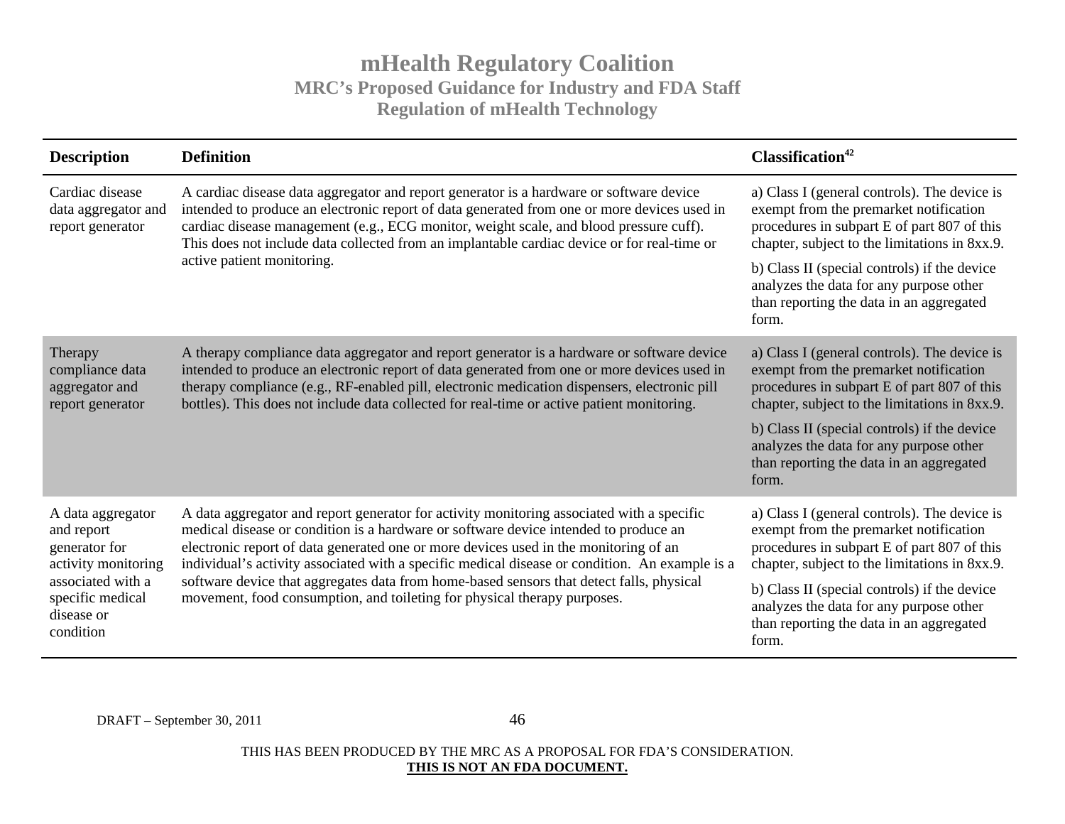| Description | Definition | Classification[42] |
|---|---|---|
| Cardiac disease data aggregator and report generator | A cardiac disease data aggregator and report generator is a hardware or software device intended to produce an electronic report of data generated from one or more devices used in cardiac disease management (e.g., ECG monitor, weight scale, and blood pressure cuff). This does not include data collected from an implantable cardiac device or for real-time or active patient monitoring. | a) Class I (general controls). The device is exempt from the premarket notification procedures in subpart E of part 807 of this chapter, subject to the limitations in 8xx.9.<br><br>b) Class II (special controls) if the device analyzes the data for any purpose other than reporting the data in an aggregated form. |
| Therapy compliance data aggregator and report generator | A therapy compliance data aggregator and report generator is a hardware or software device intended to produce an electronic report of data generated from one or more devices used in therapy compliance (e.g., RF-enabled pill, electronic medication dispensers, electronic pill bottles). This does not include data collected for real-time or active patient monitoring. | a) Class I (general controls). The device is exempt from the premarket notification procedures in subpart E of part 807 of this chapter, subject to the limitations in 8xx.9.<br><br>b) Class II (special controls) if the device analyzes the data for any purpose other than reporting the data in an aggregated form. |
| A data aggregator and report generator for activity monitoring associated with a specific medical disease or condition | A data aggregator and report generator for activity monitoring associated with a specific medical disease or condition is a hardware or software device intended to produce an electronic report of data generated one or more devices used in the monitoring of an individual's activity associated with a specific medical disease or condition. An example is a software device that aggregates data from home-based sensors that detect falls, physical movement, food consumption, and toileting for physical therapy purposes. | a) Class I (general controls). The device is exempt from the premarket notification procedures in subpart E of part 807 of this chapter, subject to the limitations in 8xx.9.<br><br>b) Class II (special controls) if the device analyzes the data for any purpose other than reporting the data in an aggregated form. |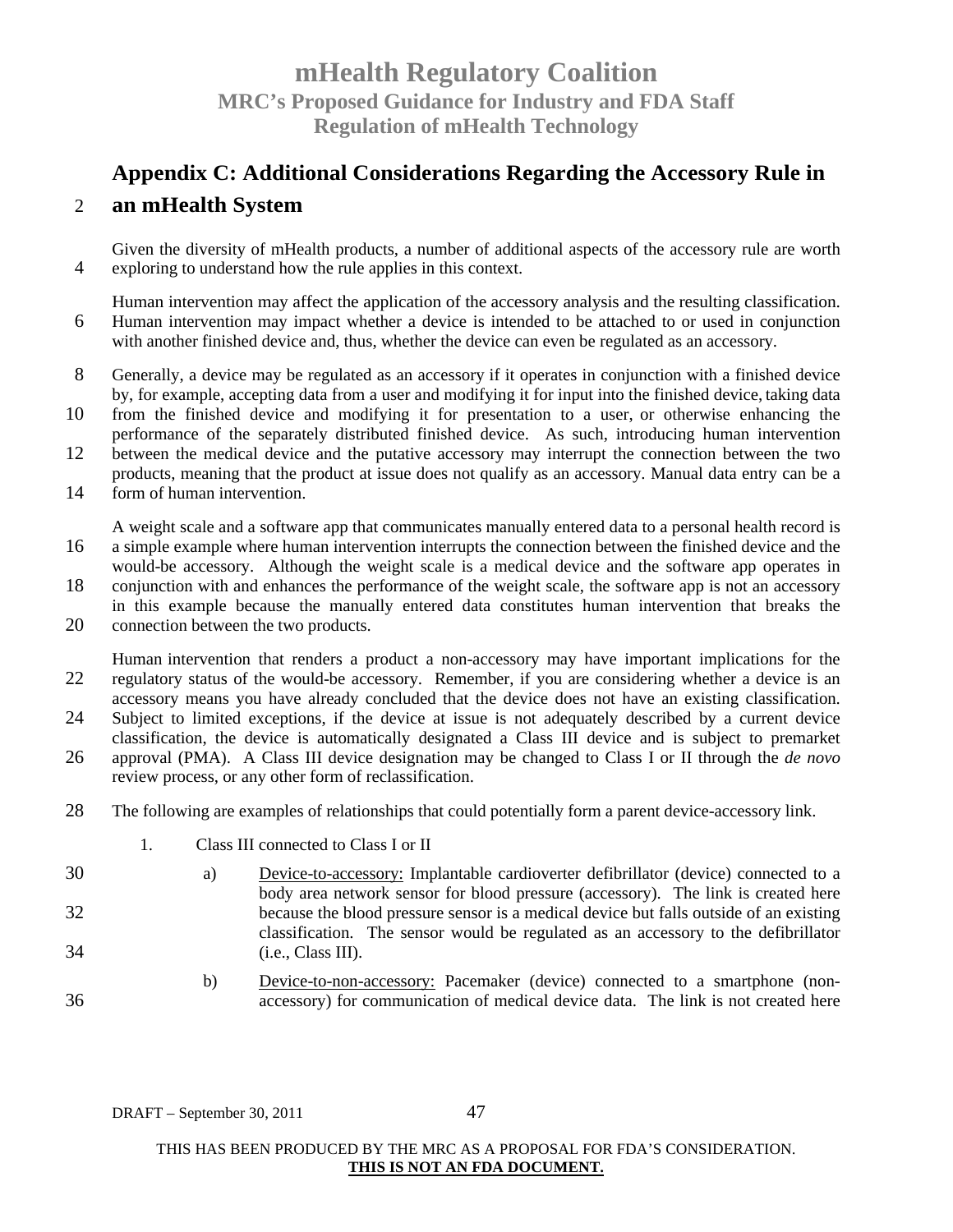## Appendix C: Additional Considerations Regarding the Accessory Rule in an mHealth System

Given the diversity of mHealth products, a number of additional aspects of the accessory rule are worth exploring to understand how the rule applies in this context.

Human intervention may affect the application of the accessory analysis and the resulting classification. Human intervention may impact whether a device is intended to be attached to or used in conjunction with another finished device and, thus, whether the device can even be regulated as an accessory.

Generally, a device may be regulated as an accessory if it operates in conjunction with a finished device by, for example, accepting data from a user and modifying it for input into the finished device, taking data from the finished device and modifying it for presentation to a user, or otherwise enhancing the performance of the separately distributed finished device. As such, introducing human intervention between the medical device and the putative accessory may interrupt the connection between the two products, meaning that the product at issue does not qualify as an accessory. Manual data entry can be a form of human intervention.

A weight scale and a software app that communicates manually entered data to a personal health record is a simple example where human intervention interrupts the connection between the finished device and the would-be accessory. Although the weight scale is a medical device and the software app operates in conjunction with and enhances the performance of the weight scale, the software app is not an accessory in this example because the manually entered data constitutes human intervention that breaks the connection between the two products.

Human intervention that renders a product a non-accessory may have important implications for the regulatory status of the would-be accessory. Remember, if you are considering whether a device is an accessory means you have already concluded that the device does not have an existing classification. Subject to limited exceptions, if the device at issue is not adequately described by a current device classification, the device is automatically designated a Class III device and is subject to premarket approval (PMA). A Class III device designation may be changed to Class I or II through the *de novo* review process, or any other form of reclassification.

The following are examples of relationships that could potentially form a parent device-accessory link.

1. Class III connected to Class I or II

   a) Device-to-accessory: Implantable cardioverter defibrillator (device) connected to a body area network sensor for blood pressure (accessory). The link is created here because the blood pressure sensor is a medical device but falls outside of an existing classification. The sensor would be regulated as an accessory to the defibrillator (i.e., Class III).

   b) Device-to-non-accessory: Pacemaker (device) connected to a smartphone (non-accessory) for communication of medical device data. The link is not created here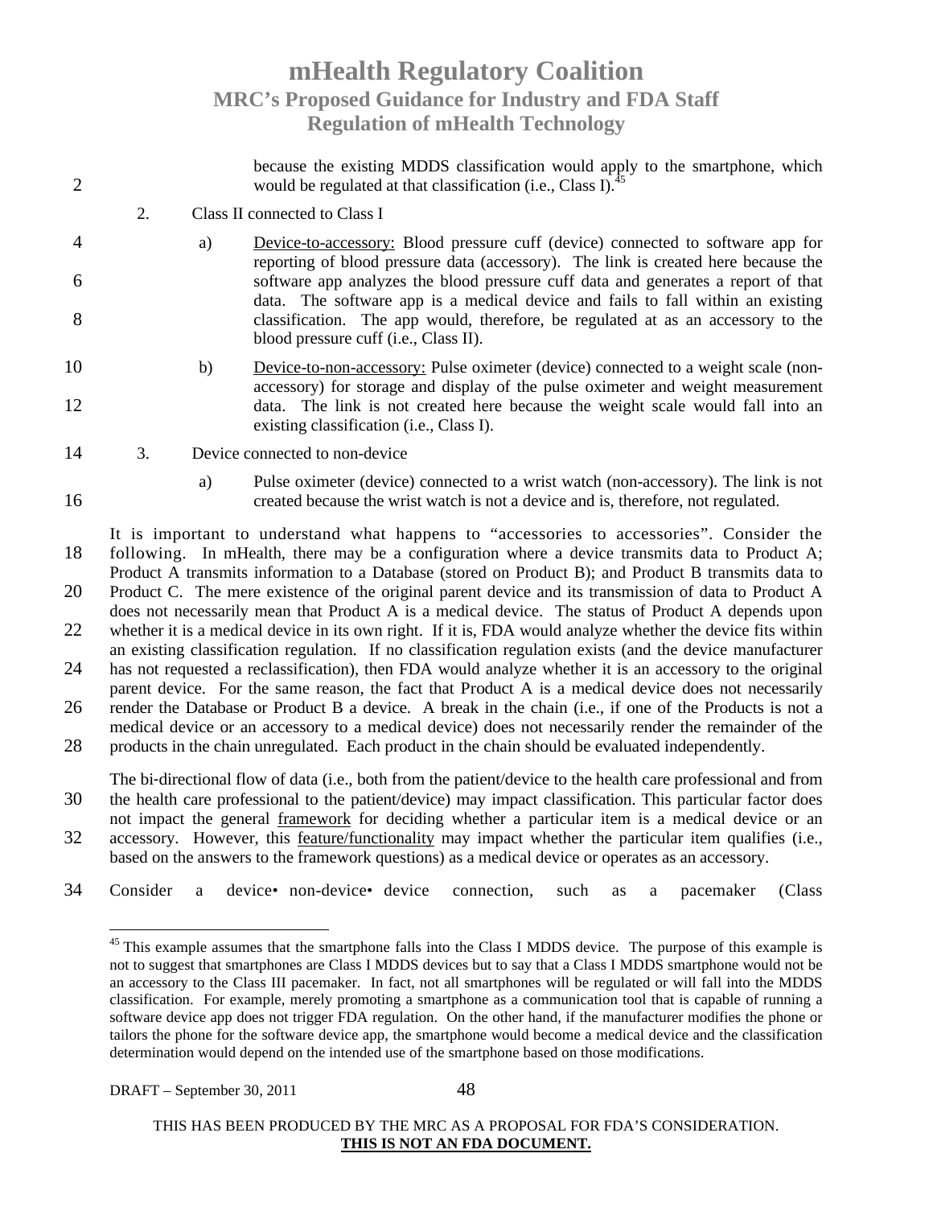because the existing MDDS classification would apply to the smartphone, which would be regulated at that classification (i.e., Class I).[45]

2. Class II connected to Class I

   a) Device-to-accessory: Blood pressure cuff (device) connected to software app for reporting of blood pressure data (accessory). The link is created here because the software app analyzes the blood pressure cuff data and generates a report of that data. The software app is a medical device and fails to fall within an existing classification. The app would, therefore, be regulated at as an accessory to the blood pressure cuff (i.e., Class II).

   b) Device-to-non-accessory: Pulse oximeter (device) connected to a weight scale (non-accessory) for storage and display of the pulse oximeter and weight measurement data. The link is not created here because the weight scale would fall into an existing classification (i.e., Class I).

3. Device connected to non-device

   a) Pulse oximeter (device) connected to a wrist watch (non-accessory). The link is not created because the wrist watch is not a device and is, therefore, not regulated.

It is important to understand what happens to "accessories to accessories". Consider the following. In mHealth, there may be a configuration where a device transmits data to Product A; Product A transmits information to a Database (stored on Product B); and Product B transmits data to Product C. The mere existence of the original parent device and its transmission of data to Product A does not necessarily mean that Product A is a medical device. The status of Product A depends upon whether it is a medical device in its own right. If it is, FDA would analyze whether the device fits within an existing classification regulation. If no classification regulation exists (and the device manufacturer has not requested a reclassification), then FDA would analyze whether it is an accessory to the original parent device. For the same reason, the fact that Product A is a medical device does not necessarily render the Database or Product B a device. A break in the chain (i.e., if one of the Products is not a medical device or an accessory to a medical device) does not necessarily render the remainder of the products in the chain unregulated. Each product in the chain should be evaluated independently.

The bi-directional flow of data (i.e., both from the patient/device to the health care professional and from the health care professional to the patient/device) may impact classification. This particular factor does not impact the general framework for deciding whether a particular item is a medical device or an accessory. However, this feature/functionality may impact whether the particular item qualifies (i.e., based on the answers to the framework questions) as a medical device or operates as an accessory.

Consider a device• non-device• device connection, such as a pacemaker (Class

---

[45] This example assumes that the smartphone falls into the Class I MDDS device. The purpose of this example is not to suggest that smartphones are Class I MDDS devices but to say that a Class I MDDS smartphone would not be an accessory to the Class III pacemaker. In fact, not all smartphones will be regulated or will fall into the MDDS classification. For example, merely promoting a smartphone as a communication tool that is capable of running a software device app does not trigger FDA regulation. On the other hand, if the manufacturer modifies the phone or tailors the phone for the software device app, the smartphone would become a medical device and the classification determination would depend on the intended use of the smartphone based on those modifications.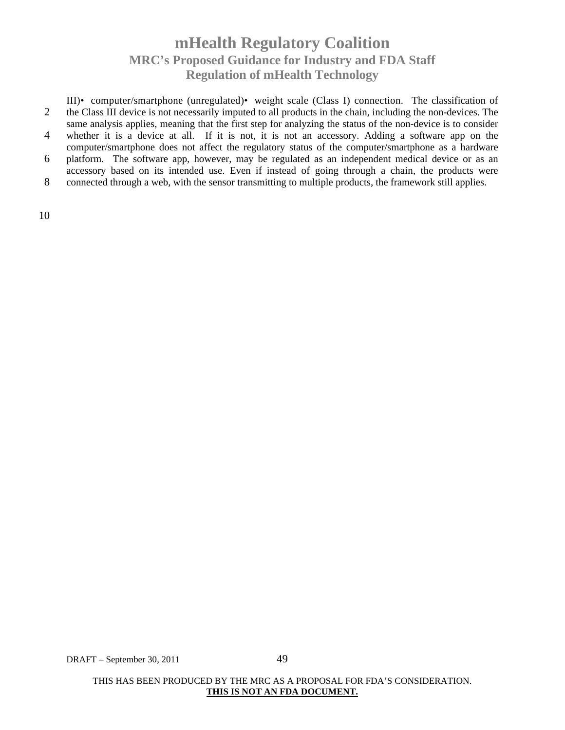III)• computer/smartphone (unregulated)• weight scale (Class I) connection. The classification of the Class III device is not necessarily imputed to all products in the chain, including the non-devices. The same analysis applies, meaning that the first step for analyzing the status of the non-device is to consider whether it is a device at all. If it is not, it is not an accessory. Adding a software app on the computer/smartphone does not affect the regulatory status of the computer/smartphone as a hardware platform. The software app, however, may be regulated as an independent medical device or as an accessory based on its intended use. Even if instead of going through a chain, the products were connected through a web, with the sensor transmitting to multiple products, the framework still applies.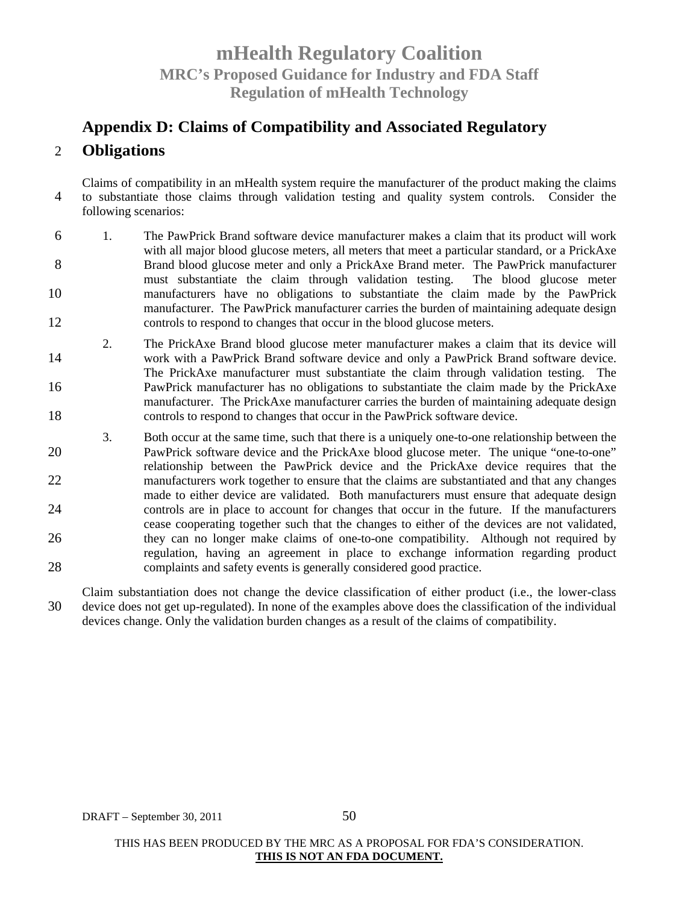## Appendix D: Claims of Compatibility and Associated Regulatory Obligations

Claims of compatibility in an mHealth system require the manufacturer of the product making the claims to substantiate those claims through validation testing and quality system controls. Consider the following scenarios:

1. The PawPrick Brand software device manufacturer makes a claim that its product will work with all major blood glucose meters, all meters that meet a particular standard, or a PrickAxe Brand blood glucose meter and only a PrickAxe Brand meter. The PawPrick manufacturer must substantiate the claim through validation testing. The blood glucose meter manufacturers have no obligations to substantiate the claim made by the PawPrick manufacturer. The PawPrick manufacturer carries the burden of maintaining adequate design controls to respond to changes that occur in the blood glucose meters.

2. The PrickAxe Brand blood glucose meter manufacturer makes a claim that its device will work with a PawPrick Brand software device and only a PawPrick Brand software device. The PrickAxe manufacturer must substantiate the claim through validation testing. The PawPrick manufacturer has no obligations to substantiate the claim made by the PrickAxe manufacturer. The PrickAxe manufacturer carries the burden of maintaining adequate design controls to respond to changes that occur in the PawPrick software device.

3. Both occur at the same time, such that there is a uniquely one-to-one relationship between the PawPrick software device and the PrickAxe blood glucose meter. The unique "one-to-one" relationship between the PawPrick device and the PrickAxe device requires that the manufacturers work together to ensure that the claims are substantiated and that any changes made to either device are validated. Both manufacturers must ensure that adequate design controls are in place to account for changes that occur in the future. If the manufacturers cease cooperating together such that the changes to either of the devices are not validated, they can no longer make claims of one-to-one compatibility. Although not required by regulation, having an agreement in place to exchange information regarding product complaints and safety events is generally considered good practice.

Claim substantiation does not change the device classification of either product (i.e., the lower-class device does not get up-regulated). In none of the examples above does the classification of the individual devices change. Only the validation burden changes as a result of the claims of compatibility.